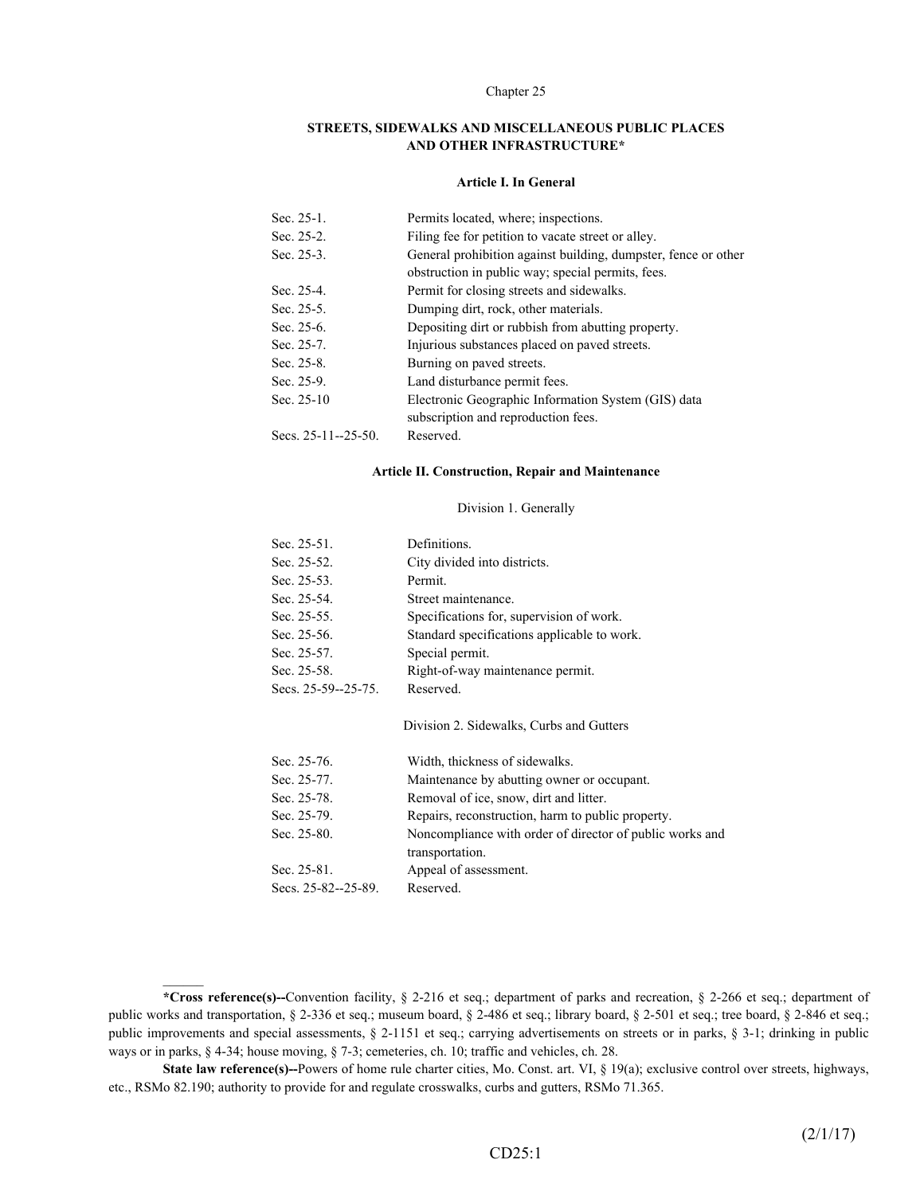Chapter 25

# STREETS, SIDEWALKS AND MISCELLANEOUS PUBLIC PLACES AND OTHER INFRASTRUCTURE*

## Article I. In General

| | |
|---|---|
| Sec. 25-1. | Permits located, where; inspections. |
| Sec. 25-2. | Filing fee for petition to vacate street or alley. |
| Sec. 25-3. | General prohibition against building, dumpster, fence or other obstruction in public way; special permits, fees. |
| Sec. 25-4. | Permit for closing streets and sidewalks. |
| Sec. 25-5. | Dumping dirt, rock, other materials. |
| Sec. 25-6. | Depositing dirt or rubbish from abutting property. |
| Sec. 25-7. | Injurious substances placed on paved streets. |
| Sec. 25-8. | Burning on paved streets. |
| Sec. 25-9. | Land disturbance permit fees. |
| Sec. 25-10 | Electronic Geographic Information System (GIS) data subscription and reproduction fees. |
| Secs. 25-11--25-50. | Reserved. |

## Article II. Construction, Repair and Maintenance

### Division 1. Generally

| | |
|---|---|
| Sec. 25-51. | Definitions. |
| Sec. 25-52. | City divided into districts. |
| Sec. 25-53. | Permit. |
| Sec. 25-54. | Street maintenance. |
| Sec. 25-55. | Specifications for, supervision of work. |
| Sec. 25-56. | Standard specifications applicable to work. |
| Sec. 25-57. | Special permit. |
| Sec. 25-58. | Right-of-way maintenance permit. |
| Secs. 25-59--25-75. | Reserved. |

### Division 2. Sidewalks, Curbs and Gutters

| | |
|---|---|
| Sec. 25-76. | Width, thickness of sidewalks. |
| Sec. 25-77. | Maintenance by abutting owner or occupant. |
| Sec. 25-78. | Removal of ice, snow, dirt and litter. |
| Sec. 25-79. | Repairs, reconstruction, harm to public property. |
| Sec. 25-80. | Noncompliance with order of director of public works and transportation. |
| Sec. 25-81. | Appeal of assessment. |
| Secs. 25-82--25-89. | Reserved. |

---

**\*Cross reference(s)--**Convention facility, § 2-216 et seq.; department of parks and recreation, § 2-266 et seq.; department of public works and transportation, § 2-336 et seq.; museum board, § 2-486 et seq.; library board, § 2-501 et seq.; tree board, § 2-846 et seq.; public improvements and special assessments, § 2-1151 et seq.; carrying advertisements on streets or in parks, § 3-1; drinking in public ways or in parks, § 4-34; house moving, § 7-3; cemeteries, ch. 10; traffic and vehicles, ch. 28.

**State law reference(s)--**Powers of home rule charter cities, Mo. Const. art. VI, § 19(a); exclusive control over streets, highways, etc., RSMo 82.190; authority to provide for and regulate crosswalks, curbs and gutters, RSMo 71.365.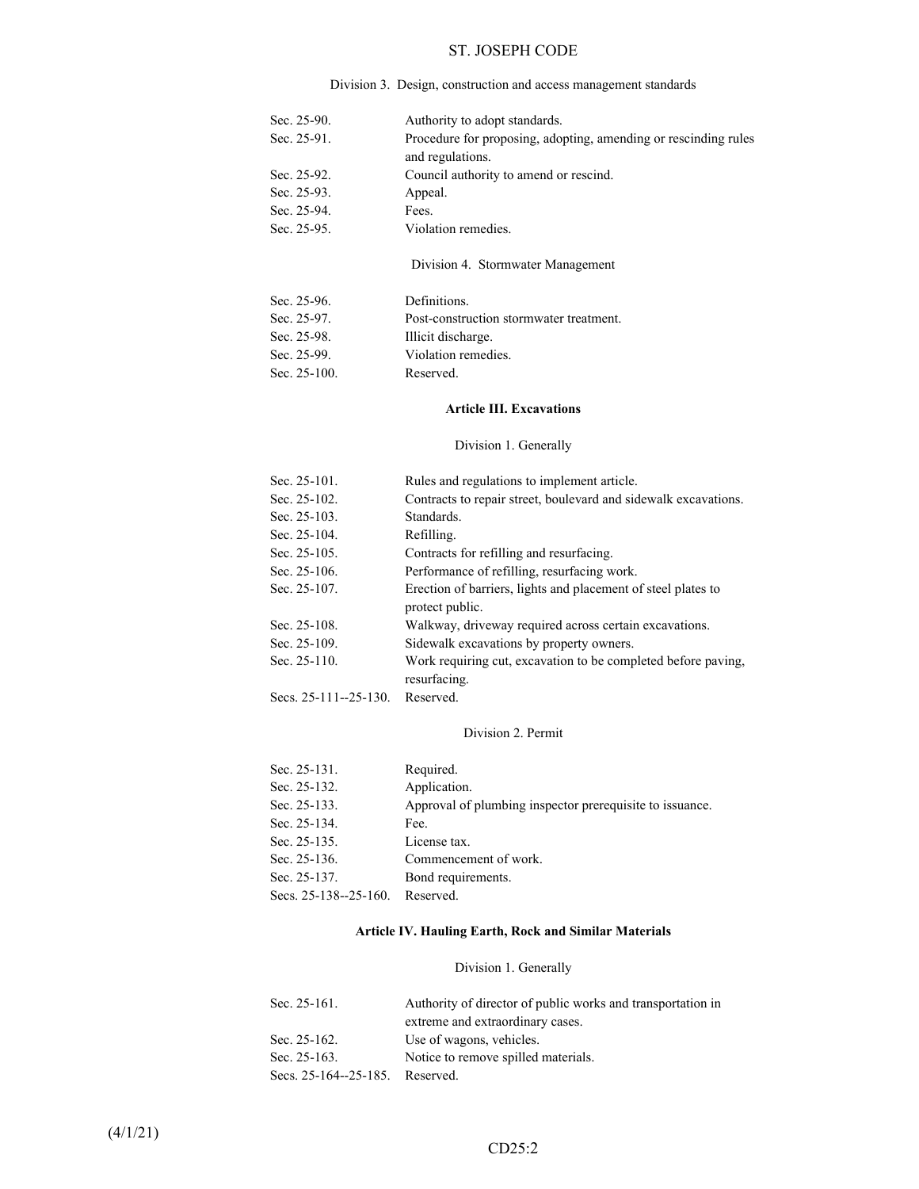Division 3. Design, construction and access management standards

| | |
|---|---|
| Sec. 25-90. | Authority to adopt standards. |
| Sec. 25-91. | Procedure for proposing, adopting, amending or rescinding rules and regulations. |
| Sec. 25-92. | Council authority to amend or rescind. |
| Sec. 25-93. | Appeal. |
| Sec. 25-94. | Fees. |
| Sec. 25-95. | Violation remedies. |

Division 4. Stormwater Management

| | |
|---|---|
| Sec. 25-96. | Definitions. |
| Sec. 25-97. | Post-construction stormwater treatment. |
| Sec. 25-98. | Illicit discharge. |
| Sec. 25-99. | Violation remedies. |
| Sec. 25-100. | Reserved. |

**Article III. Excavations**

Division 1. Generally

| | |
|---|---|
| Sec. 25-101. | Rules and regulations to implement article. |
| Sec. 25-102. | Contracts to repair street, boulevard and sidewalk excavations. |
| Sec. 25-103. | Standards. |
| Sec. 25-104. | Refilling. |
| Sec. 25-105. | Contracts for refilling and resurfacing. |
| Sec. 25-106. | Performance of refilling, resurfacing work. |
| Sec. 25-107. | Erection of barriers, lights and placement of steel plates to protect public. |
| Sec. 25-108. | Walkway, driveway required across certain excavations. |
| Sec. 25-109. | Sidewalk excavations by property owners. |
| Sec. 25-110. | Work requiring cut, excavation to be completed before paving, resurfacing. |
| Secs. 25-111--25-130. | Reserved. |

Division 2. Permit

| | |
|---|---|
| Sec. 25-131. | Required. |
| Sec. 25-132. | Application. |
| Sec. 25-133. | Approval of plumbing inspector prerequisite to issuance. |
| Sec. 25-134. | Fee. |
| Sec. 25-135. | License tax. |
| Sec. 25-136. | Commencement of work. |
| Sec. 25-137. | Bond requirements. |
| Secs. 25-138--25-160. | Reserved. |

**Article IV. Hauling Earth, Rock and Similar Materials**

Division 1. Generally

| | |
|---|---|
| Sec. 25-161. | Authority of director of public works and transportation in extreme and extraordinary cases. |
| Sec. 25-162. | Use of wagons, vehicles. |
| Sec. 25-163. | Notice to remove spilled materials. |
| Secs. 25-164--25-185. | Reserved. |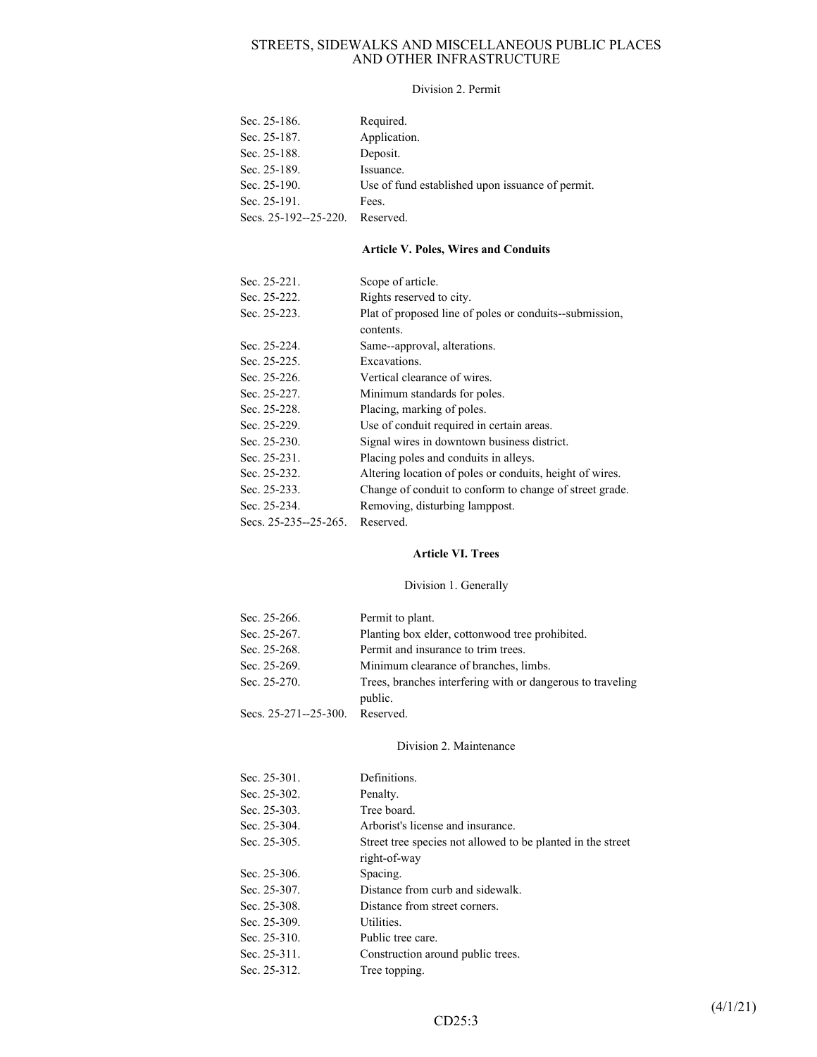Division 2. Permit

| | |
|---|---|
| Sec. 25-186. | Required. |
| Sec. 25-187. | Application. |
| Sec. 25-188. | Deposit. |
| Sec. 25-189. | Issuance. |
| Sec. 25-190. | Use of fund established upon issuance of permit. |
| Sec. 25-191. | Fees. |
| Secs. 25-192--25-220. | Reserved. |

**Article V. Poles, Wires and Conduits**

| | |
|---|---|
| Sec. 25-221. | Scope of article. |
| Sec. 25-222. | Rights reserved to city. |
| Sec. 25-223. | Plat of proposed line of poles or conduits--submission, contents. |
| Sec. 25-224. | Same--approval, alterations. |
| Sec. 25-225. | Excavations. |
| Sec. 25-226. | Vertical clearance of wires. |
| Sec. 25-227. | Minimum standards for poles. |
| Sec. 25-228. | Placing, marking of poles. |
| Sec. 25-229. | Use of conduit required in certain areas. |
| Sec. 25-230. | Signal wires in downtown business district. |
| Sec. 25-231. | Placing poles and conduits in alleys. |
| Sec. 25-232. | Altering location of poles or conduits, height of wires. |
| Sec. 25-233. | Change of conduit to conform to change of street grade. |
| Sec. 25-234. | Removing, disturbing lamppost. |
| Secs. 25-235--25-265. | Reserved. |

**Article VI. Trees**

Division 1. Generally

| | |
|---|---|
| Sec. 25-266. | Permit to plant. |
| Sec. 25-267. | Planting box elder, cottonwood tree prohibited. |
| Sec. 25-268. | Permit and insurance to trim trees. |
| Sec. 25-269. | Minimum clearance of branches, limbs. |
| Sec. 25-270. | Trees, branches interfering with or dangerous to traveling public. |
| Secs. 25-271--25-300. | Reserved. |

Division 2. Maintenance

| | |
|---|---|
| Sec. 25-301. | Definitions. |
| Sec. 25-302. | Penalty. |
| Sec. 25-303. | Tree board. |
| Sec. 25-304. | Arborist's license and insurance. |
| Sec. 25-305. | Street tree species not allowed to be planted in the street right-of-way |
| Sec. 25-306. | Spacing. |
| Sec. 25-307. | Distance from curb and sidewalk. |
| Sec. 25-308. | Distance from street corners. |
| Sec. 25-309. | Utilities. |
| Sec. 25-310. | Public tree care. |
| Sec. 25-311. | Construction around public trees. |
| Sec. 25-312. | Tree topping. |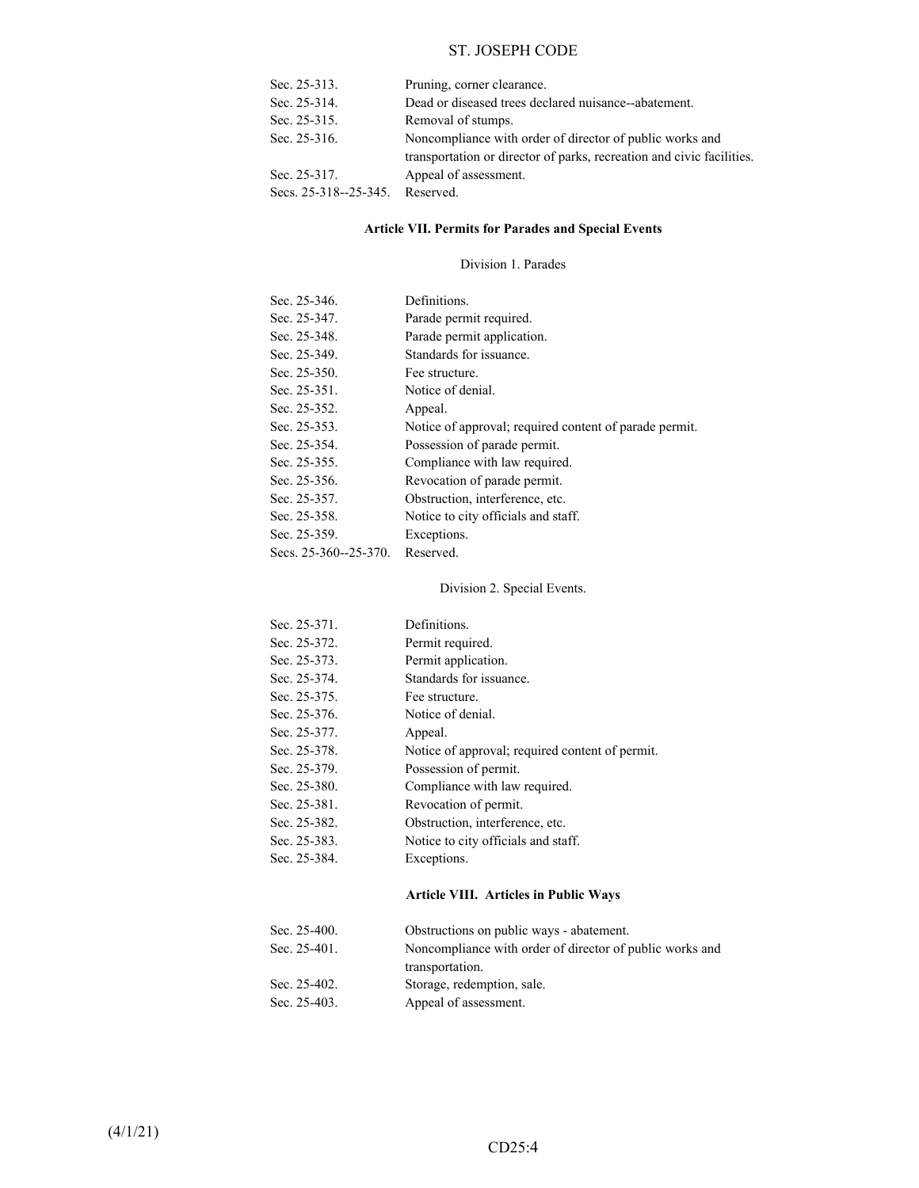| | |
|---|---|
| Sec. 25-313. | Pruning, corner clearance. |
| Sec. 25-314. | Dead or diseased trees declared nuisance--abatement. |
| Sec. 25-315. | Removal of stumps. |
| Sec. 25-316. | Noncompliance with order of director of public works and transportation or director of parks, recreation and civic facilities. |
| Sec. 25-317. | Appeal of assessment. |
| Secs. 25-318--25-345. | Reserved. |

**Article VII. Permits for Parades and Special Events**

Division 1. Parades

| | |
|---|---|
| Sec. 25-346. | Definitions. |
| Sec. 25-347. | Parade permit required. |
| Sec. 25-348. | Parade permit application. |
| Sec. 25-349. | Standards for issuance. |
| Sec. 25-350. | Fee structure. |
| Sec. 25-351. | Notice of denial. |
| Sec. 25-352. | Appeal. |
| Sec. 25-353. | Notice of approval; required content of parade permit. |
| Sec. 25-354. | Possession of parade permit. |
| Sec. 25-355. | Compliance with law required. |
| Sec. 25-356. | Revocation of parade permit. |
| Sec. 25-357. | Obstruction, interference, etc. |
| Sec. 25-358. | Notice to city officials and staff. |
| Sec. 25-359. | Exceptions. |
| Secs. 25-360--25-370. | Reserved. |

Division 2. Special Events.

| | |
|---|---|
| Sec. 25-371. | Definitions. |
| Sec. 25-372. | Permit required. |
| Sec. 25-373. | Permit application. |
| Sec. 25-374. | Standards for issuance. |
| Sec. 25-375. | Fee structure. |
| Sec. 25-376. | Notice of denial. |
| Sec. 25-377. | Appeal. |
| Sec. 25-378. | Notice of approval; required content of permit. |
| Sec. 25-379. | Possession of permit. |
| Sec. 25-380. | Compliance with law required. |
| Sec. 25-381. | Revocation of permit. |
| Sec. 25-382. | Obstruction, interference, etc. |
| Sec. 25-383. | Notice to city officials and staff. |
| Sec. 25-384. | Exceptions. |

**Article VIII. Articles in Public Ways**

| | |
|---|---|
| Sec. 25-400. | Obstructions on public ways - abatement. |
| Sec. 25-401. | Noncompliance with order of director of public works and transportation. |
| Sec. 25-402. | Storage, redemption, sale. |
| Sec. 25-403. | Appeal of assessment. |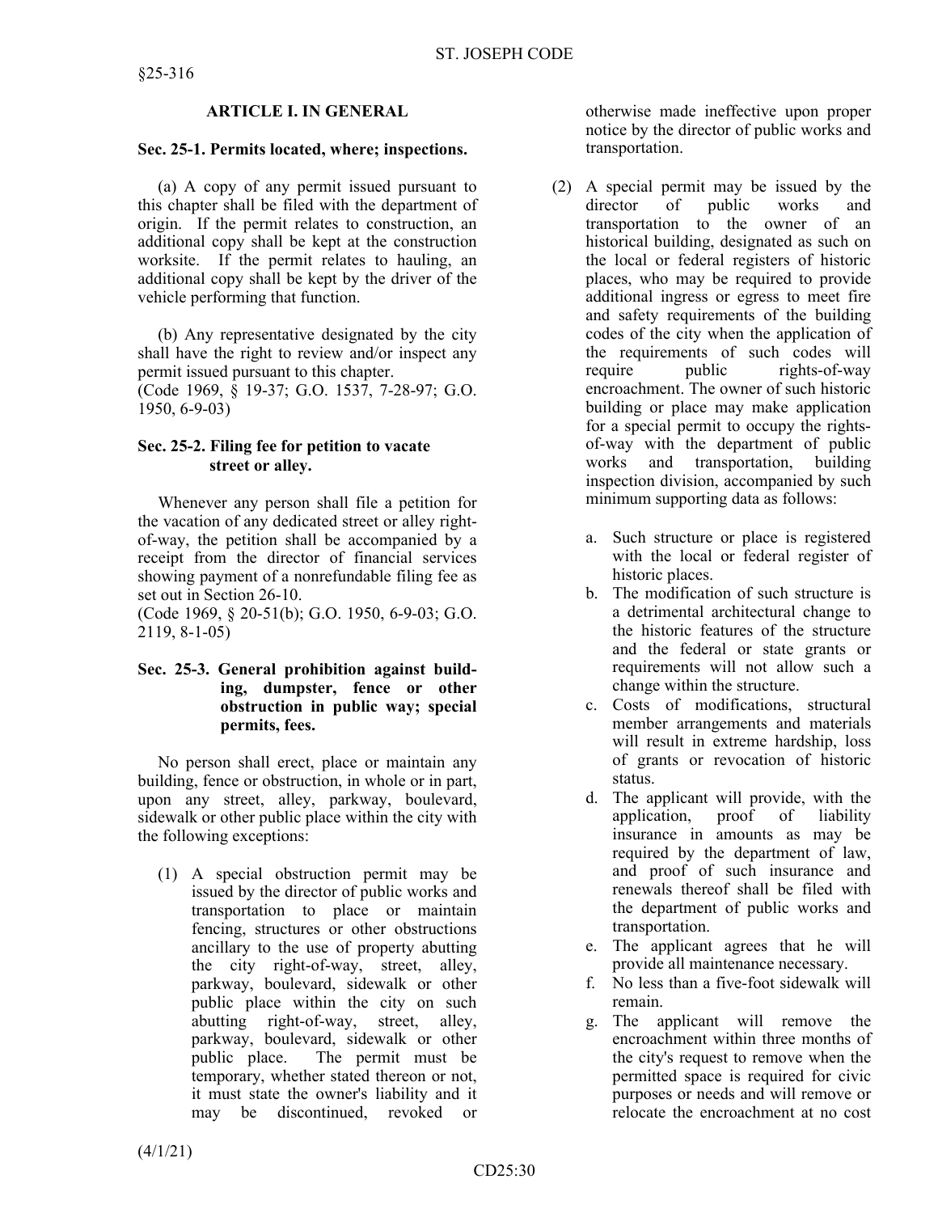## ARTICLE I. IN GENERAL

### Sec. 25-1. Permits located, where; inspections.

(a) A copy of any permit issued pursuant to this chapter shall be filed with the department of origin. If the permit relates to construction, an additional copy shall be kept at the construction worksite. If the permit relates to hauling, an additional copy shall be kept by the driver of the vehicle performing that function.

(b) Any representative designated by the city shall have the right to review and/or inspect any permit issued pursuant to this chapter.
(Code 1969, § 19-37; G.O. 1537, 7-28-97; G.O. 1950, 6-9-03)

### Sec. 25-2. Filing fee for petition to vacate street or alley.

Whenever any person shall file a petition for the vacation of any dedicated street or alley right-of-way, the petition shall be accompanied by a receipt from the director of financial services showing payment of a nonrefundable filing fee as set out in Section 26-10.
(Code 1969, § 20-51(b); G.O. 1950, 6-9-03; G.O. 2119, 8-1-05)

### Sec. 25-3. General prohibition against building, dumpster, fence or other obstruction in public way; special permits, fees.

No person shall erect, place or maintain any building, fence or obstruction, in whole or in part, upon any street, alley, parkway, boulevard, sidewalk or other public place within the city with the following exceptions:

(1) A special obstruction permit may be issued by the director of public works and transportation to place or maintain fencing, structures or other obstructions ancillary to the use of property abutting the city right-of-way, street, alley, parkway, boulevard, sidewalk or other public place within the city on such abutting right-of-way, street, alley, parkway, boulevard, sidewalk or other public place. The permit must be temporary, whether stated thereon or not, it must state the owner's liability and it may be discontinued, revoked or otherwise made ineffective upon proper notice by the director of public works and transportation.

(2) A special permit may be issued by the director of public works and transportation to the owner of an historical building, designated as such on the local or federal registers of historic places, who may be required to provide additional ingress or egress to meet fire and safety requirements of the building codes of the city when the application of the requirements of such codes will require public rights-of-way encroachment. The owner of such historic building or place may make application for a special permit to occupy the rights-of-way with the department of public works and transportation, building inspection division, accompanied by such minimum supporting data as follows:

   a. Such structure or place is registered with the local or federal register of historic places.
   b. The modification of such structure is a detrimental architectural change to the historic features of the structure and the federal or state grants or requirements will not allow such a change within the structure.
   c. Costs of modifications, structural member arrangements and materials will result in extreme hardship, loss of grants or revocation of historic status.
   d. The applicant will provide, with the application, proof of liability insurance in amounts as may be required by the department of law, and proof of such insurance and renewals thereof shall be filed with the department of public works and transportation.
   e. The applicant agrees that he will provide all maintenance necessary.
   f. No less than a five-foot sidewalk will remain.
   g. The applicant will remove the encroachment within three months of the city's request to remove when the permitted space is required for civic purposes or needs and will remove or relocate the encroachment at no cost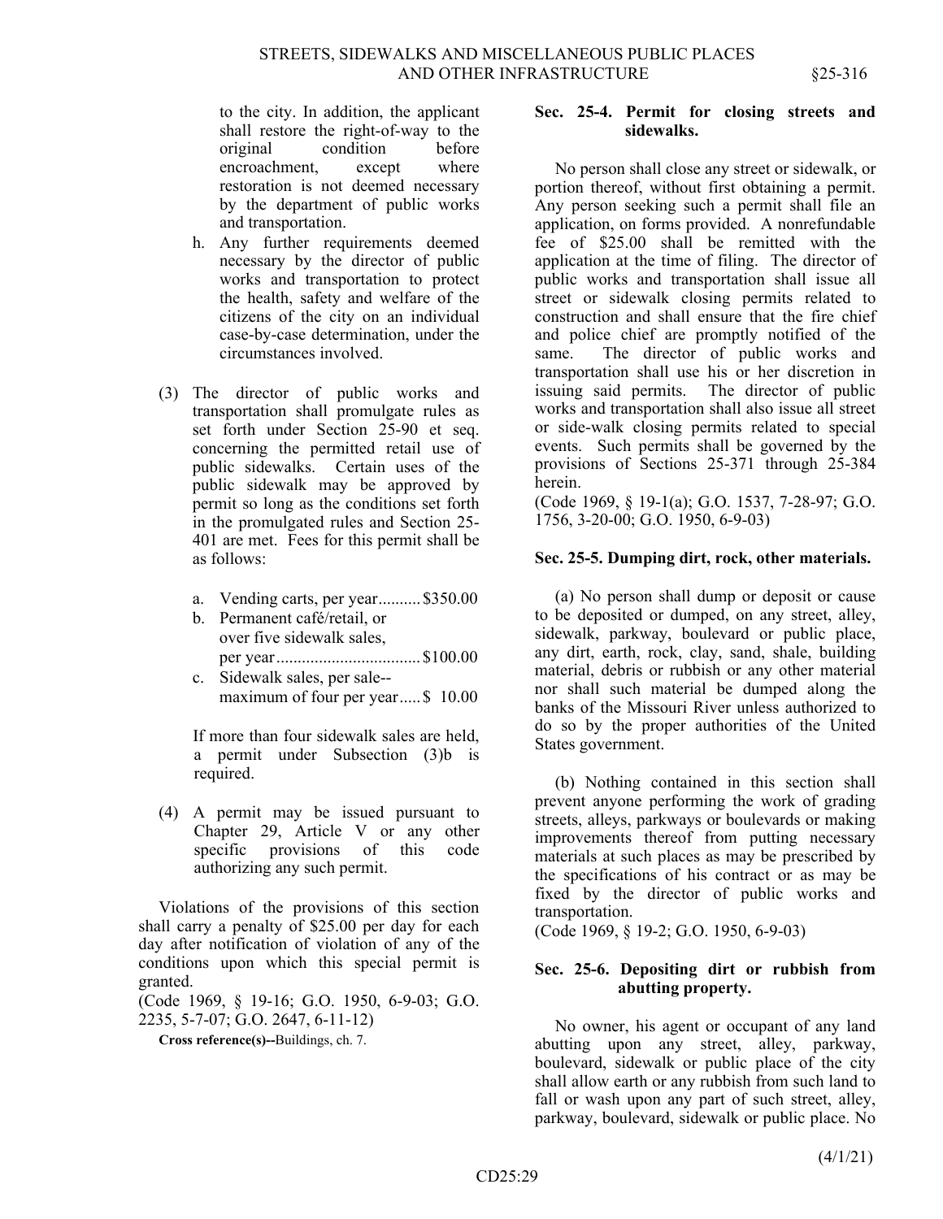to the city. In addition, the applicant shall restore the right-of-way to the original condition before encroachment, except where restoration is not deemed necessary by the department of public works and transportation.

h. Any further requirements deemed necessary by the director of public works and transportation to protect the health, safety and welfare of the citizens of the city on an individual case-by-case determination, under the circumstances involved.

(3) The director of public works and transportation shall promulgate rules as set forth under Section 25-90 et seq. concerning the permitted retail use of public sidewalks. Certain uses of the public sidewalk may be approved by permit so long as the conditions set forth in the promulgated rules and Section 25-401 are met. Fees for this permit shall be as follows:

a. Vending carts, per year..........$350.00
b. Permanent café/retail, or over five sidewalk sales, per year.................................$100.00
c. Sidewalk sales, per sale-- maximum of four per year.....$ 10.00

If more than four sidewalk sales are held, a permit under Subsection (3)b is required.

(4) A permit may be issued pursuant to Chapter 29, Article V or any other specific provisions of this code authorizing any such permit.

Violations of the provisions of this section shall carry a penalty of $25.00 per day for each day after notification of violation of any of the conditions upon which this special permit is granted.
(Code 1969, § 19-16; G.O. 1950, 6-9-03; G.O. 2235, 5-7-07; G.O. 2647, 6-11-12)

**Cross reference(s)--**Buildings, ch. 7.

**Sec. 25-4. Permit for closing streets and sidewalks.**

No person shall close any street or sidewalk, or portion thereof, without first obtaining a permit. Any person seeking such a permit shall file an application, on forms provided. A nonrefundable fee of $25.00 shall be remitted with the application at the time of filing. The director of public works and transportation shall issue all street or sidewalk closing permits related to construction and shall ensure that the fire chief and police chief are promptly notified of the same. The director of public works and transportation shall use his or her discretion in issuing said permits. The director of public works and transportation shall also issue all street or side-walk closing permits related to special events. Such permits shall be governed by the provisions of Sections 25-371 through 25-384 herein.
(Code 1969, § 19-1(a); G.O. 1537, 7-28-97; G.O. 1756, 3-20-00; G.O. 1950, 6-9-03)

**Sec. 25-5. Dumping dirt, rock, other materials.**

(a) No person shall dump or deposit or cause to be deposited or dumped, on any street, alley, sidewalk, parkway, boulevard or public place, any dirt, earth, rock, clay, sand, shale, building material, debris or rubbish or any other material nor shall such material be dumped along the banks of the Missouri River unless authorized to do so by the proper authorities of the United States government.

(b) Nothing contained in this section shall prevent anyone performing the work of grading streets, alleys, parkways or boulevards or making improvements thereof from putting necessary materials at such places as may be prescribed by the specifications of his contract or as may be fixed by the director of public works and transportation.
(Code 1969, § 19-2; G.O. 1950, 6-9-03)

**Sec. 25-6. Depositing dirt or rubbish from abutting property.**

No owner, his agent or occupant of any land abutting upon any street, alley, parkway, boulevard, sidewalk or public place of the city shall allow earth or any rubbish from such land to fall or wash upon any part of such street, alley, parkway, boulevard, sidewalk or public place. No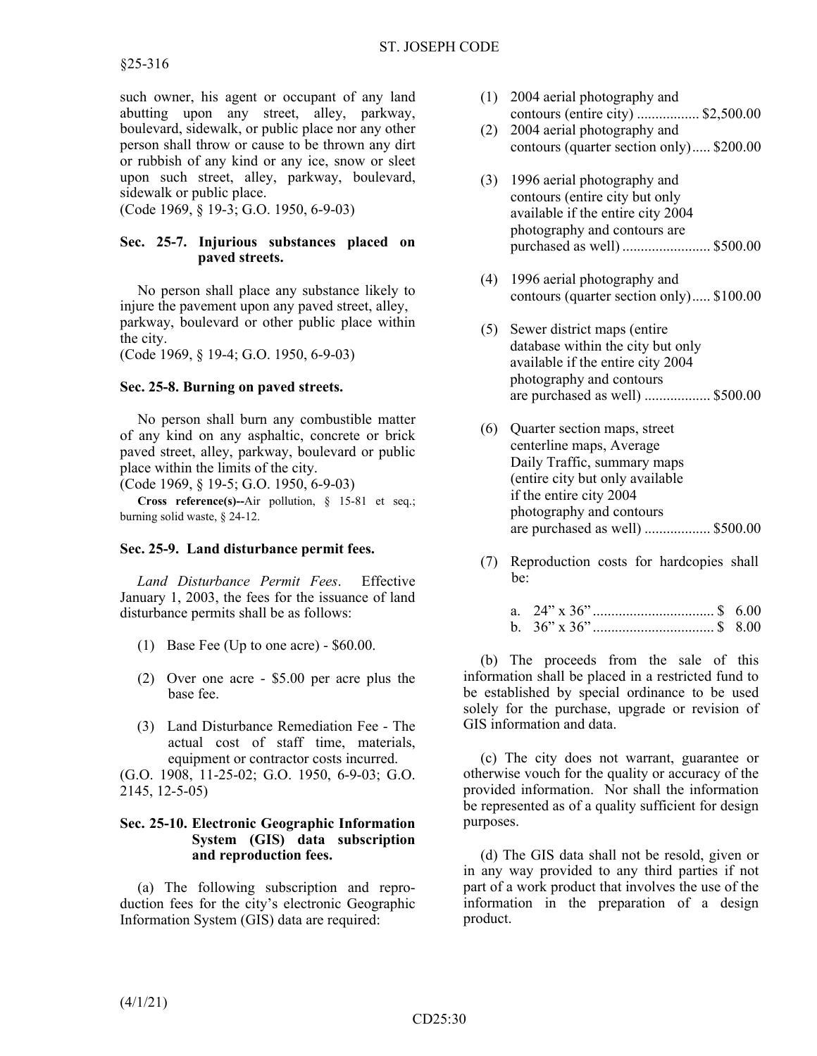such owner, his agent or occupant of any land abutting upon any street, alley, parkway, boulevard, sidewalk, or public place nor any other person shall throw or cause to be thrown any dirt or rubbish of any kind or any ice, snow or sleet upon such street, alley, parkway, boulevard, sidewalk or public place.
(Code 1969, § 19-3; G.O. 1950, 6-9-03)

### Sec. 25-7. Injurious substances placed on paved streets.

No person shall place any substance likely to injure the pavement upon any paved street, alley, parkway, boulevard or other public place within the city.
(Code 1969, § 19-4; G.O. 1950, 6-9-03)

### Sec. 25-8. Burning on paved streets.

No person shall burn any combustible matter of any kind on any asphaltic, concrete or brick paved street, alley, parkway, boulevard or public place within the limits of the city.
(Code 1969, § 19-5; G.O. 1950, 6-9-03)

**Cross reference(s)--**Air pollution, § 15-81 et seq.; burning solid waste, § 24-12.

### Sec. 25-9. Land disturbance permit fees.

*Land Disturbance Permit Fees*. Effective January 1, 2003, the fees for the issuance of land disturbance permits shall be as follows:

(1) Base Fee (Up to one acre) - $60.00.

(2) Over one acre - $5.00 per acre plus the base fee.

(3) Land Disturbance Remediation Fee - The actual cost of staff time, materials, equipment or contractor costs incurred.

(G.O. 1908, 11-25-02; G.O. 1950, 6-9-03; G.O. 2145, 12-5-05)

### Sec. 25-10. Electronic Geographic Information System (GIS) data subscription and reproduction fees.

(a) The following subscription and reproduction fees for the city's electronic Geographic Information System (GIS) data are required:

(1) 2004 aerial photography and contours (entire city) ................. $2,500.00

(2) 2004 aerial photography and contours (quarter section only)..... $200.00

(3) 1996 aerial photography and contours (entire city but only available if the entire city 2004 photography and contours are purchased as well) ........................ $500.00

(4) 1996 aerial photography and contours (quarter section only)..... $100.00

(5) Sewer district maps (entire database within the city but only available if the entire city 2004 photography and contours are purchased as well) .................. $500.00

(6) Quarter section maps, street centerline maps, Average Daily Traffic, summary maps (entire city but only available if the entire city 2004 photography and contours are purchased as well) .................. $500.00

(7) Reproduction costs for hardcopies shall be:

a. 24" x 36" ................................ $ 6.00
b. 36" x 36" ................................ $ 8.00

(b) The proceeds from the sale of this information shall be placed in a restricted fund to be established by special ordinance to be used solely for the purchase, upgrade or revision of GIS information and data.

(c) The city does not warrant, guarantee or otherwise vouch for the quality or accuracy of the provided information. Nor shall the information be represented as of a quality sufficient for design purposes.

(d) The GIS data shall not be resold, given or in any way provided to any third parties if not part of a work product that involves the use of the information in the preparation of a design product.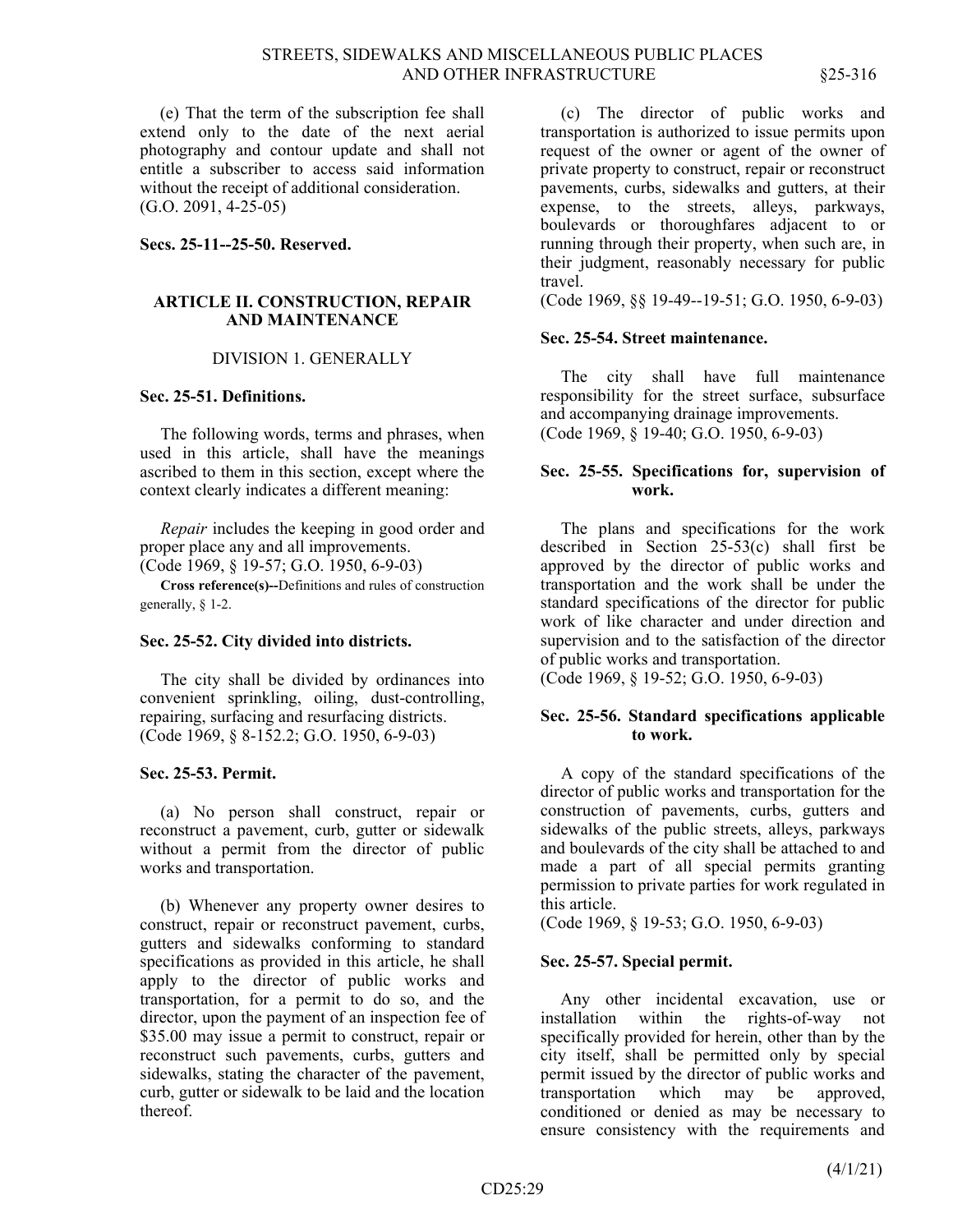(e) That the term of the subscription fee shall extend only to the date of the next aerial photography and contour update and shall not entitle a subscriber to access said information without the receipt of additional consideration.
(G.O. 2091, 4-25-05)

**Secs. 25-11--25-50. Reserved.**

## ARTICLE II. CONSTRUCTION, REPAIR AND MAINTENANCE

### DIVISION 1. GENERALLY

**Sec. 25-51. Definitions.**

The following words, terms and phrases, when used in this article, shall have the meanings ascribed to them in this section, except where the context clearly indicates a different meaning:

*Repair* includes the keeping in good order and proper place any and all improvements.
(Code 1969, § 19-57; G.O. 1950, 6-9-03)

**Cross reference(s)--**Definitions and rules of construction generally, § 1-2.

**Sec. 25-52. City divided into districts.**

The city shall be divided by ordinances into convenient sprinkling, oiling, dust-controlling, repairing, surfacing and resurfacing districts.
(Code 1969, § 8-152.2; G.O. 1950, 6-9-03)

**Sec. 25-53. Permit.**

(a) No person shall construct, repair or reconstruct a pavement, curb, gutter or sidewalk without a permit from the director of public works and transportation.

(b) Whenever any property owner desires to construct, repair or reconstruct pavement, curbs, gutters and sidewalks conforming to standard specifications as provided in this article, he shall apply to the director of public works and transportation, for a permit to do so, and the director, upon the payment of an inspection fee of $35.00 may issue a permit to construct, repair or reconstruct such pavements, curbs, gutters and sidewalks, stating the character of the pavement, curb, gutter or sidewalk to be laid and the location thereof.

(c) The director of public works and transportation is authorized to issue permits upon request of the owner or agent of the owner of private property to construct, repair or reconstruct pavements, curbs, sidewalks and gutters, at their expense, to the streets, alleys, parkways, boulevards or thoroughfares adjacent to or running through their property, when such are, in their judgment, reasonably necessary for public travel.
(Code 1969, §§ 19-49--19-51; G.O. 1950, 6-9-03)

**Sec. 25-54. Street maintenance.**

The city shall have full maintenance responsibility for the street surface, subsurface and accompanying drainage improvements.
(Code 1969, § 19-40; G.O. 1950, 6-9-03)

**Sec. 25-55. Specifications for, supervision of work.**

The plans and specifications for the work described in Section 25-53(c) shall first be approved by the director of public works and transportation and the work shall be under the standard specifications of the director for public work of like character and under direction and supervision and to the satisfaction of the director of public works and transportation.
(Code 1969, § 19-52; G.O. 1950, 6-9-03)

**Sec. 25-56. Standard specifications applicable to work.**

A copy of the standard specifications of the director of public works and transportation for the construction of pavements, curbs, gutters and sidewalks of the public streets, alleys, parkways and boulevards of the city shall be attached to and made a part of all special permits granting permission to private parties for work regulated in this article.
(Code 1969, § 19-53; G.O. 1950, 6-9-03)

**Sec. 25-57. Special permit.**

Any other incidental excavation, use or installation within the rights-of-way not specifically provided for herein, other than by the city itself, shall be permitted only by special permit issued by the director of public works and transportation which may be approved, conditioned or denied as may be necessary to ensure consistency with the requirements and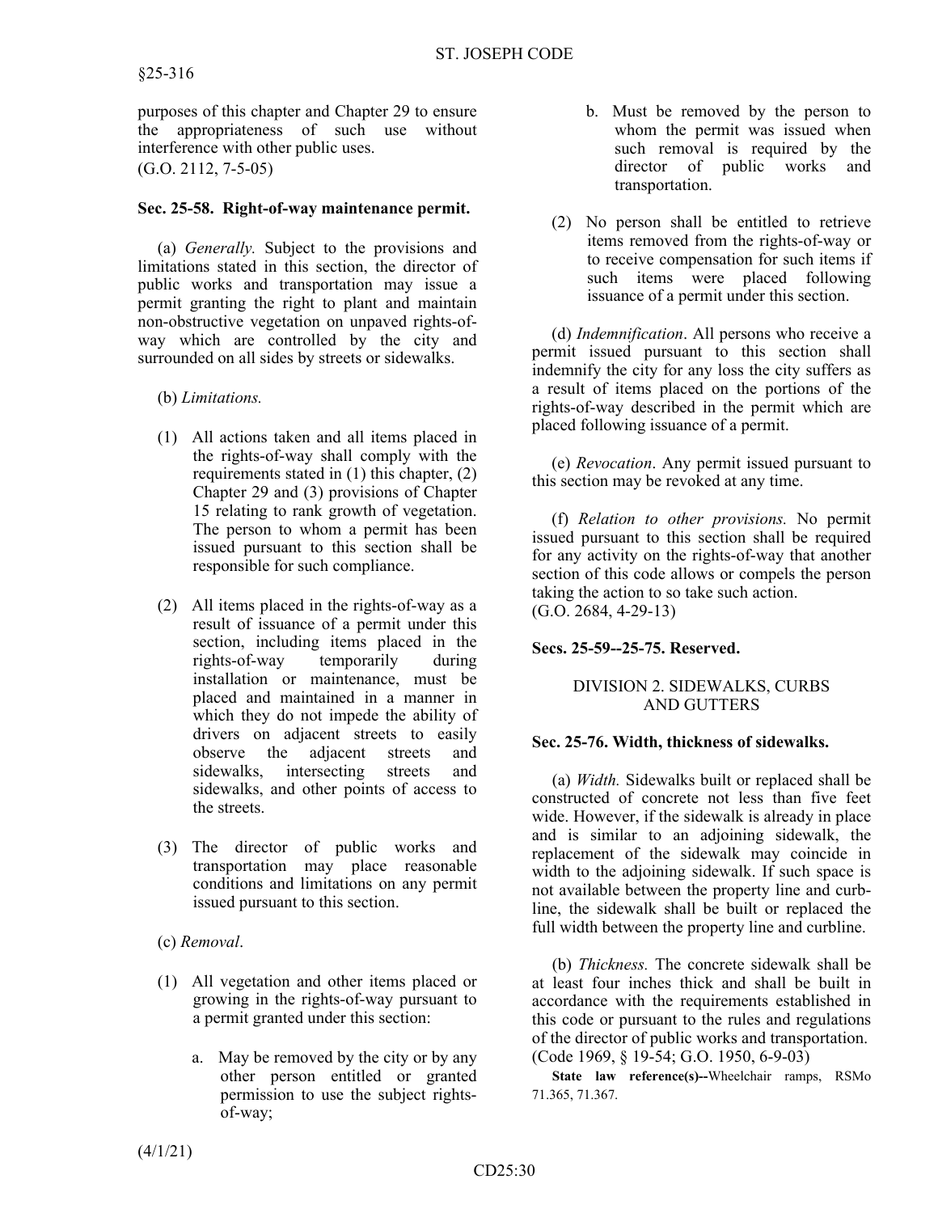purposes of this chapter and Chapter 29 to ensure the appropriateness of such use without interference with other public uses.
(G.O. 2112, 7-5-05)

**Sec. 25-58. Right-of-way maintenance permit.**

(a) *Generally.* Subject to the provisions and limitations stated in this section, the director of public works and transportation may issue a permit granting the right to plant and maintain non-obstructive vegetation on unpaved rights-of-way which are controlled by the city and surrounded on all sides by streets or sidewalks.

(b) *Limitations.*

(1) All actions taken and all items placed in the rights-of-way shall comply with the requirements stated in (1) this chapter, (2) Chapter 29 and (3) provisions of Chapter 15 relating to rank growth of vegetation. The person to whom a permit has been issued pursuant to this section shall be responsible for such compliance.

(2) All items placed in the rights-of-way as a result of issuance of a permit under this section, including items placed in the rights-of-way temporarily during installation or maintenance, must be placed and maintained in a manner in which they do not impede the ability of drivers on adjacent streets to easily observe the adjacent streets and sidewalks, intersecting streets and sidewalks, and other points of access to the streets.

(3) The director of public works and transportation may place reasonable conditions and limitations on any permit issued pursuant to this section.

(c) *Removal*.

(1) All vegetation and other items placed or growing in the rights-of-way pursuant to a permit granted under this section:

a. May be removed by the city or by any other person entitled or granted permission to use the subject rights-of-way;

b. Must be removed by the person to whom the permit was issued when such removal is required by the director of public works and transportation.

(2) No person shall be entitled to retrieve items removed from the rights-of-way or to receive compensation for such items if such items were placed following issuance of a permit under this section.

(d) *Indemnification*. All persons who receive a permit issued pursuant to this section shall indemnify the city for any loss the city suffers as a result of items placed on the portions of the rights-of-way described in the permit which are placed following issuance of a permit.

(e) *Revocation*. Any permit issued pursuant to this section may be revoked at any time.

(f) *Relation to other provisions.* No permit issued pursuant to this section shall be required for any activity on the rights-of-way that another section of this code allows or compels the person taking the action to so take such action.
(G.O. 2684, 4-29-13)

**Secs. 25-59--25-75. Reserved.**

## DIVISION 2. SIDEWALKS, CURBS AND GUTTERS

**Sec. 25-76. Width, thickness of sidewalks.**

(a) *Width.* Sidewalks built or replaced shall be constructed of concrete not less than five feet wide. However, if the sidewalk is already in place and is similar to an adjoining sidewalk, the replacement of the sidewalk may coincide in width to the adjoining sidewalk. If such space is not available between the property line and curb-line, the sidewalk shall be built or replaced the full width between the property line and curbline.

(b) *Thickness.* The concrete sidewalk shall be at least four inches thick and shall be built in accordance with the requirements established in this code or pursuant to the rules and regulations of the director of public works and transportation.
(Code 1969, § 19-54; G.O. 1950, 6-9-03)

**State law reference(s)--**Wheelchair ramps, RSMo 71.365, 71.367.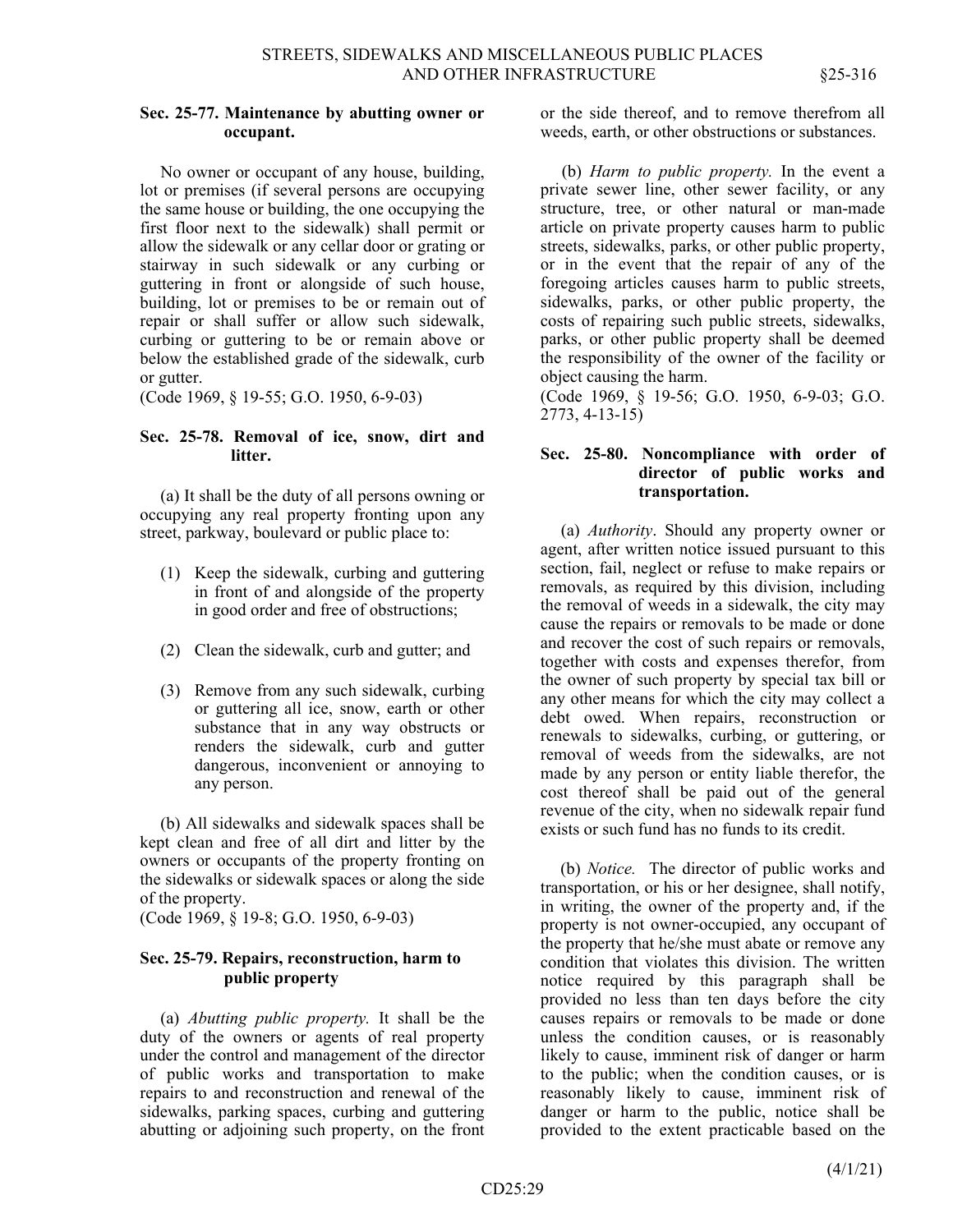### Sec. 25-77. Maintenance by abutting owner or occupant.

No owner or occupant of any house, building, lot or premises (if several persons are occupying the same house or building, the one occupying the first floor next to the sidewalk) shall permit or allow the sidewalk or any cellar door or grating or stairway in such sidewalk or any curbing or guttering in front or alongside of such house, building, lot or premises to be or remain out of repair or shall suffer or allow such sidewalk, curbing or guttering to be or remain above or below the established grade of the sidewalk, curb or gutter.

(Code 1969, § 19-55; G.O. 1950, 6-9-03)

### Sec. 25-78. Removal of ice, snow, dirt and litter.

(a) It shall be the duty of all persons owning or occupying any real property fronting upon any street, parkway, boulevard or public place to:

(1) Keep the sidewalk, curbing and guttering in front of and alongside of the property in good order and free of obstructions;

(2) Clean the sidewalk, curb and gutter; and

(3) Remove from any such sidewalk, curbing or guttering all ice, snow, earth or other substance that in any way obstructs or renders the sidewalk, curb and gutter dangerous, inconvenient or annoying to any person.

(b) All sidewalks and sidewalk spaces shall be kept clean and free of all dirt and litter by the owners or occupants of the property fronting on the sidewalks or sidewalk spaces or along the side of the property.

(Code 1969, § 19-8; G.O. 1950, 6-9-03)

### Sec. 25-79. Repairs, reconstruction, harm to public property

(a) *Abutting public property.* It shall be the duty of the owners or agents of real property under the control and management of the director of public works and transportation to make repairs to and reconstruction and renewal of the sidewalks, parking spaces, curbing and guttering abutting or adjoining such property, on the front or the side thereof, and to remove therefrom all weeds, earth, or other obstructions or substances.

(b) *Harm to public property.* In the event a private sewer line, other sewer facility, or any structure, tree, or other natural or man-made article on private property causes harm to public streets, sidewalks, parks, or other public property, or in the event that the repair of any of the foregoing articles causes harm to public streets, sidewalks, parks, or other public property, the costs of repairing such public streets, sidewalks, parks, or other public property shall be deemed the responsibility of the owner of the facility or object causing the harm.

(Code 1969, § 19-56; G.O. 1950, 6-9-03; G.O. 2773, 4-13-15)

### Sec. 25-80. Noncompliance with order of director of public works and transportation.

(a) *Authority*. Should any property owner or agent, after written notice issued pursuant to this section, fail, neglect or refuse to make repairs or removals, as required by this division, including the removal of weeds in a sidewalk, the city may cause the repairs or removals to be made or done and recover the cost of such repairs or removals, together with costs and expenses therefor, from the owner of such property by special tax bill or any other means for which the city may collect a debt owed. When repairs, reconstruction or renewals to sidewalks, curbing, or guttering, or removal of weeds from the sidewalks, are not made by any person or entity liable therefor, the cost thereof shall be paid out of the general revenue of the city, when no sidewalk repair fund exists or such fund has no funds to its credit.

(b) *Notice.* The director of public works and transportation, or his or her designee, shall notify, in writing, the owner of the property and, if the property is not owner-occupied, any occupant of the property that he/she must abate or remove any condition that violates this division. The written notice required by this paragraph shall be provided no less than ten days before the city causes repairs or removals to be made or done unless the condition causes, or is reasonably likely to cause, imminent risk of danger or harm to the public; when the condition causes, or is reasonably likely to cause, imminent risk of danger or harm to the public, notice shall be provided to the extent practicable based on the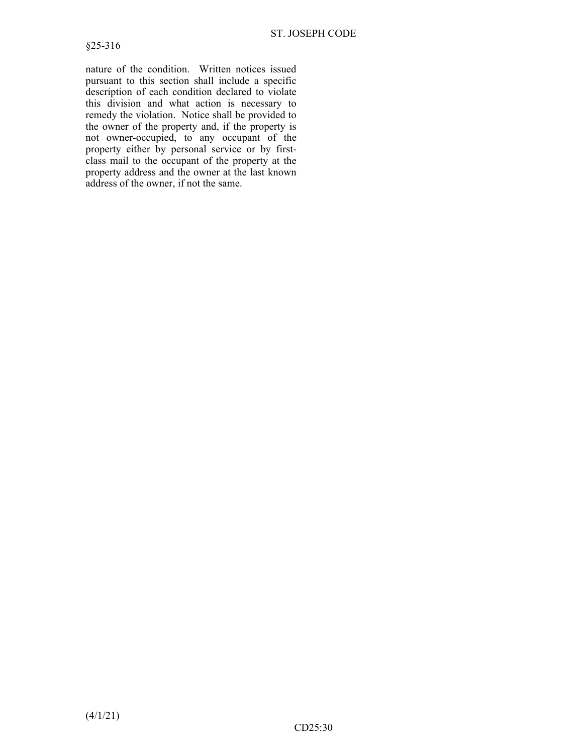nature of the condition. Written notices issued pursuant to this section shall include a specific description of each condition declared to violate this division and what action is necessary to remedy the violation. Notice shall be provided to the owner of the property and, if the property is not owner-occupied, to any occupant of the property either by personal service or by first-class mail to the occupant of the property at the property address and the owner at the last known address of the owner, if not the same.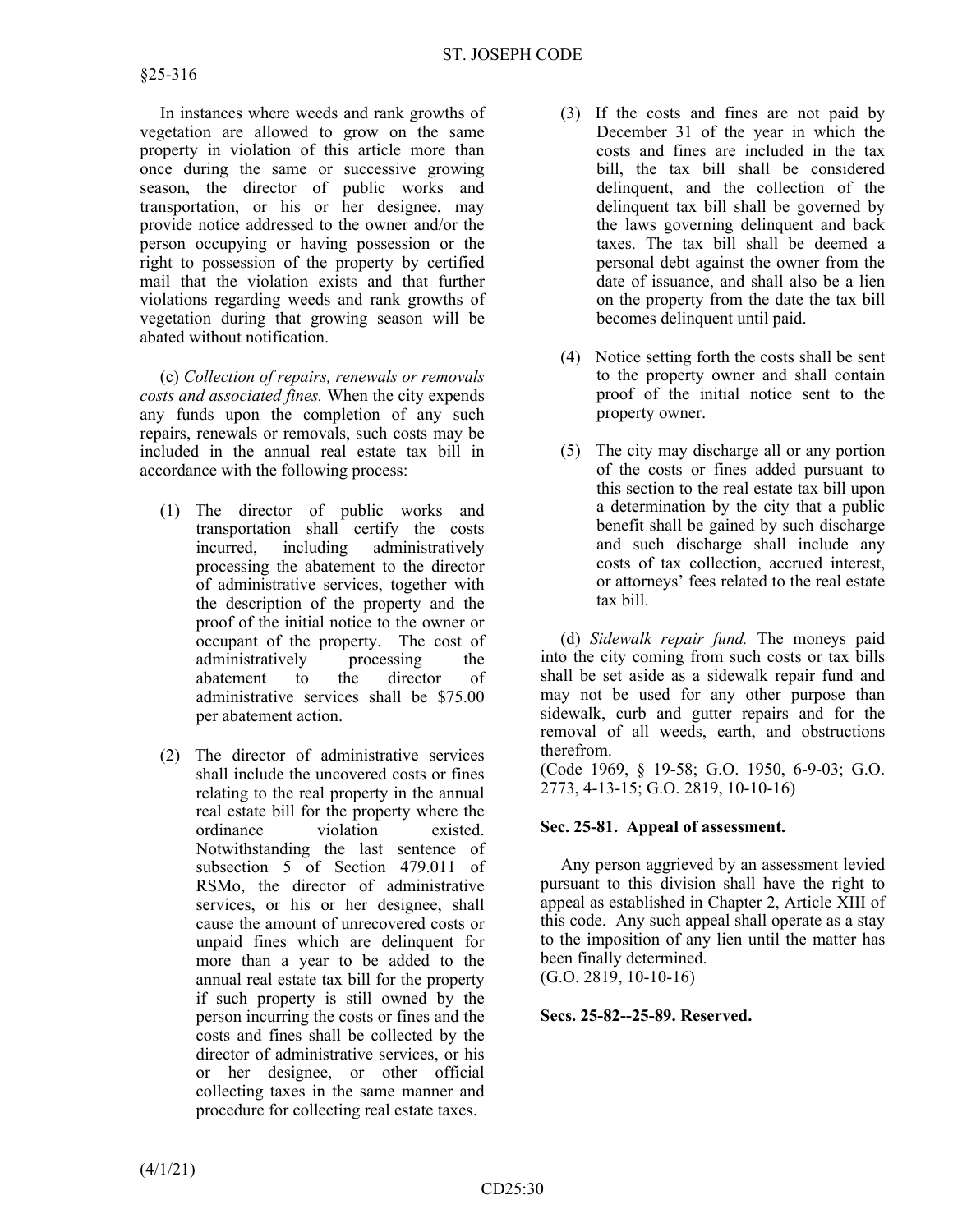In instances where weeds and rank growths of vegetation are allowed to grow on the same property in violation of this article more than once during the same or successive growing season, the director of public works and transportation, or his or her designee, may provide notice addressed to the owner and/or the person occupying or having possession or the right to possession of the property by certified mail that the violation exists and that further violations regarding weeds and rank growths of vegetation during that growing season will be abated without notification.

(c) *Collection of repairs, renewals or removals costs and associated fines.* When the city expends any funds upon the completion of any such repairs, renewals or removals, such costs may be included in the annual real estate tax bill in accordance with the following process:

(1) The director of public works and transportation shall certify the costs incurred, including administratively processing the abatement to the director of administrative services, together with the description of the property and the proof of the initial notice to the owner or occupant of the property. The cost of administratively processing the abatement to the director of administrative services shall be $75.00 per abatement action.

(2) The director of administrative services shall include the uncovered costs or fines relating to the real property in the annual real estate bill for the property where the ordinance violation existed. Notwithstanding the last sentence of subsection 5 of Section 479.011 of RSMo, the director of administrative services, or his or her designee, shall cause the amount of unrecovered costs or unpaid fines which are delinquent for more than a year to be added to the annual real estate tax bill for the property if such property is still owned by the person incurring the costs or fines and the costs and fines shall be collected by the director of administrative services, or his or her designee, or other official collecting taxes in the same manner and procedure for collecting real estate taxes.

(3) If the costs and fines are not paid by December 31 of the year in which the costs and fines are included in the tax bill, the tax bill shall be considered delinquent, and the collection of the delinquent tax bill shall be governed by the laws governing delinquent and back taxes. The tax bill shall be deemed a personal debt against the owner from the date of issuance, and shall also be a lien on the property from the date the tax bill becomes delinquent until paid.

(4) Notice setting forth the costs shall be sent to the property owner and shall contain proof of the initial notice sent to the property owner.

(5) The city may discharge all or any portion of the costs or fines added pursuant to this section to the real estate tax bill upon a determination by the city that a public benefit shall be gained by such discharge and such discharge shall include any costs of tax collection, accrued interest, or attorneys' fees related to the real estate tax bill.

(d) *Sidewalk repair fund.* The moneys paid into the city coming from such costs or tax bills shall be set aside as a sidewalk repair fund and may not be used for any other purpose than sidewalk, curb and gutter repairs and for the removal of all weeds, earth, and obstructions therefrom.
(Code 1969, § 19-58; G.O. 1950, 6-9-03; G.O. 2773, 4-13-15; G.O. 2819, 10-10-16)

**Sec. 25-81. Appeal of assessment.**

Any person aggrieved by an assessment levied pursuant to this division shall have the right to appeal as established in Chapter 2, Article XIII of this code. Any such appeal shall operate as a stay to the imposition of any lien until the matter has been finally determined.
(G.O. 2819, 10-10-16)

**Secs. 25-82--25-89. Reserved.**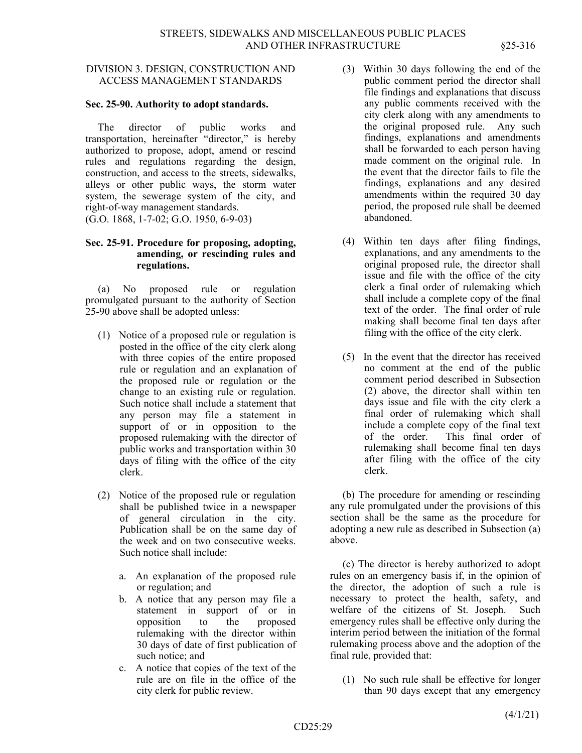## DIVISION 3. DESIGN, CONSTRUCTION AND ACCESS MANAGEMENT STANDARDS

**Sec. 25-90. Authority to adopt standards.**

The director of public works and transportation, hereinafter "director," is hereby authorized to propose, adopt, amend or rescind rules and regulations regarding the design, construction, and access to the streets, sidewalks, alleys or other public ways, the storm water system, the sewerage system of the city, and right-of-way management standards.
(G.O. 1868, 1-7-02; G.O. 1950, 6-9-03)

**Sec. 25-91. Procedure for proposing, adopting, amending, or rescinding rules and regulations.**

(a) No proposed rule or regulation promulgated pursuant to the authority of Section 25-90 above shall be adopted unless:

(1) Notice of a proposed rule or regulation is posted in the office of the city clerk along with three copies of the entire proposed rule or regulation and an explanation of the proposed rule or regulation or the change to an existing rule or regulation. Such notice shall include a statement that any person may file a statement in support of or in opposition to the proposed rulemaking with the director of public works and transportation within 30 days of filing with the office of the city clerk.

(2) Notice of the proposed rule or regulation shall be published twice in a newspaper of general circulation in the city. Publication shall be on the same day of the week and on two consecutive weeks. Such notice shall include:

a. An explanation of the proposed rule or regulation; and
b. A notice that any person may file a statement in support of or in opposition to the proposed rulemaking with the director within 30 days of date of first publication of such notice; and
c. A notice that copies of the text of the rule are on file in the office of the city clerk for public review.

(3) Within 30 days following the end of the public comment period the director shall file findings and explanations that discuss any public comments received with the city clerk along with any amendments to the original proposed rule. Any such findings, explanations and amendments shall be forwarded to each person having made comment on the original rule. In the event that the director fails to file the findings, explanations and any desired amendments within the required 30 day period, the proposed rule shall be deemed abandoned.

(4) Within ten days after filing findings, explanations, and any amendments to the original proposed rule, the director shall issue and file with the office of the city clerk a final order of rulemaking which shall include a complete copy of the final text of the order. The final order of rule making shall become final ten days after filing with the office of the city clerk.

(5) In the event that the director has received no comment at the end of the public comment period described in Subsection (2) above, the director shall within ten days issue and file with the city clerk a final order of rulemaking which shall include a complete copy of the final text of the order. This final order of rulemaking shall become final ten days after filing with the office of the city clerk.

(b) The procedure for amending or rescinding any rule promulgated under the provisions of this section shall be the same as the procedure for adopting a new rule as described in Subsection (a) above.

(c) The director is hereby authorized to adopt rules on an emergency basis if, in the opinion of the director, the adoption of such a rule is necessary to protect the health, safety, and welfare of the citizens of St. Joseph. Such emergency rules shall be effective only during the interim period between the initiation of the formal rulemaking process above and the adoption of the final rule, provided that:

(1) No such rule shall be effective for longer than 90 days except that any emergency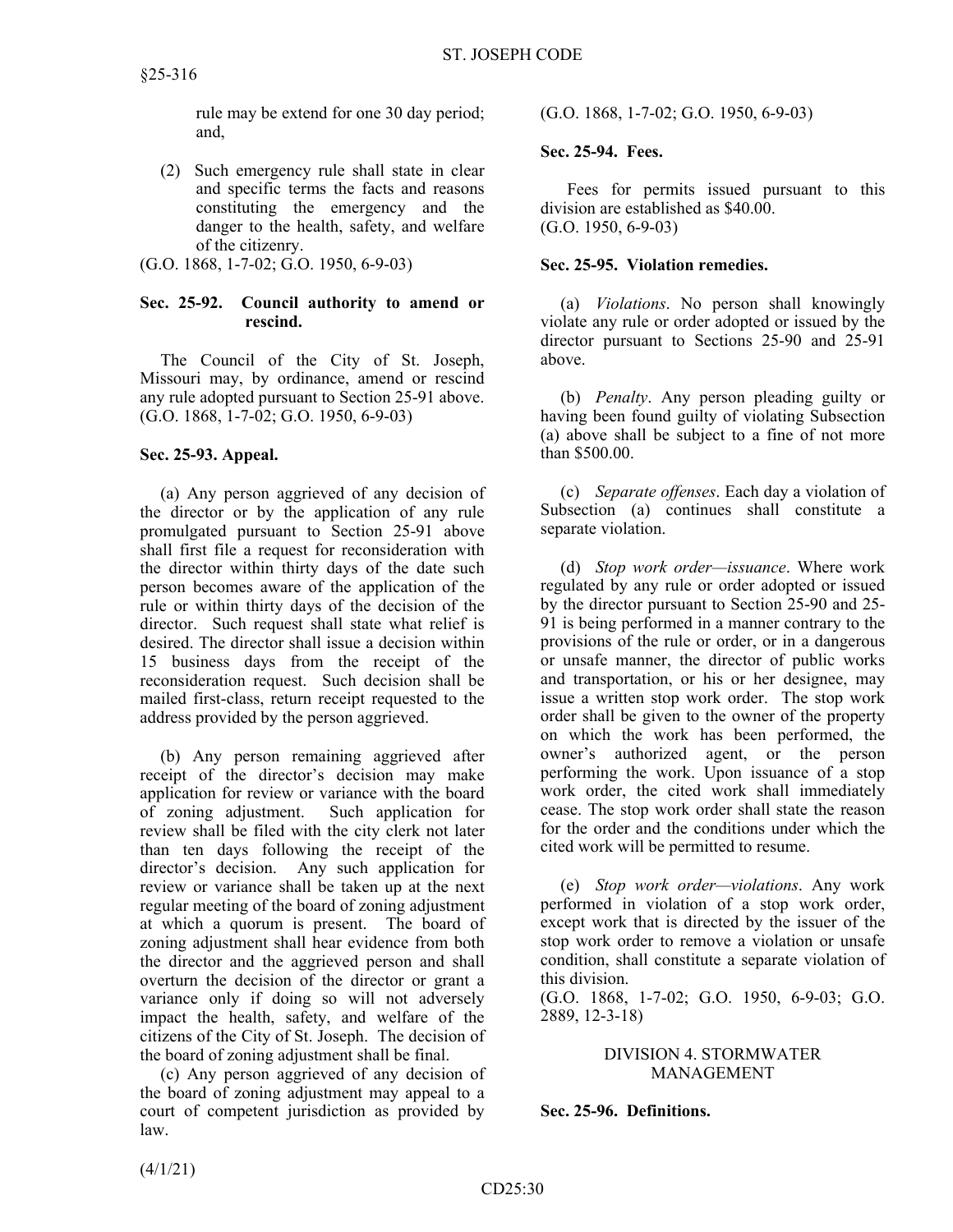rule may be extend for one 30 day period; and,

(2) Such emergency rule shall state in clear and specific terms the facts and reasons constituting the emergency and the danger to the health, safety, and welfare of the citizenry.

(G.O. 1868, 1-7-02; G.O. 1950, 6-9-03)

**Sec. 25-92. Council authority to amend or rescind.**

The Council of the City of St. Joseph, Missouri may, by ordinance, amend or rescind any rule adopted pursuant to Section 25-91 above.
(G.O. 1868, 1-7-02; G.O. 1950, 6-9-03)

**Sec. 25-93. Appeal.**

(a) Any person aggrieved of any decision of the director or by the application of any rule promulgated pursuant to Section 25-91 above shall first file a request for reconsideration with the director within thirty days of the date such person becomes aware of the application of the rule or within thirty days of the decision of the director. Such request shall state what relief is desired. The director shall issue a decision within 15 business days from the receipt of the reconsideration request. Such decision shall be mailed first-class, return receipt requested to the address provided by the person aggrieved.

(b) Any person remaining aggrieved after receipt of the director's decision may make application for review or variance with the board of zoning adjustment. Such application for review shall be filed with the city clerk not later than ten days following the receipt of the director's decision. Any such application for review or variance shall be taken up at the next regular meeting of the board of zoning adjustment at which a quorum is present. The board of zoning adjustment shall hear evidence from both the director and the aggrieved person and shall overturn the decision of the director or grant a variance only if doing so will not adversely impact the health, safety, and welfare of the citizens of the City of St. Joseph. The decision of the board of zoning adjustment shall be final.

(c) Any person aggrieved of any decision of the board of zoning adjustment may appeal to a court of competent jurisdiction as provided by law.

(G.O. 1868, 1-7-02; G.O. 1950, 6-9-03)

**Sec. 25-94. Fees.**

Fees for permits issued pursuant to this division are established as $40.00.
(G.O. 1950, 6-9-03)

**Sec. 25-95. Violation remedies.**

(a) *Violations*. No person shall knowingly violate any rule or order adopted or issued by the director pursuant to Sections 25-90 and 25-91 above.

(b) *Penalty*. Any person pleading guilty or having been found guilty of violating Subsection (a) above shall be subject to a fine of not more than $500.00.

(c) *Separate offenses*. Each day a violation of Subsection (a) continues shall constitute a separate violation.

(d) *Stop work order—issuance*. Where work regulated by any rule or order adopted or issued by the director pursuant to Section 25-90 and 25-91 is being performed in a manner contrary to the provisions of the rule or order, or in a dangerous or unsafe manner, the director of public works and transportation, or his or her designee, may issue a written stop work order. The stop work order shall be given to the owner of the property on which the work has been performed, the owner's authorized agent, or the person performing the work. Upon issuance of a stop work order, the cited work shall immediately cease. The stop work order shall state the reason for the order and the conditions under which the cited work will be permitted to resume.

(e) *Stop work order—violations*. Any work performed in violation of a stop work order, except work that is directed by the issuer of the stop work order to remove a violation or unsafe condition, shall constitute a separate violation of this division.
(G.O. 1868, 1-7-02; G.O. 1950, 6-9-03; G.O. 2889, 12-3-18)

## DIVISION 4. STORMWATER MANAGEMENT

**Sec. 25-96. Definitions.**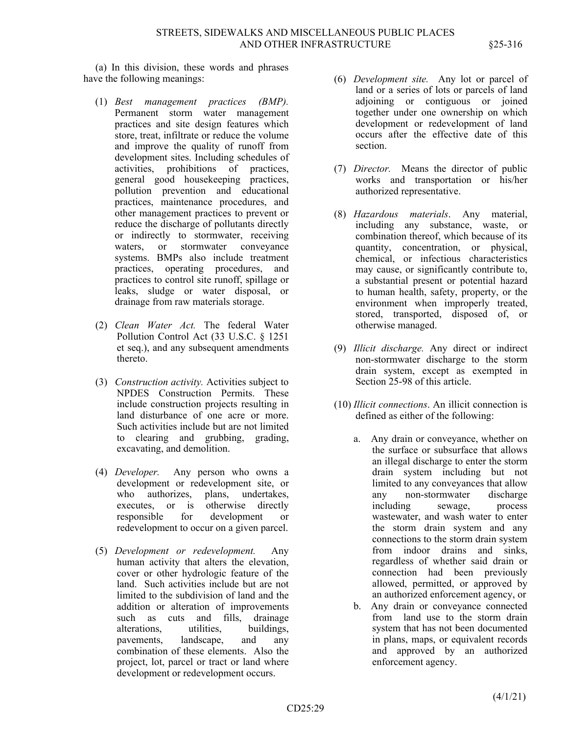(a) In this division, these words and phrases have the following meanings:

(1) *Best management practices (BMP).* Permanent storm water management practices and site design features which store, treat, infiltrate or reduce the volume and improve the quality of runoff from development sites. Including schedules of activities, prohibitions of practices, general good housekeeping practices, pollution prevention and educational practices, maintenance procedures, and other management practices to prevent or reduce the discharge of pollutants directly or indirectly to stormwater, receiving waters, or stormwater conveyance systems. BMPs also include treatment practices, operating procedures, and practices to control site runoff, spillage or leaks, sludge or water disposal, or drainage from raw materials storage.

(2) *Clean Water Act.* The federal Water Pollution Control Act (33 U.S.C. § 1251 et seq.), and any subsequent amendments thereto.

(3) *Construction activity.* Activities subject to NPDES Construction Permits. These include construction projects resulting in land disturbance of one acre or more. Such activities include but are not limited to clearing and grubbing, grading, excavating, and demolition.

(4) *Developer.* Any person who owns a development or redevelopment site, or who authorizes, plans, undertakes, executes, or is otherwise directly responsible for development or redevelopment to occur on a given parcel.

(5) *Development or redevelopment.* Any human activity that alters the elevation, cover or other hydrologic feature of the land. Such activities include but are not limited to the subdivision of land and the addition or alteration of improvements such as cuts and fills, drainage alterations, utilities, buildings, pavements, landscape, and any combination of these elements. Also the project, lot, parcel or tract or land where development or redevelopment occurs.

(6) *Development site.* Any lot or parcel of land or a series of lots or parcels of land adjoining or contiguous or joined together under one ownership on which development or redevelopment of land occurs after the effective date of this section.

(7) *Director.* Means the director of public works and transportation or his/her authorized representative.

(8) *Hazardous materials*. Any material, including any substance, waste, or combination thereof, which because of its quantity, concentration, or physical, chemical, or infectious characteristics may cause, or significantly contribute to, a substantial present or potential hazard to human health, safety, property, or the environment when improperly treated, stored, transported, disposed of, or otherwise managed.

(9) *Illicit discharge.* Any direct or indirect non-stormwater discharge to the storm drain system, except as exempted in Section 25-98 of this article.

(10) *Illicit connections*. An illicit connection is defined as either of the following:

a. Any drain or conveyance, whether on the surface or subsurface that allows an illegal discharge to enter the storm drain system including but not limited to any conveyances that allow any non-stormwater discharge including sewage, process wastewater, and wash water to enter the storm drain system and any connections to the storm drain system from indoor drains and sinks, regardless of whether said drain or connection had been previously allowed, permitted, or approved by an authorized enforcement agency, or

b. Any drain or conveyance connected from land use to the storm drain system that has not been documented in plans, maps, or equivalent records and approved by an authorized enforcement agency.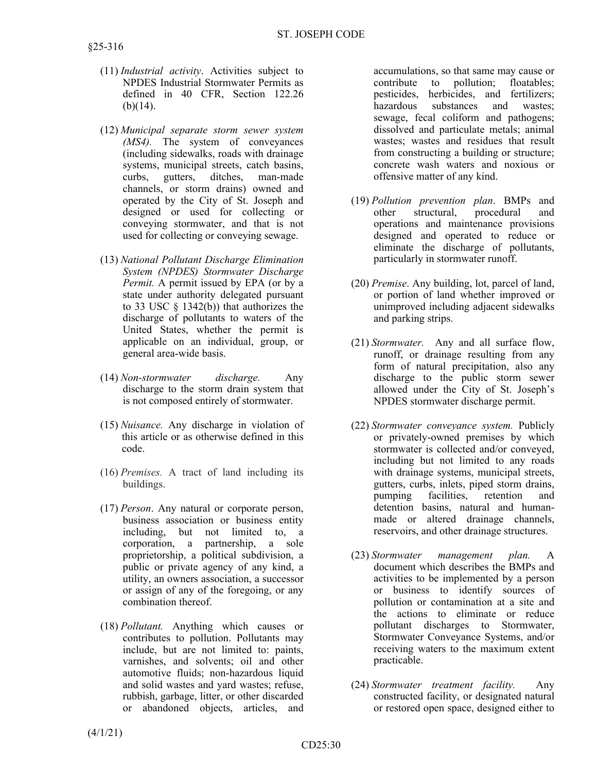(11) *Industrial activity*. Activities subject to NPDES Industrial Stormwater Permits as defined in 40 CFR, Section 122.26 (b)(14).

(12) *Municipal separate storm sewer system (MS4).* The system of conveyances (including sidewalks, roads with drainage systems, municipal streets, catch basins, curbs, gutters, ditches, man-made channels, or storm drains) owned and operated by the City of St. Joseph and designed or used for collecting or conveying stormwater, and that is not used for collecting or conveying sewage.

(13) *National Pollutant Discharge Elimination System (NPDES) Stormwater Discharge Permit.* A permit issued by EPA (or by a state under authority delegated pursuant to 33 USC § 1342(b)) that authorizes the discharge of pollutants to waters of the United States, whether the permit is applicable on an individual, group, or general area-wide basis.

(14) *Non-stormwater discharge.* Any discharge to the storm drain system that is not composed entirely of stormwater.

(15) *Nuisance.* Any discharge in violation of this article or as otherwise defined in this code.

(16) *Premises.* A tract of land including its buildings.

(17) *Person*. Any natural or corporate person, business association or business entity including, but not limited to, a corporation, a partnership, a sole proprietorship, a political subdivision, a public or private agency of any kind, a utility, an owners association, a successor or assign of any of the foregoing, or any combination thereof.

(18) *Pollutant.* Anything which causes or contributes to pollution. Pollutants may include, but are not limited to: paints, varnishes, and solvents; oil and other automotive fluids; non-hazardous liquid and solid wastes and yard wastes; refuse, rubbish, garbage, litter, or other discarded or abandoned objects, articles, and accumulations, so that same may cause or contribute to pollution; floatables; pesticides, herbicides, and fertilizers; hazardous substances and wastes; sewage, fecal coliform and pathogens; dissolved and particulate metals; animal wastes; wastes and residues that result from constructing a building or structure; concrete wash waters and noxious or offensive matter of any kind.

(19) *Pollution prevention plan*. BMPs and other structural, procedural and operations and maintenance provisions designed and operated to reduce or eliminate the discharge of pollutants, particularly in stormwater runoff.

(20) *Premise*. Any building, lot, parcel of land, or portion of land whether improved or unimproved including adjacent sidewalks and parking strips.

(21) *Stormwater.* Any and all surface flow, runoff, or drainage resulting from any form of natural precipitation, also any discharge to the public storm sewer allowed under the City of St. Joseph's NPDES stormwater discharge permit.

(22) *Stormwater conveyance system.* Publicly or privately-owned premises by which stormwater is collected and/or conveyed, including but not limited to any roads with drainage systems, municipal streets, gutters, curbs, inlets, piped storm drains, pumping facilities, retention and detention basins, natural and human-made or altered drainage channels, reservoirs, and other drainage structures.

(23) *Stormwater management plan.* A document which describes the BMPs and activities to be implemented by a person or business to identify sources of pollution or contamination at a site and the actions to eliminate or reduce pollutant discharges to Stormwater, Stormwater Conveyance Systems, and/or receiving waters to the maximum extent practicable.

(24) *Stormwater treatment facility.* Any constructed facility, or designated natural or restored open space, designed either to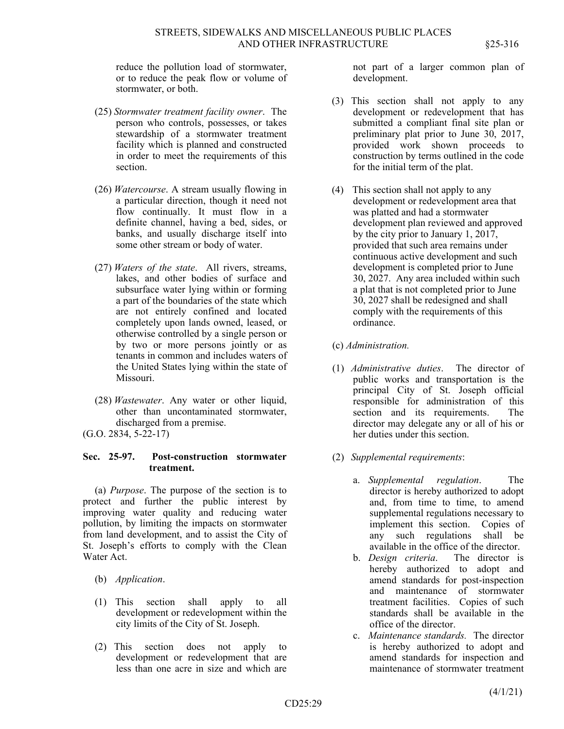reduce the pollution load of stormwater, or to reduce the peak flow or volume of stormwater, or both.

(25) *Stormwater treatment facility owner*. The person who controls, possesses, or takes stewardship of a stormwater treatment facility which is planned and constructed in order to meet the requirements of this section.

(26) *Watercourse*. A stream usually flowing in a particular direction, though it need not flow continually. It must flow in a definite channel, having a bed, sides, or banks, and usually discharge itself into some other stream or body of water.

(27) *Waters of the state*. All rivers, streams, lakes, and other bodies of surface and subsurface water lying within or forming a part of the boundaries of the state which are not entirely confined and located completely upon lands owned, leased, or otherwise controlled by a single person or by two or more persons jointly or as tenants in common and includes waters of the United States lying within the state of Missouri.

(28) *Wastewater*. Any water or other liquid, other than uncontaminated stormwater, discharged from a premise.

(G.O. 2834, 5-22-17)

**Sec. 25-97. Post-construction stormwater treatment.**

(a) *Purpose*. The purpose of the section is to protect and further the public interest by improving water quality and reducing water pollution, by limiting the impacts on stormwater from land development, and to assist the City of St. Joseph's efforts to comply with the Clean Water Act.

(b) *Application*.

(1) This section shall apply to all development or redevelopment within the city limits of the City of St. Joseph.

(2) This section does not apply to development or redevelopment that are less than one acre in size and which are not part of a larger common plan of development.

(3) This section shall not apply to any development or redevelopment that has submitted a compliant final site plan or preliminary plat prior to June 30, 2017, provided work shown proceeds to construction by terms outlined in the code for the initial term of the plat.

(4) This section shall not apply to any development or redevelopment area that was platted and had a stormwater development plan reviewed and approved by the city prior to January 1, 2017, provided that such area remains under continuous active development and such development is completed prior to June 30, 2027. Any area included within such a plat that is not completed prior to June 30, 2027 shall be redesigned and shall comply with the requirements of this ordinance.

(c) *Administration.*

(1) *Administrative duties*. The director of public works and transportation is the principal City of St. Joseph official responsible for administration of this section and its requirements. The director may delegate any or all of his or her duties under this section.

(2) *Supplemental requirements*:

a. *Supplemental regulation*. The director is hereby authorized to adopt and, from time to time, to amend supplemental regulations necessary to implement this section. Copies of any such regulations shall be available in the office of the director.

b. *Design criteria*. The director is hereby authorized to adopt and amend standards for post-inspection and maintenance of stormwater treatment facilities. Copies of such standards shall be available in the office of the director.

c. *Maintenance standards.* The director is hereby authorized to adopt and amend standards for inspection and maintenance of stormwater treatment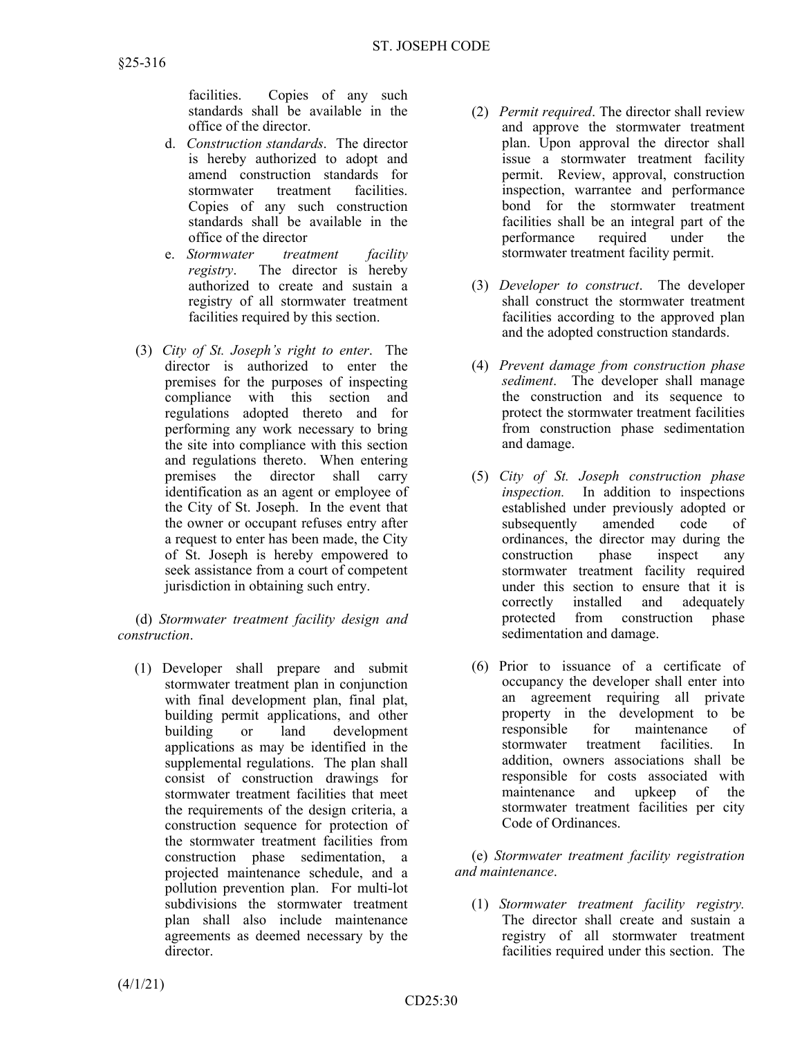facilities. Copies of any such standards shall be available in the office of the director.

d. *Construction standards*. The director is hereby authorized to adopt and amend construction standards for stormwater treatment facilities. Copies of any such construction standards shall be available in the office of the director

e. *Stormwater treatment facility registry*. The director is hereby authorized to create and sustain a registry of all stormwater treatment facilities required by this section.

(3) *City of St. Joseph's right to enter*. The director is authorized to enter the premises for the purposes of inspecting compliance with this section and regulations adopted thereto and for performing any work necessary to bring the site into compliance with this section and regulations thereto. When entering premises the director shall carry identification as an agent or employee of the City of St. Joseph. In the event that the owner or occupant refuses entry after a request to enter has been made, the City of St. Joseph is hereby empowered to seek assistance from a court of competent jurisdiction in obtaining such entry.

(d) *Stormwater treatment facility design and construction*.

(1) Developer shall prepare and submit stormwater treatment plan in conjunction with final development plan, final plat, building permit applications, and other building or land development applications as may be identified in the supplemental regulations. The plan shall consist of construction drawings for stormwater treatment facilities that meet the requirements of the design criteria, a construction sequence for protection of the stormwater treatment facilities from construction phase sedimentation, a projected maintenance schedule, and a pollution prevention plan. For multi-lot subdivisions the stormwater treatment plan shall also include maintenance agreements as deemed necessary by the director.

(2) *Permit required*. The director shall review and approve the stormwater treatment plan. Upon approval the director shall issue a stormwater treatment facility permit. Review, approval, construction inspection, warrantee and performance bond for the stormwater treatment facilities shall be an integral part of the performance required under the stormwater treatment facility permit.

(3) *Developer to construct*. The developer shall construct the stormwater treatment facilities according to the approved plan and the adopted construction standards.

(4) *Prevent damage from construction phase sediment*. The developer shall manage the construction and its sequence to protect the stormwater treatment facilities from construction phase sedimentation and damage.

(5) *City of St. Joseph construction phase inspection.* In addition to inspections established under previously adopted or subsequently amended code of ordinances, the director may during the construction phase inspect any stormwater treatment facility required under this section to ensure that it is correctly installed and adequately protected from construction phase sedimentation and damage.

(6) Prior to issuance of a certificate of occupancy the developer shall enter into an agreement requiring all private property in the development to be responsible for maintenance of stormwater treatment facilities. In addition, owners associations shall be responsible for costs associated with maintenance and upkeep of the stormwater treatment facilities per city Code of Ordinances.

(e) *Stormwater treatment facility registration and maintenance*.

(1) *Stormwater treatment facility registry.* The director shall create and sustain a registry of all stormwater treatment facilities required under this section. The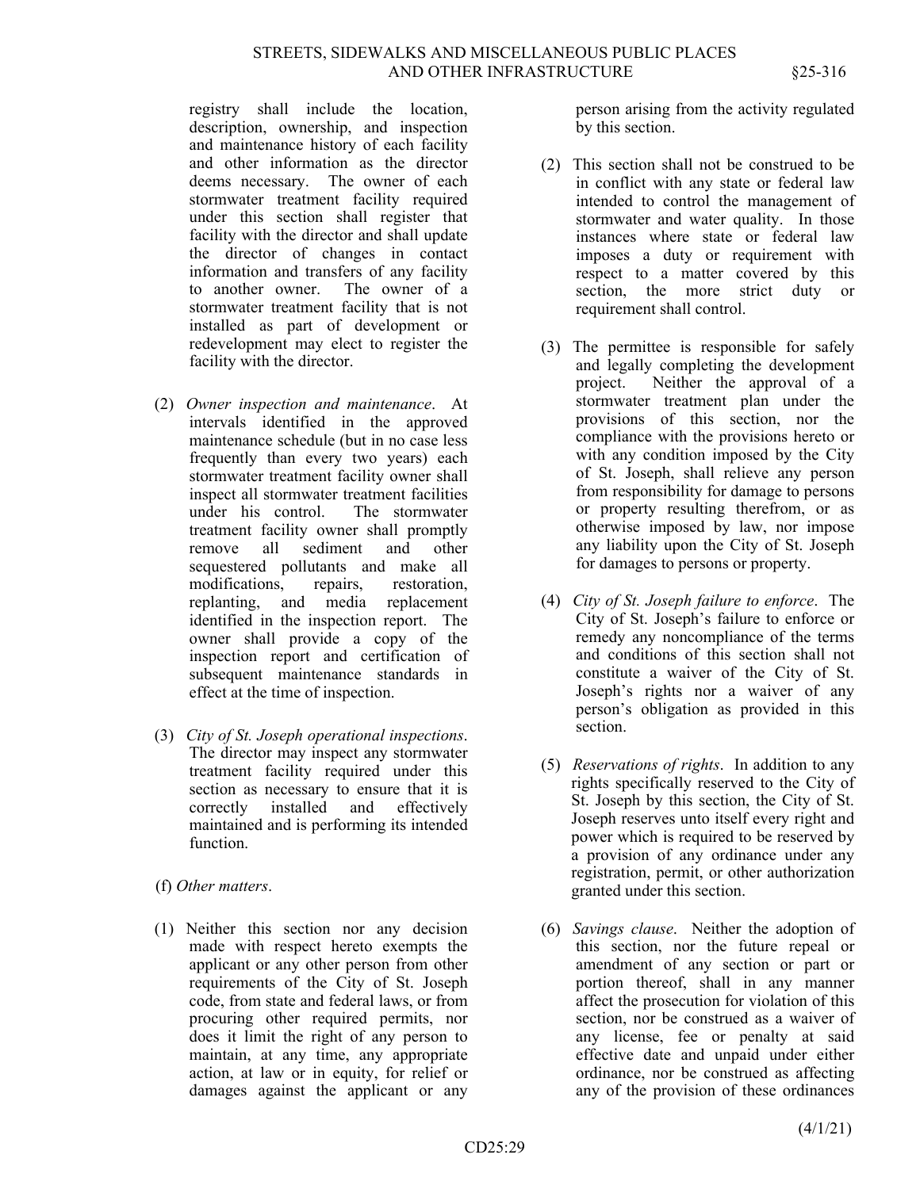registry shall include the location, description, ownership, and inspection and maintenance history of each facility and other information as the director deems necessary. The owner of each stormwater treatment facility required under this section shall register that facility with the director and shall update the director of changes in contact information and transfers of any facility to another owner. The owner of a stormwater treatment facility that is not installed as part of development or redevelopment may elect to register the facility with the director.

(2) *Owner inspection and maintenance*. At intervals identified in the approved maintenance schedule (but in no case less frequently than every two years) each stormwater treatment facility owner shall inspect all stormwater treatment facilities under his control. The stormwater treatment facility owner shall promptly remove all sediment and other sequestered pollutants and make all modifications, repairs, restoration, replanting, and media replacement identified in the inspection report. The owner shall provide a copy of the inspection report and certification of subsequent maintenance standards in effect at the time of inspection.

(3) *City of St. Joseph operational inspections*. The director may inspect any stormwater treatment facility required under this section as necessary to ensure that it is correctly installed and effectively maintained and is performing its intended function.

(f) *Other matters*.

(1) Neither this section nor any decision made with respect hereto exempts the applicant or any other person from other requirements of the City of St. Joseph code, from state and federal laws, or from procuring other required permits, nor does it limit the right of any person to maintain, at any time, any appropriate action, at law or in equity, for relief or damages against the applicant or any person arising from the activity regulated by this section.

(2) This section shall not be construed to be in conflict with any state or federal law intended to control the management of stormwater and water quality. In those instances where state or federal law imposes a duty or requirement with respect to a matter covered by this section, the more strict duty or requirement shall control.

(3) The permittee is responsible for safely and legally completing the development project. Neither the approval of a stormwater treatment plan under the provisions of this section, nor the compliance with the provisions hereto or with any condition imposed by the City of St. Joseph, shall relieve any person from responsibility for damage to persons or property resulting therefrom, or as otherwise imposed by law, nor impose any liability upon the City of St. Joseph for damages to persons or property.

(4) *City of St. Joseph failure to enforce*. The City of St. Joseph's failure to enforce or remedy any noncompliance of the terms and conditions of this section shall not constitute a waiver of the City of St. Joseph's rights nor a waiver of any person's obligation as provided in this section.

(5) *Reservations of rights*. In addition to any rights specifically reserved to the City of St. Joseph by this section, the City of St. Joseph reserves unto itself every right and power which is required to be reserved by a provision of any ordinance under any registration, permit, or other authorization granted under this section.

(6) *Savings clause*. Neither the adoption of this section, nor the future repeal or amendment of any section or part or portion thereof, shall in any manner affect the prosecution for violation of this section, nor be construed as a waiver of any license, fee or penalty at said effective date and unpaid under either ordinance, nor be construed as affecting any of the provision of these ordinances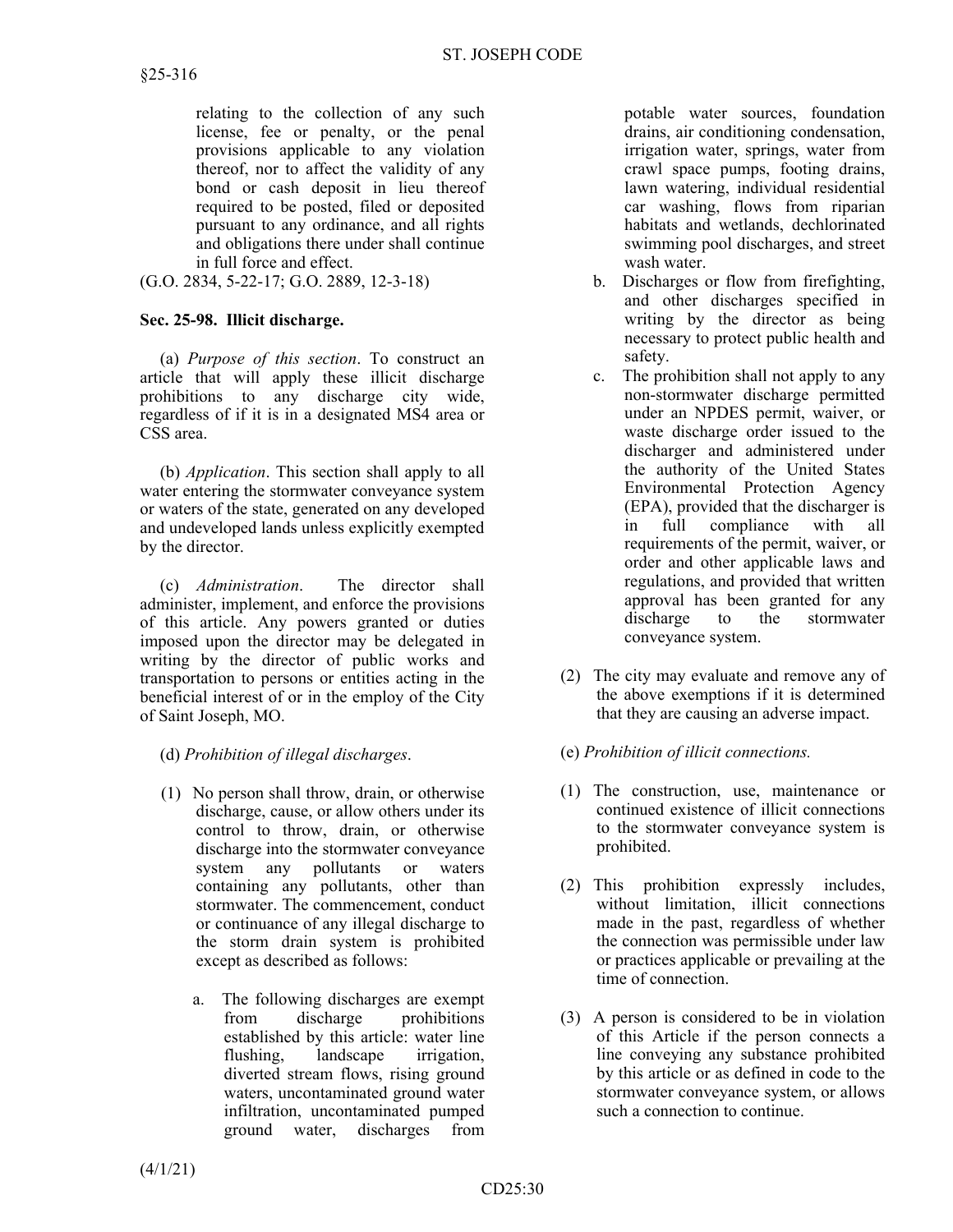relating to the collection of any such license, fee or penalty, or the penal provisions applicable to any violation thereof, nor to affect the validity of any bond or cash deposit in lieu thereof required to be posted, filed or deposited pursuant to any ordinance, and all rights and obligations there under shall continue in full force and effect.

(G.O. 2834, 5-22-17; G.O. 2889, 12-3-18)

**Sec. 25-98. Illicit discharge.**

(a) *Purpose of this section*. To construct an article that will apply these illicit discharge prohibitions to any discharge city wide, regardless of if it is in a designated MS4 area or CSS area.

(b) *Application*. This section shall apply to all water entering the stormwater conveyance system or waters of the state, generated on any developed and undeveloped lands unless explicitly exempted by the director.

(c) *Administration*. The director shall administer, implement, and enforce the provisions of this article. Any powers granted or duties imposed upon the director may be delegated in writing by the director of public works and transportation to persons or entities acting in the beneficial interest of or in the employ of the City of Saint Joseph, MO.

(d) *Prohibition of illegal discharges*.

(1) No person shall throw, drain, or otherwise discharge, cause, or allow others under its control to throw, drain, or otherwise discharge into the stormwater conveyance system any pollutants or waters containing any pollutants, other than stormwater. The commencement, conduct or continuance of any illegal discharge to the storm drain system is prohibited except as described as follows:

   a. The following discharges are exempt from discharge prohibitions established by this article: water line flushing, landscape irrigation, diverted stream flows, rising ground waters, uncontaminated ground water infiltration, uncontaminated pumped ground water, discharges from potable water sources, foundation drains, air conditioning condensation, irrigation water, springs, water from crawl space pumps, footing drains, lawn watering, individual residential car washing, flows from riparian habitats and wetlands, dechlorinated swimming pool discharges, and street wash water.

   b. Discharges or flow from firefighting, and other discharges specified in writing by the director as being necessary to protect public health and safety.

   c. The prohibition shall not apply to any non-stormwater discharge permitted under an NPDES permit, waiver, or waste discharge order issued to the discharger and administered under the authority of the United States Environmental Protection Agency (EPA), provided that the discharger is in full compliance with all requirements of the permit, waiver, or order and other applicable laws and regulations, and provided that written approval has been granted for any discharge to the stormwater conveyance system.

(2) The city may evaluate and remove any of the above exemptions if it is determined that they are causing an adverse impact.

(e) *Prohibition of illicit connections.*

(1) The construction, use, maintenance or continued existence of illicit connections to the stormwater conveyance system is prohibited.

(2) This prohibition expressly includes, without limitation, illicit connections made in the past, regardless of whether the connection was permissible under law or practices applicable or prevailing at the time of connection.

(3) A person is considered to be in violation of this Article if the person connects a line conveying any substance prohibited by this article or as defined in code to the stormwater conveyance system, or allows such a connection to continue.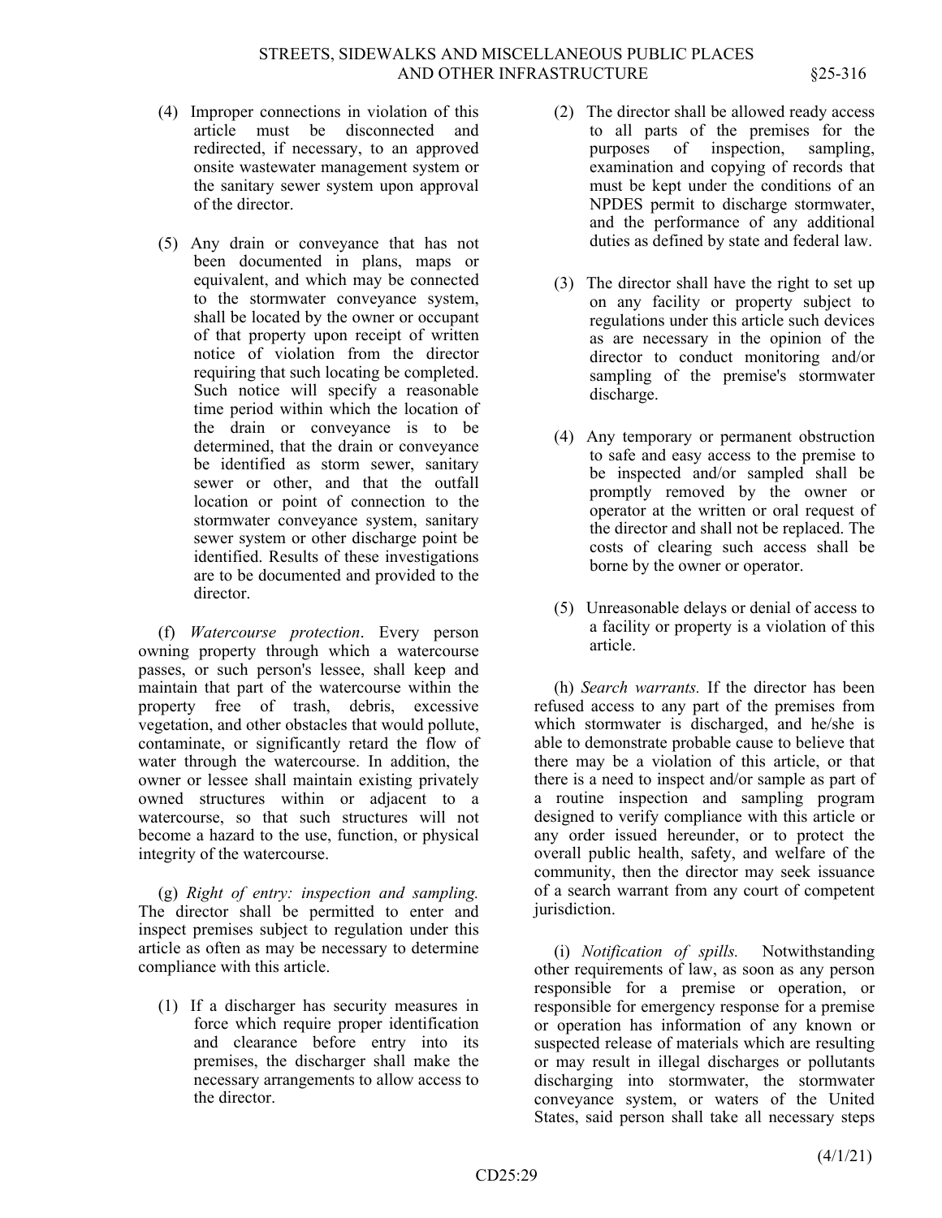(4) Improper connections in violation of this article must be disconnected and redirected, if necessary, to an approved onsite wastewater management system or the sanitary sewer system upon approval of the director.

(5) Any drain or conveyance that has not been documented in plans, maps or equivalent, and which may be connected to the stormwater conveyance system, shall be located by the owner or occupant of that property upon receipt of written notice of violation from the director requiring that such locating be completed. Such notice will specify a reasonable time period within which the location of the drain or conveyance is to be determined, that the drain or conveyance be identified as storm sewer, sanitary sewer or other, and that the outfall location or point of connection to the stormwater conveyance system, sanitary sewer system or other discharge point be identified. Results of these investigations are to be documented and provided to the director.

(f) *Watercourse protection*. Every person owning property through which a watercourse passes, or such person's lessee, shall keep and maintain that part of the watercourse within the property free of trash, debris, excessive vegetation, and other obstacles that would pollute, contaminate, or significantly retard the flow of water through the watercourse. In addition, the owner or lessee shall maintain existing privately owned structures within or adjacent to a watercourse, so that such structures will not become a hazard to the use, function, or physical integrity of the watercourse.

(g) *Right of entry: inspection and sampling.* The director shall be permitted to enter and inspect premises subject to regulation under this article as often as may be necessary to determine compliance with this article.

(1) If a discharger has security measures in force which require proper identification and clearance before entry into its premises, the discharger shall make the necessary arrangements to allow access to the director.

(2) The director shall be allowed ready access to all parts of the premises for the purposes of inspection, sampling, examination and copying of records that must be kept under the conditions of an NPDES permit to discharge stormwater, and the performance of any additional duties as defined by state and federal law.

(3) The director shall have the right to set up on any facility or property subject to regulations under this article such devices as are necessary in the opinion of the director to conduct monitoring and/or sampling of the premise's stormwater discharge.

(4) Any temporary or permanent obstruction to safe and easy access to the premise to be inspected and/or sampled shall be promptly removed by the owner or operator at the written or oral request of the director and shall not be replaced. The costs of clearing such access shall be borne by the owner or operator.

(5) Unreasonable delays or denial of access to a facility or property is a violation of this article.

(h) *Search warrants.* If the director has been refused access to any part of the premises from which stormwater is discharged, and he/she is able to demonstrate probable cause to believe that there may be a violation of this article, or that there is a need to inspect and/or sample as part of a routine inspection and sampling program designed to verify compliance with this article or any order issued hereunder, or to protect the overall public health, safety, and welfare of the community, then the director may seek issuance of a search warrant from any court of competent jurisdiction.

(i) *Notification of spills.* Notwithstanding other requirements of law, as soon as any person responsible for a premise or operation, or responsible for emergency response for a premise or operation has information of any known or suspected release of materials which are resulting or may result in illegal discharges or pollutants discharging into stormwater, the stormwater conveyance system, or waters of the United States, said person shall take all necessary steps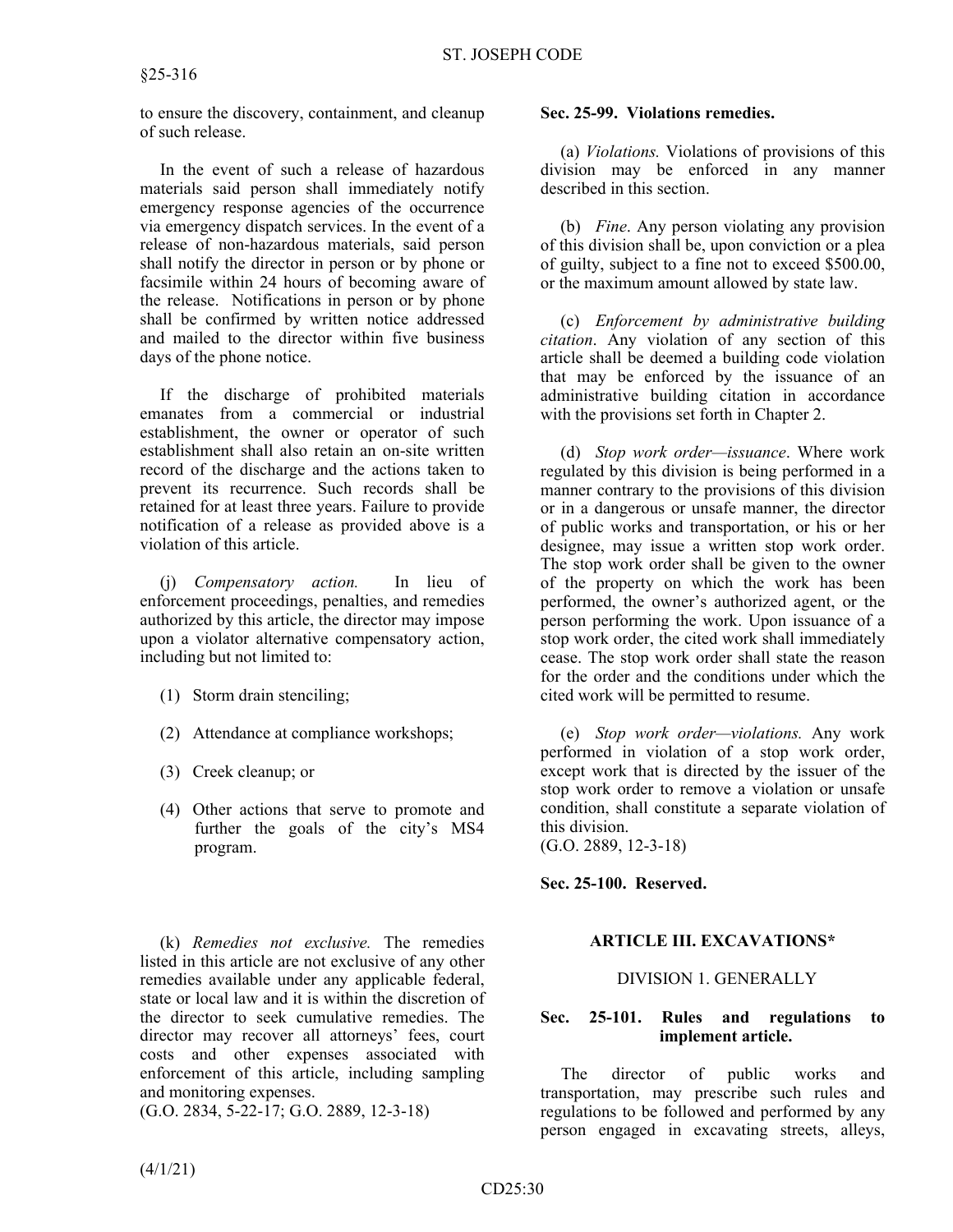to ensure the discovery, containment, and cleanup of such release.

In the event of such a release of hazardous materials said person shall immediately notify emergency response agencies of the occurrence via emergency dispatch services. In the event of a release of non-hazardous materials, said person shall notify the director in person or by phone or facsimile within 24 hours of becoming aware of the release. Notifications in person or by phone shall be confirmed by written notice addressed and mailed to the director within five business days of the phone notice.

If the discharge of prohibited materials emanates from a commercial or industrial establishment, the owner or operator of such establishment shall also retain an on-site written record of the discharge and the actions taken to prevent its recurrence. Such records shall be retained for at least three years. Failure to provide notification of a release as provided above is a violation of this article.

(j) *Compensatory action.* In lieu of enforcement proceedings, penalties, and remedies authorized by this article, the director may impose upon a violator alternative compensatory action, including but not limited to:

(1) Storm drain stenciling;

(2) Attendance at compliance workshops;

(3) Creek cleanup; or

(4) Other actions that serve to promote and further the goals of the city's MS4 program.

(k) *Remedies not exclusive.* The remedies listed in this article are not exclusive of any other remedies available under any applicable federal, state or local law and it is within the discretion of the director to seek cumulative remedies. The director may recover all attorneys' fees, court costs and other expenses associated with enforcement of this article, including sampling and monitoring expenses.
(G.O. 2834, 5-22-17; G.O. 2889, 12-3-18)

**Sec. 25-99. Violations remedies.**

(a) *Violations.* Violations of provisions of this division may be enforced in any manner described in this section.

(b) *Fine*. Any person violating any provision of this division shall be, upon conviction or a plea of guilty, subject to a fine not to exceed $500.00, or the maximum amount allowed by state law.

(c) *Enforcement by administrative building citation*. Any violation of any section of this article shall be deemed a building code violation that may be enforced by the issuance of an administrative building citation in accordance with the provisions set forth in Chapter 2.

(d) *Stop work order—issuance*. Where work regulated by this division is being performed in a manner contrary to the provisions of this division or in a dangerous or unsafe manner, the director of public works and transportation, or his or her designee, may issue a written stop work order. The stop work order shall be given to the owner of the property on which the work has been performed, the owner's authorized agent, or the person performing the work. Upon issuance of a stop work order, the cited work shall immediately cease. The stop work order shall state the reason for the order and the conditions under which the cited work will be permitted to resume.

(e) *Stop work order—violations.* Any work performed in violation of a stop work order, except work that is directed by the issuer of the stop work order to remove a violation or unsafe condition, shall constitute a separate violation of this division.
(G.O. 2889, 12-3-18)

**Sec. 25-100. Reserved.**

## ARTICLE III. EXCAVATIONS*

### DIVISION 1. GENERALLY

**Sec. 25-101. Rules and regulations to implement article.**

The director of public works and transportation, may prescribe such rules and regulations to be followed and performed by any person engaged in excavating streets, alleys,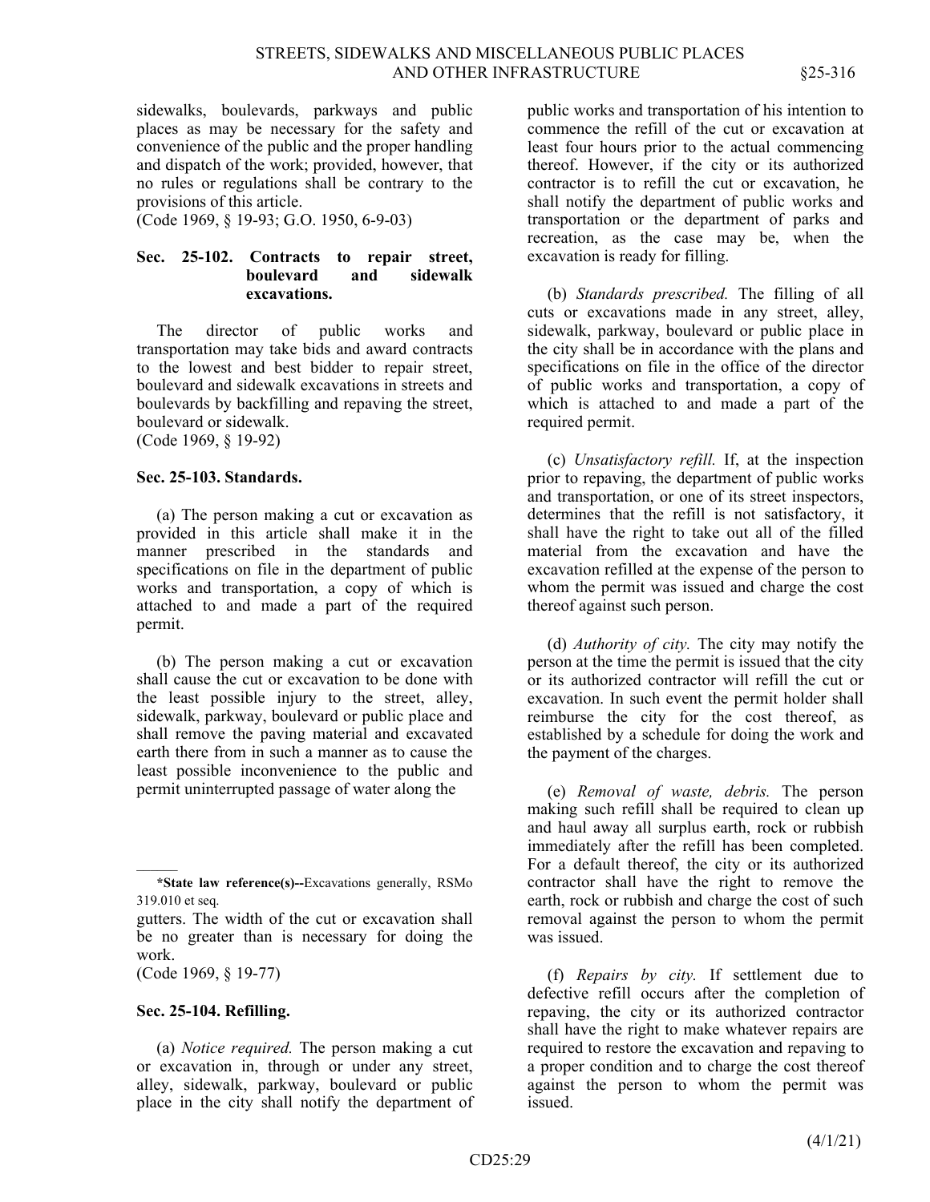sidewalks, boulevards, parkways and public places as may be necessary for the safety and convenience of the public and the proper handling and dispatch of the work; provided, however, that no rules or regulations shall be contrary to the provisions of this article.
(Code 1969, § 19-93; G.O. 1950, 6-9-03)

**Sec. 25-102. Contracts to repair street, boulevard and sidewalk excavations.**

The director of public works and transportation may take bids and award contracts to the lowest and best bidder to repair street, boulevard and sidewalk excavations in streets and boulevards by backfilling and repaving the street, boulevard or sidewalk.
(Code 1969, § 19-92)

**Sec. 25-103. Standards.**

(a) The person making a cut or excavation as provided in this article shall make it in the manner prescribed in the standards and specifications on file in the department of public works and transportation, a copy of which is attached to and made a part of the required permit.

(b) The person making a cut or excavation shall cause the cut or excavation to be done with the least possible injury to the street, alley, sidewalk, parkway, boulevard or public place and shall remove the paving material and excavated earth there from in such a manner as to cause the least possible inconvenience to the public and permit uninterrupted passage of water along the gutters. The width of the cut or excavation shall be no greater than is necessary for doing the work.
(Code 1969, § 19-77)

**Sec. 25-104. Refilling.**

(a) *Notice required.* The person making a cut or excavation in, through or under any street, alley, sidewalk, parkway, boulevard or public place in the city shall notify the department of public works and transportation of his intention to commence the refill of the cut or excavation at least four hours prior to the actual commencing thereof. However, if the city or its authorized contractor is to refill the cut or excavation, he shall notify the department of public works and transportation or the department of parks and recreation, as the case may be, when the excavation is ready for filling.

(b) *Standards prescribed.* The filling of all cuts or excavations made in any street, alley, sidewalk, parkway, boulevard or public place in the city shall be in accordance with the plans and specifications on file in the office of the director of public works and transportation, a copy of which is attached to and made a part of the required permit.

(c) *Unsatisfactory refill.* If, at the inspection prior to repaving, the department of public works and transportation, or one of its street inspectors, determines that the refill is not satisfactory, it shall have the right to take out all of the filled material from the excavation and have the excavation refilled at the expense of the person to whom the permit was issued and charge the cost thereof against such person.

(d) *Authority of city.* The city may notify the person at the time the permit is issued that the city or its authorized contractor will refill the cut or excavation. In such event the permit holder shall reimburse the city for the cost thereof, as established by a schedule for doing the work and the payment of the charges.

(e) *Removal of waste, debris.* The person making such refill shall be required to clean up and haul away all surplus earth, rock or rubbish immediately after the refill has been completed. For a default thereof, the city or its authorized contractor shall have the right to remove the earth, rock or rubbish and charge the cost of such removal against the person to whom the permit was issued.

(f) *Repairs by city.* If settlement due to defective refill occurs after the completion of repaving, the city or its authorized contractor shall have the right to make whatever repairs are required to restore the excavation and repaving to a proper condition and to charge the cost thereof against the person to whom the permit was issued.

---

**\*State law reference(s)--**Excavations generally, RSMo 319.010 et seq.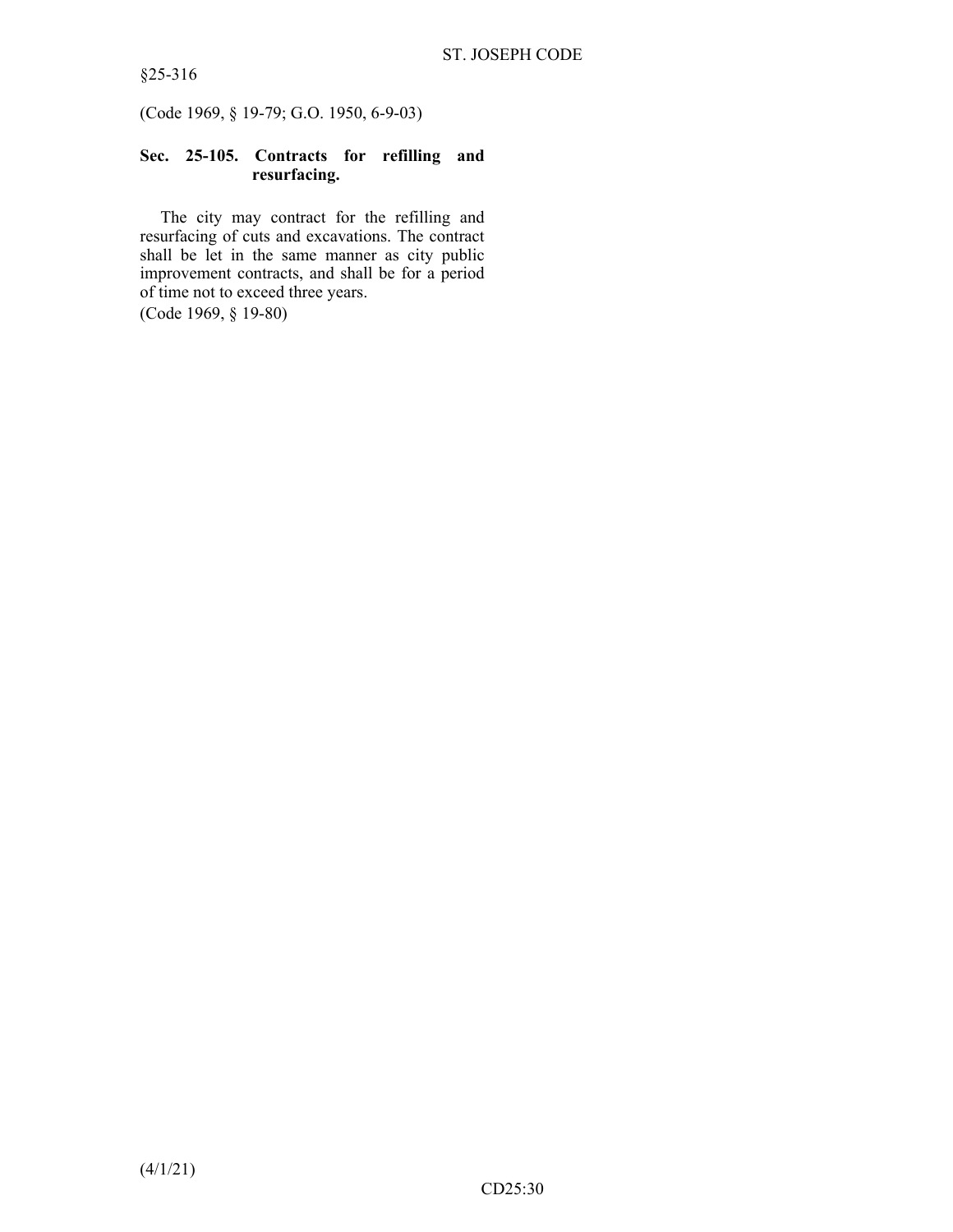(Code 1969, § 19-79; G.O. 1950, 6-9-03)

### Sec. 25-105. Contracts for refilling and resurfacing.

The city may contract for the refilling and resurfacing of cuts and excavations. The contract shall be let in the same manner as city public improvement contracts, and shall be for a period of time not to exceed three years.

(Code 1969, § 19-80)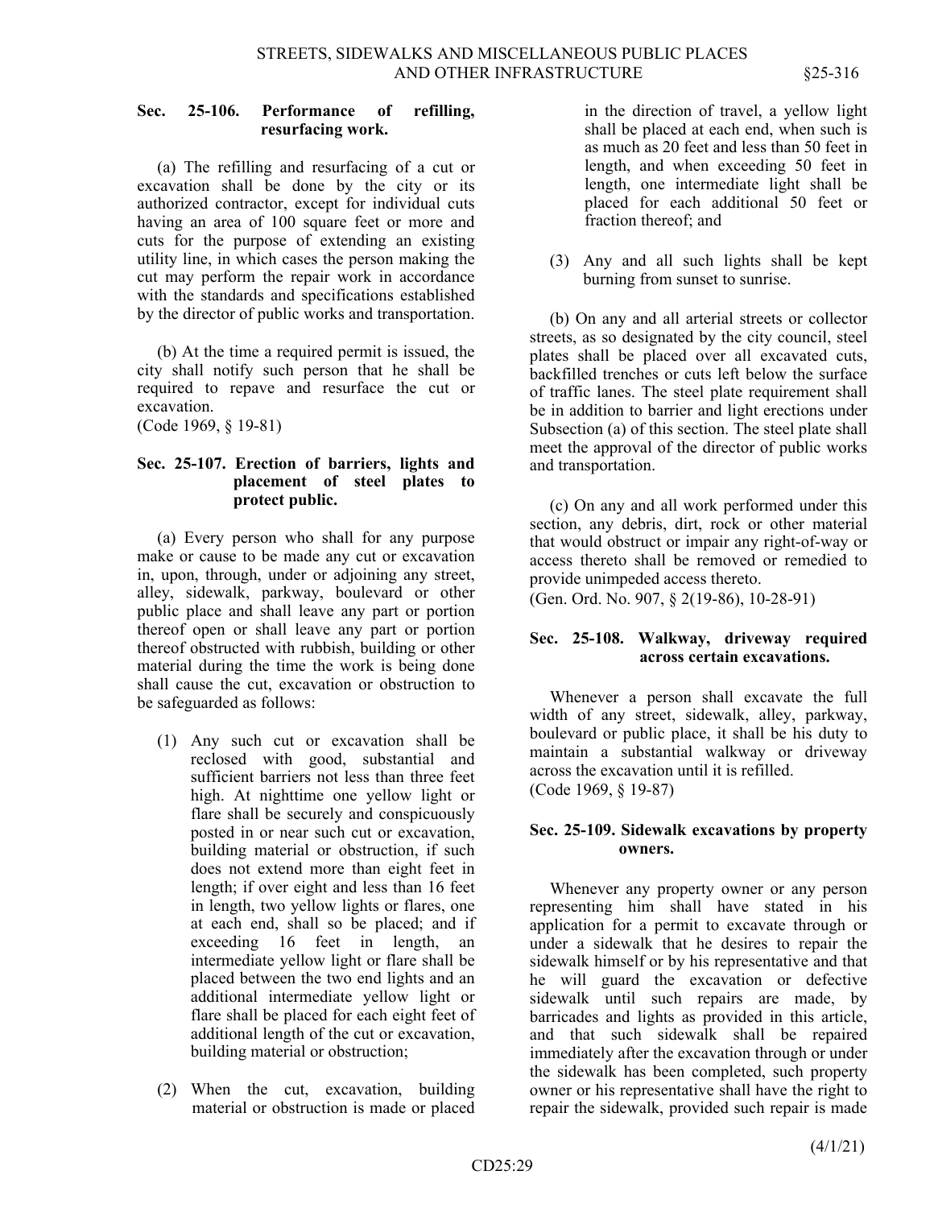### Sec. 25-106. Performance of refilling, resurfacing work.

(a) The refilling and resurfacing of a cut or excavation shall be done by the city or its authorized contractor, except for individual cuts having an area of 100 square feet or more and cuts for the purpose of extending an existing utility line, in which cases the person making the cut may perform the repair work in accordance with the standards and specifications established by the director of public works and transportation.

(b) At the time a required permit is issued, the city shall notify such person that he shall be required to repave and resurface the cut or excavation.
(Code 1969, § 19-81)

### Sec. 25-107. Erection of barriers, lights and placement of steel plates to protect public.

(a) Every person who shall for any purpose make or cause to be made any cut or excavation in, upon, through, under or adjoining any street, alley, sidewalk, parkway, boulevard or other public place and shall leave any part or portion thereof open or shall leave any part or portion thereof obstructed with rubbish, building or other material during the time the work is being done shall cause the cut, excavation or obstruction to be safeguarded as follows:

(1) Any such cut or excavation shall be reclosed with good, substantial and sufficient barriers not less than three feet high. At nighttime one yellow light or flare shall be securely and conspicuously posted in or near such cut or excavation, building material or obstruction, if such does not extend more than eight feet in length; if over eight and less than 16 feet in length, two yellow lights or flares, one at each end, shall so be placed; and if exceeding 16 feet in length, an intermediate yellow light or flare shall be placed between the two end lights and an additional intermediate yellow light or flare shall be placed for each eight feet of additional length of the cut or excavation, building material or obstruction;

(2) When the cut, excavation, building material or obstruction is made or placed in the direction of travel, a yellow light shall be placed at each end, when such is as much as 20 feet and less than 50 feet in length, and when exceeding 50 feet in length, one intermediate light shall be placed for each additional 50 feet or fraction thereof; and

(3) Any and all such lights shall be kept burning from sunset to sunrise.

(b) On any and all arterial streets or collector streets, as so designated by the city council, steel plates shall be placed over all excavated cuts, backfilled trenches or cuts left below the surface of traffic lanes. The steel plate requirement shall be in addition to barrier and light erections under Subsection (a) of this section. The steel plate shall meet the approval of the director of public works and transportation.

(c) On any and all work performed under this section, any debris, dirt, rock or other material that would obstruct or impair any right-of-way or access thereto shall be removed or remedied to provide unimpeded access thereto.
(Gen. Ord. No. 907, § 2(19-86), 10-28-91)

### Sec. 25-108. Walkway, driveway required across certain excavations.

Whenever a person shall excavate the full width of any street, sidewalk, alley, parkway, boulevard or public place, it shall be his duty to maintain a substantial walkway or driveway across the excavation until it is refilled.
(Code 1969, § 19-87)

### Sec. 25-109. Sidewalk excavations by property owners.

Whenever any property owner or any person representing him shall have stated in his application for a permit to excavate through or under a sidewalk that he desires to repair the sidewalk himself or by his representative and that he will guard the excavation or defective sidewalk until such repairs are made, by barricades and lights as provided in this article, and that such sidewalk shall be repaired immediately after the excavation through or under the sidewalk has been completed, such property owner or his representative shall have the right to repair the sidewalk, provided such repair is made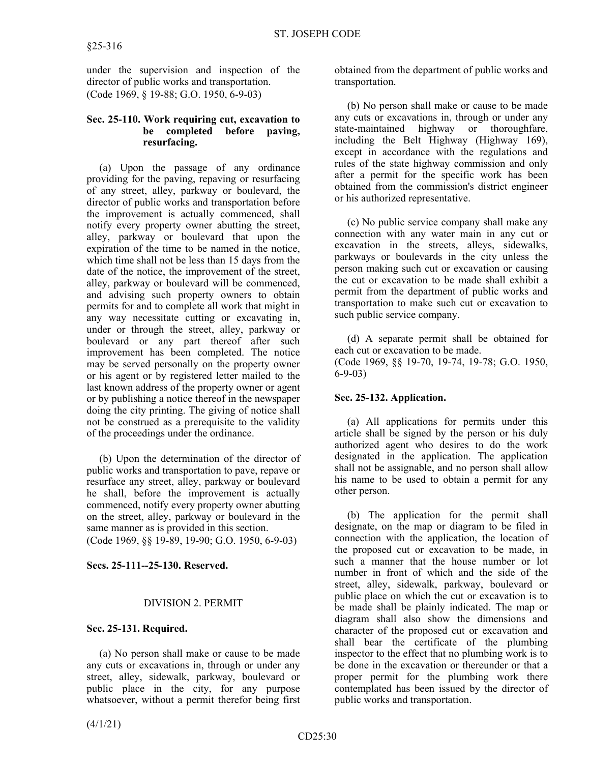under the supervision and inspection of the director of public works and transportation.
(Code 1969, § 19-88; G.O. 1950, 6-9-03)

### Sec. 25-110. Work requiring cut, excavation to be completed before paving, resurfacing.

(a) Upon the passage of any ordinance providing for the paving, repaving or resurfacing of any street, alley, parkway or boulevard, the director of public works and transportation before the improvement is actually commenced, shall notify every property owner abutting the street, alley, parkway or boulevard that upon the expiration of the time to be named in the notice, which time shall not be less than 15 days from the date of the notice, the improvement of the street, alley, parkway or boulevard will be commenced, and advising such property owners to obtain permits for and to complete all work that might in any way necessitate cutting or excavating in, under or through the street, alley, parkway or boulevard or any part thereof after such improvement has been completed. The notice may be served personally on the property owner or his agent or by registered letter mailed to the last known address of the property owner or agent or by publishing a notice thereof in the newspaper doing the city printing. The giving of notice shall not be construed as a prerequisite to the validity of the proceedings under the ordinance.

(b) Upon the determination of the director of public works and transportation to pave, repave or resurface any street, alley, parkway or boulevard he shall, before the improvement is actually commenced, notify every property owner abutting on the street, alley, parkway or boulevard in the same manner as is provided in this section.
(Code 1969, §§ 19-89, 19-90; G.O. 1950, 6-9-03)

### Secs. 25-111--25-130. Reserved.

## DIVISION 2. PERMIT

### Sec. 25-131. Required.

(a) No person shall make or cause to be made any cuts or excavations in, through or under any street, alley, sidewalk, parkway, boulevard or public place in the city, for any purpose whatsoever, without a permit therefor being first obtained from the department of public works and transportation.

(b) No person shall make or cause to be made any cuts or excavations in, through or under any state-maintained highway or thoroughfare, including the Belt Highway (Highway 169), except in accordance with the regulations and rules of the state highway commission and only after a permit for the specific work has been obtained from the commission's district engineer or his authorized representative.

(c) No public service company shall make any connection with any water main in any cut or excavation in the streets, alleys, sidewalks, parkways or boulevards in the city unless the person making such cut or excavation or causing the cut or excavation to be made shall exhibit a permit from the department of public works and transportation to make such cut or excavation to such public service company.

(d) A separate permit shall be obtained for each cut or excavation to be made.
(Code 1969, §§ 19-70, 19-74, 19-78; G.O. 1950, 6-9-03)

### Sec. 25-132. Application.

(a) All applications for permits under this article shall be signed by the person or his duly authorized agent who desires to do the work designated in the application. The application shall not be assignable, and no person shall allow his name to be used to obtain a permit for any other person.

(b) The application for the permit shall designate, on the map or diagram to be filed in connection with the application, the location of the proposed cut or excavation to be made, in such a manner that the house number or lot number in front of which and the side of the street, alley, sidewalk, parkway, boulevard or public place on which the cut or excavation is to be made shall be plainly indicated. The map or diagram shall also show the dimensions and character of the proposed cut or excavation and shall bear the certificate of the plumbing inspector to the effect that no plumbing work is to be done in the excavation or thereunder or that a proper permit for the plumbing work there contemplated has been issued by the director of public works and transportation.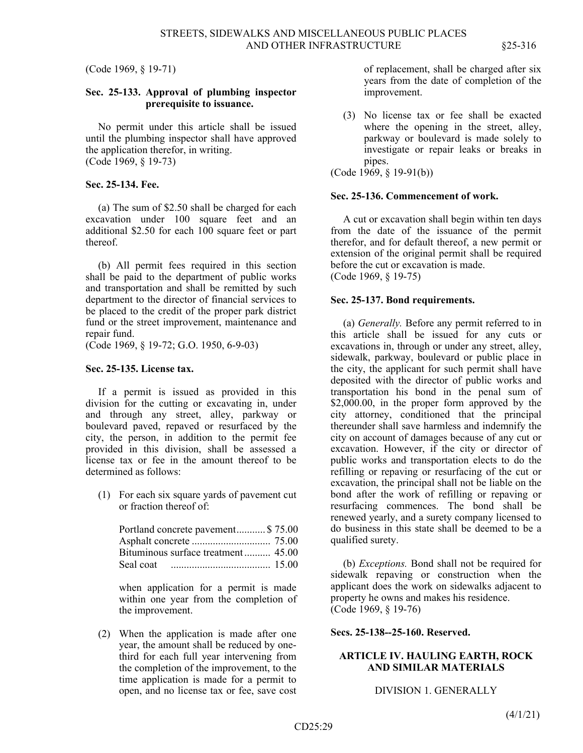(Code 1969, § 19-71)

**Sec. 25-133. Approval of plumbing inspector prerequisite to issuance.**

No permit under this article shall be issued until the plumbing inspector shall have approved the application therefor, in writing.
(Code 1969, § 19-73)

**Sec. 25-134. Fee.**

(a) The sum of $2.50 shall be charged for each excavation under 100 square feet and an additional $2.50 for each 100 square feet or part thereof.

(b) All permit fees required in this section shall be paid to the department of public works and transportation and shall be remitted by such department to the director of financial services to be placed to the credit of the proper park district fund or the street improvement, maintenance and repair fund.
(Code 1969, § 19-72; G.O. 1950, 6-9-03)

**Sec. 25-135. License tax.**

If a permit is issued as provided in this division for the cutting or excavating in, under and through any street, alley, parkway or boulevard paved, repaved or resurfaced by the city, the person, in addition to the permit fee provided in this division, shall be assessed a license tax or fee in the amount thereof to be determined as follows:

(1) For each six square yards of pavement cut or fraction thereof of:

| | |
|---|---|
| Portland concrete pavement | $ 75.00 |
| Asphalt concrete | 75.00 |
| Bituminous surface treatment | 45.00 |
| Seal coat | 15.00 |

when application for a permit is made within one year from the completion of the improvement.

(2) When the application is made after one year, the amount shall be reduced by one-third for each full year intervening from the completion of the improvement, to the time application is made for a permit to open, and no license tax or fee, save cost of replacement, shall be charged after six years from the date of completion of the improvement.

(3) No license tax or fee shall be exacted where the opening in the street, alley, parkway or boulevard is made solely to investigate or repair leaks or breaks in pipes.

(Code 1969, § 19-91(b))

**Sec. 25-136. Commencement of work.**

A cut or excavation shall begin within ten days from the date of the issuance of the permit therefor, and for default thereof, a new permit or extension of the original permit shall be required before the cut or excavation is made.
(Code 1969, § 19-75)

**Sec. 25-137. Bond requirements.**

(a) *Generally.* Before any permit referred to in this article shall be issued for any cuts or excavations in, through or under any street, alley, sidewalk, parkway, boulevard or public place in the city, the applicant for such permit shall have deposited with the director of public works and transportation his bond in the penal sum of $2,000.00, in the proper form approved by the city attorney, conditioned that the principal thereunder shall save harmless and indemnify the city on account of damages because of any cut or excavation. However, if the city or director of public works and transportation elects to do the refilling or repaving or resurfacing of the cut or excavation, the principal shall not be liable on the bond after the work of refilling or repaving or resurfacing commences. The bond shall be renewed yearly, and a surety company licensed to do business in this state shall be deemed to be a qualified surety.

(b) *Exceptions.* Bond shall not be required for sidewalk repaving or construction when the applicant does the work on sidewalks adjacent to property he owns and makes his residence.
(Code 1969, § 19-76)

**Secs. 25-138--25-160. Reserved.**

## ARTICLE IV. HAULING EARTH, ROCK AND SIMILAR MATERIALS

### DIVISION 1. GENERALLY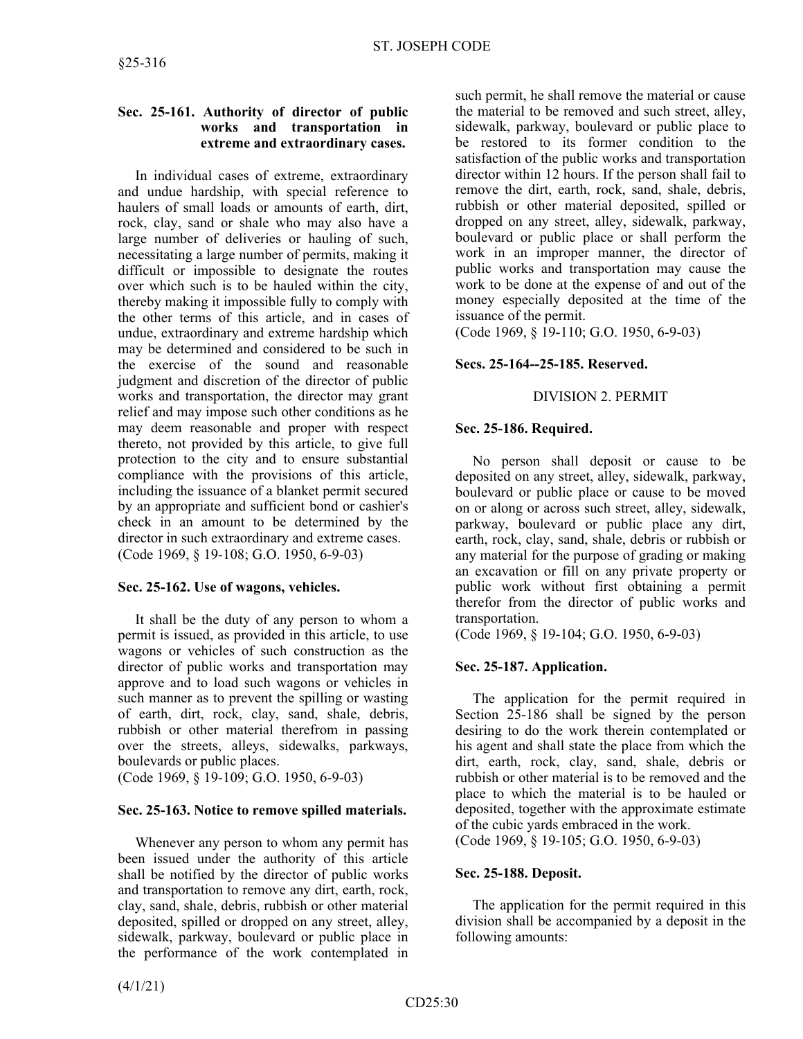### Sec. 25-161. Authority of director of public works and transportation in extreme and extraordinary cases.

In individual cases of extreme, extraordinary and undue hardship, with special reference to haulers of small loads or amounts of earth, dirt, rock, clay, sand or shale who may also have a large number of deliveries or hauling of such, necessitating a large number of permits, making it difficult or impossible to designate the routes over which such is to be hauled within the city, thereby making it impossible fully to comply with the other terms of this article, and in cases of undue, extraordinary and extreme hardship which may be determined and considered to be such in the exercise of the sound and reasonable judgment and discretion of the director of public works and transportation, the director may grant relief and may impose such other conditions as he may deem reasonable and proper with respect thereto, not provided by this article, to give full protection to the city and to ensure substantial compliance with the provisions of this article, including the issuance of a blanket permit secured by an appropriate and sufficient bond or cashier's check in an amount to be determined by the director in such extraordinary and extreme cases.
(Code 1969, § 19-108; G.O. 1950, 6-9-03)

### Sec. 25-162. Use of wagons, vehicles.

It shall be the duty of any person to whom a permit is issued, as provided in this article, to use wagons or vehicles of such construction as the director of public works and transportation may approve and to load such wagons or vehicles in such manner as to prevent the spilling or wasting of earth, dirt, rock, clay, sand, shale, debris, rubbish or other material therefrom in passing over the streets, alleys, sidewalks, parkways, boulevards or public places.
(Code 1969, § 19-109; G.O. 1950, 6-9-03)

### Sec. 25-163. Notice to remove spilled materials.

Whenever any person to whom any permit has been issued under the authority of this article shall be notified by the director of public works and transportation to remove any dirt, earth, rock, clay, sand, shale, debris, rubbish or other material deposited, spilled or dropped on any street, alley, sidewalk, parkway, boulevard or public place in the performance of the work contemplated in such permit, he shall remove the material or cause the material to be removed and such street, alley, sidewalk, parkway, boulevard or public place to be restored to its former condition to the satisfaction of the public works and transportation director within 12 hours. If the person shall fail to remove the dirt, earth, rock, sand, shale, debris, rubbish or other material deposited, spilled or dropped on any street, alley, sidewalk, parkway, boulevard or public place or shall perform the work in an improper manner, the director of public works and transportation may cause the work to be done at the expense of and out of the money especially deposited at the time of the issuance of the permit.
(Code 1969, § 19-110; G.O. 1950, 6-9-03)

### Secs. 25-164--25-185. Reserved.

## DIVISION 2. PERMIT

### Sec. 25-186. Required.

No person shall deposit or cause to be deposited on any street, alley, sidewalk, parkway, boulevard or public place or cause to be moved on or along or across such street, alley, sidewalk, parkway, boulevard or public place any dirt, earth, rock, clay, sand, shale, debris or rubbish or any material for the purpose of grading or making an excavation or fill on any private property or public work without first obtaining a permit therefor from the director of public works and transportation.
(Code 1969, § 19-104; G.O. 1950, 6-9-03)

### Sec. 25-187. Application.

The application for the permit required in Section 25-186 shall be signed by the person desiring to do the work therein contemplated or his agent and shall state the place from which the dirt, earth, rock, clay, sand, shale, debris or rubbish or other material is to be removed and the place to which the material is to be hauled or deposited, together with the approximate estimate of the cubic yards embraced in the work.
(Code 1969, § 19-105; G.O. 1950, 6-9-03)

### Sec. 25-188. Deposit.

The application for the permit required in this division shall be accompanied by a deposit in the following amounts: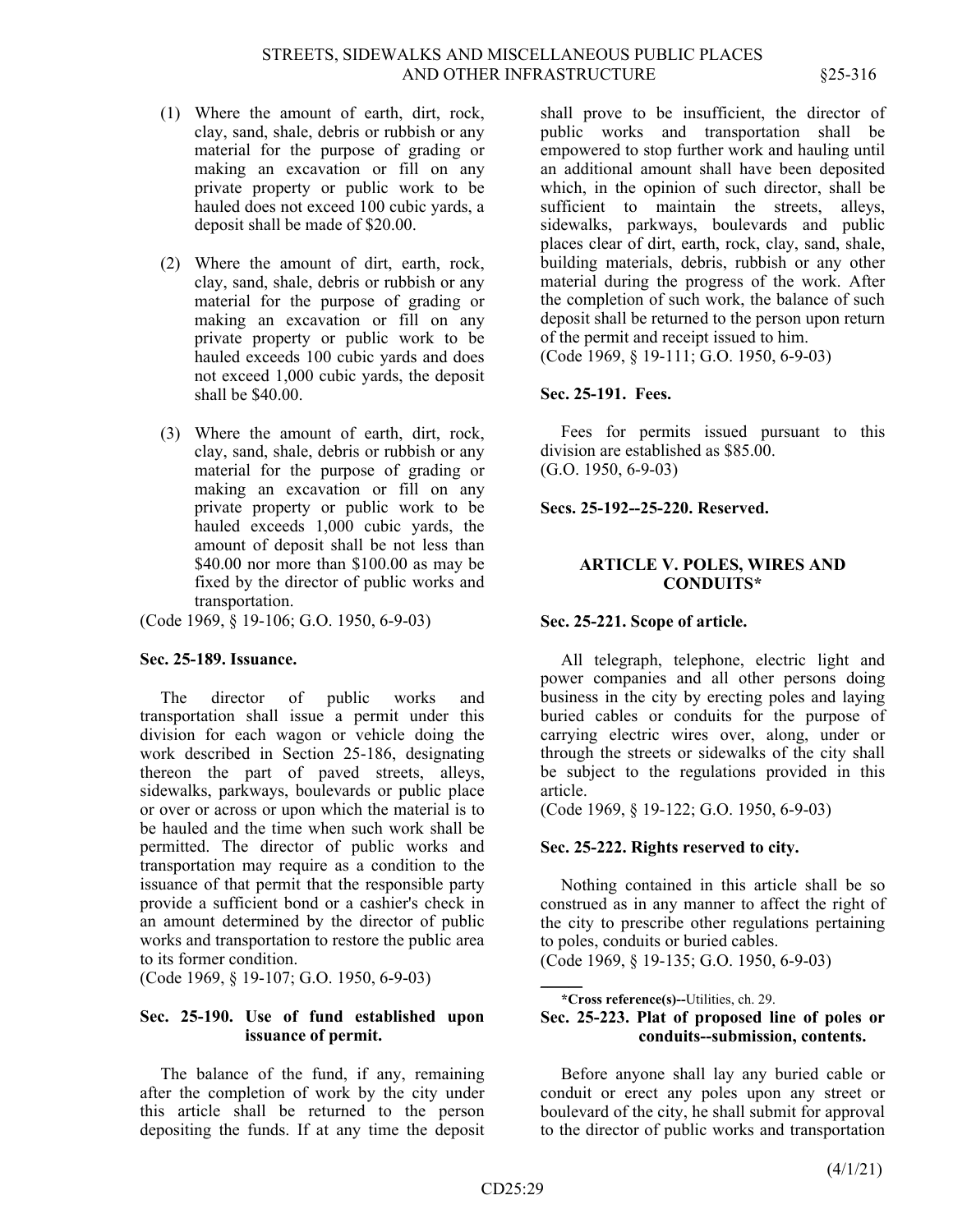(1) Where the amount of earth, dirt, rock, clay, sand, shale, debris or rubbish or any material for the purpose of grading or making an excavation or fill on any private property or public work to be hauled does not exceed 100 cubic yards, a deposit shall be made of $20.00.

(2) Where the amount of dirt, earth, rock, clay, sand, shale, debris or rubbish or any material for the purpose of grading or making an excavation or fill on any private property or public work to be hauled exceeds 100 cubic yards and does not exceed 1,000 cubic yards, the deposit shall be $40.00.

(3) Where the amount of earth, dirt, rock, clay, sand, shale, debris or rubbish or any material for the purpose of grading or making an excavation or fill on any private property or public work to be hauled exceeds 1,000 cubic yards, the amount of deposit shall be not less than $40.00 nor more than $100.00 as may be fixed by the director of public works and transportation.

(Code 1969, § 19-106; G.O. 1950, 6-9-03)

**Sec. 25-189. Issuance.**

The director of public works and transportation shall issue a permit under this division for each wagon or vehicle doing the work described in Section 25-186, designating thereon the part of paved streets, alleys, sidewalks, parkways, boulevards or public place or over or across or upon which the material is to be hauled and the time when such work shall be permitted. The director of public works and transportation may require as a condition to the issuance of that permit that the responsible party provide a sufficient bond or a cashier's check in an amount determined by the director of public works and transportation to restore the public area to its former condition.

(Code 1969, § 19-107; G.O. 1950, 6-9-03)

**Sec. 25-190. Use of fund established upon issuance of permit.**

The balance of the fund, if any, remaining after the completion of work by the city under this article shall be returned to the person depositing the funds. If at any time the deposit shall prove to be insufficient, the director of public works and transportation shall be empowered to stop further work and hauling until an additional amount shall have been deposited which, in the opinion of such director, shall be sufficient to maintain the streets, alleys, sidewalks, parkways, boulevards and public places clear of dirt, earth, rock, clay, sand, shale, building materials, debris, rubbish or any other material during the progress of the work. After the completion of such work, the balance of such deposit shall be returned to the person upon return of the permit and receipt issued to him.

(Code 1969, § 19-111; G.O. 1950, 6-9-03)

**Sec. 25-191. Fees.**

Fees for permits issued pursuant to this division are established as $85.00.

(G.O. 1950, 6-9-03)

**Secs. 25-192--25-220. Reserved.**

## ARTICLE V. POLES, WIRES AND CONDUITS*

**Sec. 25-221. Scope of article.**

All telegraph, telephone, electric light and power companies and all other persons doing business in the city by erecting poles and laying buried cables or conduits for the purpose of carrying electric wires over, along, under or through the streets or sidewalks of the city shall be subject to the regulations provided in this article.

(Code 1969, § 19-122; G.O. 1950, 6-9-03)

**Sec. 25-222. Rights reserved to city.**

Nothing contained in this article shall be so construed as in any manner to affect the right of the city to prescribe other regulations pertaining to poles, conduits or buried cables.

(Code 1969, § 19-135; G.O. 1950, 6-9-03)

**Sec. 25-223. Plat of proposed line of poles or conduits--submission, contents.**

Before anyone shall lay any buried cable or conduit or erect any poles upon any street or boulevard of the city, he shall submit for approval to the director of public works and transportation

---

***Cross reference(s)**--Utilities, ch. 29.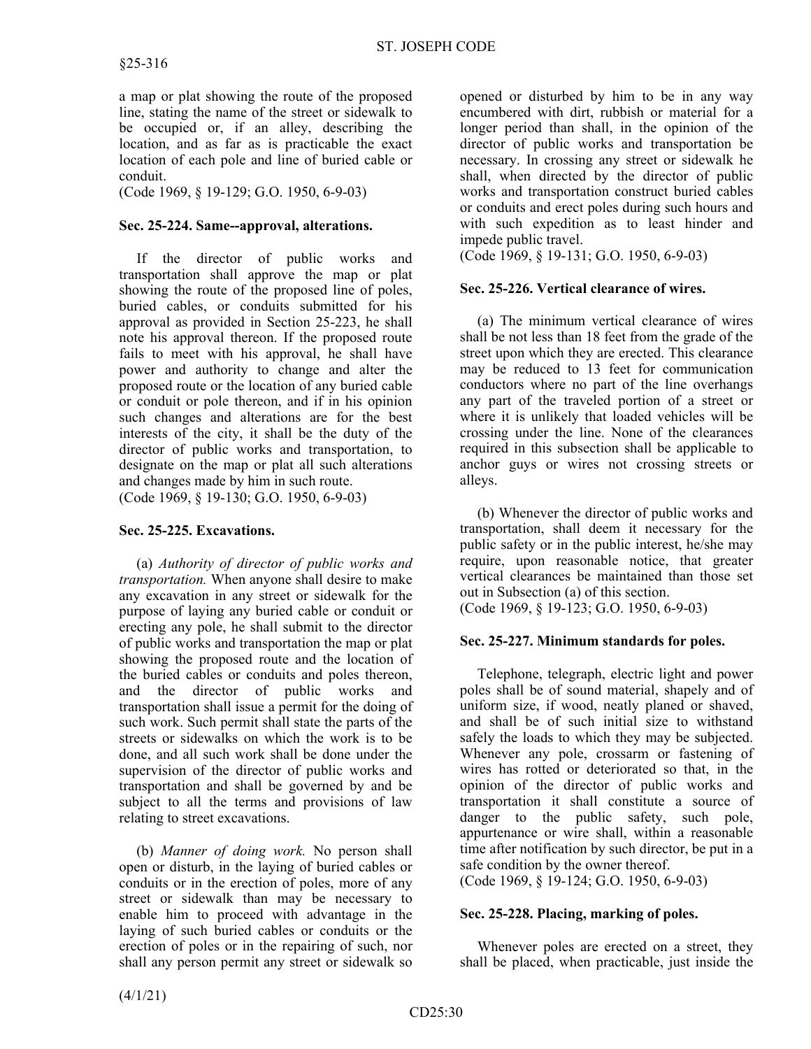a map or plat showing the route of the proposed line, stating the name of the street or sidewalk to be occupied or, if an alley, describing the location, and as far as is practicable the exact location of each pole and line of buried cable or conduit.
(Code 1969, § 19-129; G.O. 1950, 6-9-03)

**Sec. 25-224. Same--approval, alterations.**

If the director of public works and transportation shall approve the map or plat showing the route of the proposed line of poles, buried cables, or conduits submitted for his approval as provided in Section 25-223, he shall note his approval thereon. If the proposed route fails to meet with his approval, he shall have power and authority to change and alter the proposed route or the location of any buried cable or conduit or pole thereon, and if in his opinion such changes and alterations are for the best interests of the city, it shall be the duty of the director of public works and transportation, to designate on the map or plat all such alterations and changes made by him in such route.
(Code 1969, § 19-130; G.O. 1950, 6-9-03)

**Sec. 25-225. Excavations.**

(a) *Authority of director of public works and transportation.* When anyone shall desire to make any excavation in any street or sidewalk for the purpose of laying any buried cable or conduit or erecting any pole, he shall submit to the director of public works and transportation the map or plat showing the proposed route and the location of the buried cables or conduits and poles thereon, and the director of public works and transportation shall issue a permit for the doing of such work. Such permit shall state the parts of the streets or sidewalks on which the work is to be done, and all such work shall be done under the supervision of the director of public works and transportation and shall be governed by and be subject to all the terms and provisions of law relating to street excavations.

(b) *Manner of doing work.* No person shall open or disturb, in the laying of buried cables or conduits or in the erection of poles, more of any street or sidewalk than may be necessary to enable him to proceed with advantage in the laying of such buried cables or conduits or the erection of poles or in the repairing of such, nor shall any person permit any street or sidewalk so opened or disturbed by him to be in any way encumbered with dirt, rubbish or material for a longer period than shall, in the opinion of the director of public works and transportation be necessary. In crossing any street or sidewalk he shall, when directed by the director of public works and transportation construct buried cables or conduits and erect poles during such hours and with such expedition as to least hinder and impede public travel.
(Code 1969, § 19-131; G.O. 1950, 6-9-03)

**Sec. 25-226. Vertical clearance of wires.**

(a) The minimum vertical clearance of wires shall be not less than 18 feet from the grade of the street upon which they are erected. This clearance may be reduced to 13 feet for communication conductors where no part of the line overhangs any part of the traveled portion of a street or where it is unlikely that loaded vehicles will be crossing under the line. None of the clearances required in this subsection shall be applicable to anchor guys or wires not crossing streets or alleys.

(b) Whenever the director of public works and transportation, shall deem it necessary for the public safety or in the public interest, he/she may require, upon reasonable notice, that greater vertical clearances be maintained than those set out in Subsection (a) of this section.
(Code 1969, § 19-123; G.O. 1950, 6-9-03)

**Sec. 25-227. Minimum standards for poles.**

Telephone, telegraph, electric light and power poles shall be of sound material, shapely and of uniform size, if wood, neatly planed or shaved, and shall be of such initial size to withstand safely the loads to which they may be subjected. Whenever any pole, crossarm or fastening of wires has rotted or deteriorated so that, in the opinion of the director of public works and transportation it shall constitute a source of danger to the public safety, such pole, appurtenance or wire shall, within a reasonable time after notification by such director, be put in a safe condition by the owner thereof.
(Code 1969, § 19-124; G.O. 1950, 6-9-03)

**Sec. 25-228. Placing, marking of poles.**

Whenever poles are erected on a street, they shall be placed, when practicable, just inside the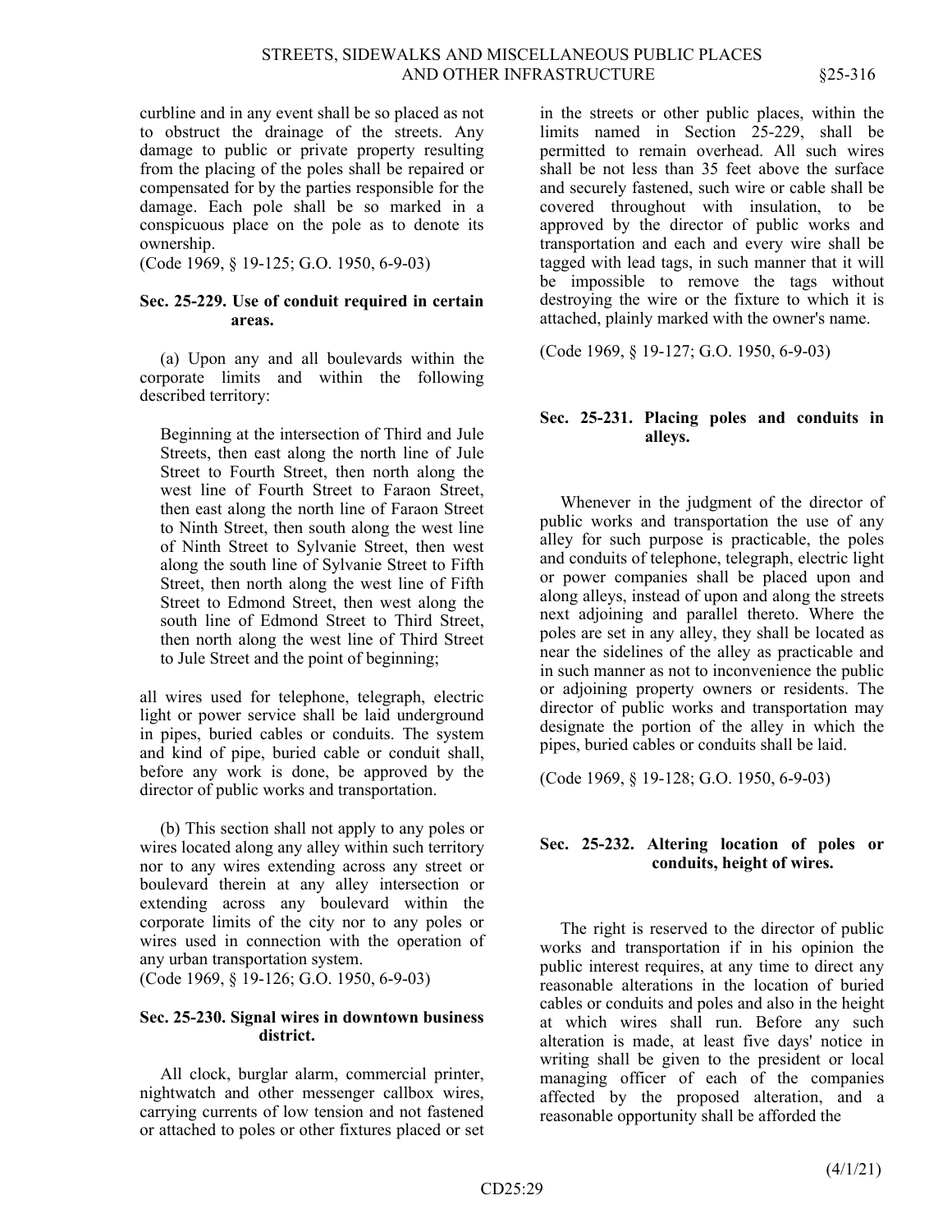curbline and in any event shall be so placed as not to obstruct the drainage of the streets. Any damage to public or private property resulting from the placing of the poles shall be repaired or compensated for by the parties responsible for the damage. Each pole shall be so marked in a conspicuous place on the pole as to denote its ownership.

(Code 1969, § 19-125; G.O. 1950, 6-9-03)

### Sec. 25-229. Use of conduit required in certain areas.

(a) Upon any and all boulevards within the corporate limits and within the following described territory:

> Beginning at the intersection of Third and Jule Streets, then east along the north line of Jule Street to Fourth Street, then north along the west line of Fourth Street to Faraon Street, then east along the north line of Faraon Street to Ninth Street, then south along the west line of Ninth Street to Sylvanie Street, then west along the south line of Sylvanie Street to Fifth Street, then north along the west line of Fifth Street to Edmond Street, then west along the south line of Edmond Street to Third Street, then north along the west line of Third Street to Jule Street and the point of beginning;

all wires used for telephone, telegraph, electric light or power service shall be laid underground in pipes, buried cables or conduits. The system and kind of pipe, buried cable or conduit shall, before any work is done, be approved by the director of public works and transportation.

(b) This section shall not apply to any poles or wires located along any alley within such territory nor to any wires extending across any street or boulevard therein at any alley intersection or extending across any boulevard within the corporate limits of the city nor to any poles or wires used in connection with the operation of any urban transportation system.

(Code 1969, § 19-126; G.O. 1950, 6-9-03)

### Sec. 25-230. Signal wires in downtown business district.

All clock, burglar alarm, commercial printer, nightwatch and other messenger callbox wires, carrying currents of low tension and not fastened or attached to poles or other fixtures placed or set in the streets or other public places, within the limits named in Section 25-229, shall be permitted to remain overhead. All such wires shall be not less than 35 feet above the surface and securely fastened, such wire or cable shall be covered throughout with insulation, to be approved by the director of public works and transportation and each and every wire shall be tagged with lead tags, in such manner that it will be impossible to remove the tags without destroying the wire or the fixture to which it is attached, plainly marked with the owner's name.

(Code 1969, § 19-127; G.O. 1950, 6-9-03)

### Sec. 25-231. Placing poles and conduits in alleys.

Whenever in the judgment of the director of public works and transportation the use of any alley for such purpose is practicable, the poles and conduits of telephone, telegraph, electric light or power companies shall be placed upon and along alleys, instead of upon and along the streets next adjoining and parallel thereto. Where the poles are set in any alley, they shall be located as near the sidelines of the alley as practicable and in such manner as not to inconvenience the public or adjoining property owners or residents. The director of public works and transportation may designate the portion of the alley in which the pipes, buried cables or conduits shall be laid.

(Code 1969, § 19-128; G.O. 1950, 6-9-03)

### Sec. 25-232. Altering location of poles or conduits, height of wires.

The right is reserved to the director of public works and transportation if in his opinion the public interest requires, at any time to direct any reasonable alterations in the location of buried cables or conduits and poles and also in the height at which wires shall run. Before any such alteration is made, at least five days' notice in writing shall be given to the president or local managing officer of each of the companies affected by the proposed alteration, and a reasonable opportunity shall be afforded the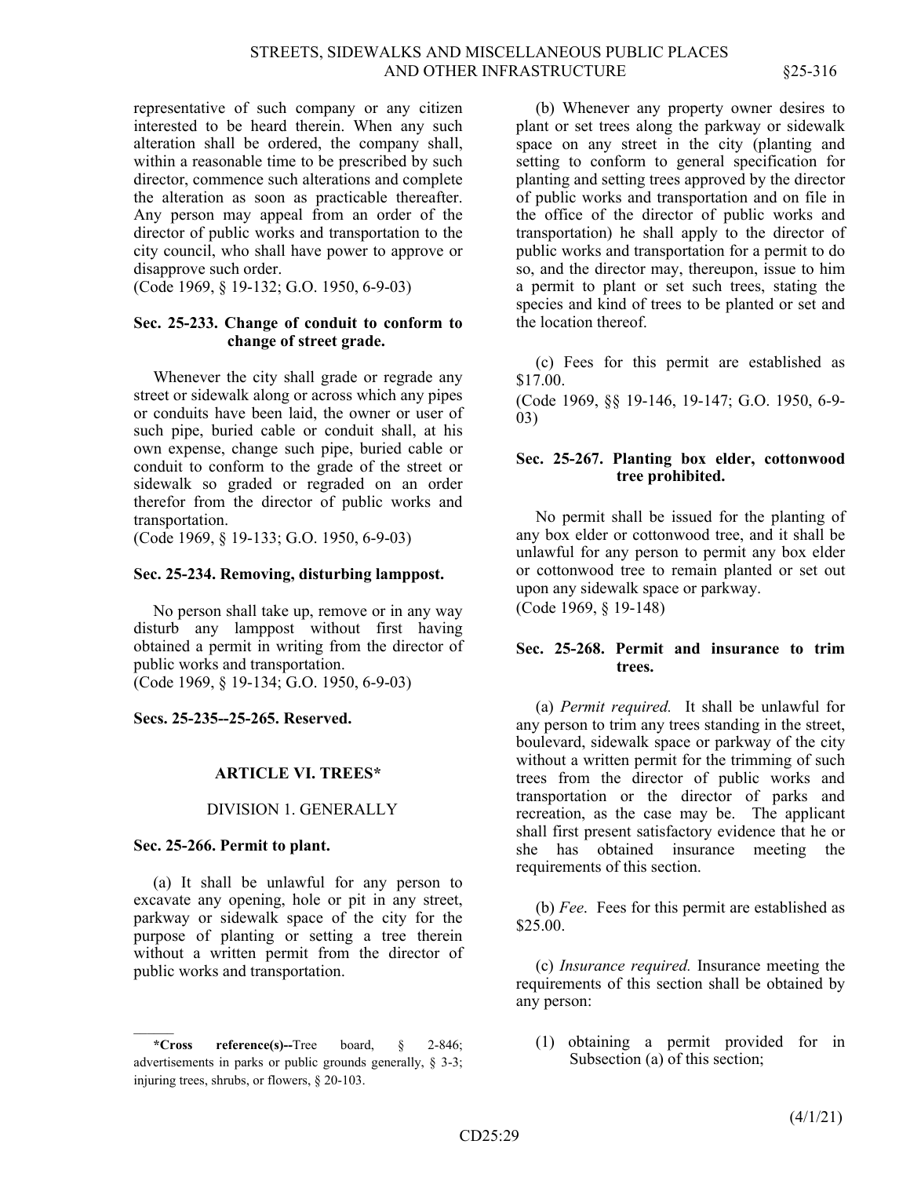representative of such company or any citizen interested to be heard therein. When any such alteration shall be ordered, the company shall, within a reasonable time to be prescribed by such director, commence such alterations and complete the alteration as soon as practicable thereafter. Any person may appeal from an order of the director of public works and transportation to the city council, who shall have power to approve or disapprove such order.
(Code 1969, § 19-132; G.O. 1950, 6-9-03)

**Sec. 25-233. Change of conduit to conform to change of street grade.**

Whenever the city shall grade or regrade any street or sidewalk along or across which any pipes or conduits have been laid, the owner or user of such pipe, buried cable or conduit shall, at his own expense, change such pipe, buried cable or conduit to conform to the grade of the street or sidewalk so graded or regraded on an order therefor from the director of public works and transportation.
(Code 1969, § 19-133; G.O. 1950, 6-9-03)

**Sec. 25-234. Removing, disturbing lamppost.**

No person shall take up, remove or in any way disturb any lamppost without first having obtained a permit in writing from the director of public works and transportation.
(Code 1969, § 19-134; G.O. 1950, 6-9-03)

**Secs. 25-235--25-265. Reserved.**

## ARTICLE VI. TREES*

### DIVISION 1. GENERALLY

**Sec. 25-266. Permit to plant.**

(a) It shall be unlawful for any person to excavate any opening, hole or pit in any street, parkway or sidewalk space of the city for the purpose of planting or setting a tree therein without a written permit from the director of public works and transportation.

(b) Whenever any property owner desires to plant or set trees along the parkway or sidewalk space on any street in the city (planting and setting to conform to general specification for planting and setting trees approved by the director of public works and transportation and on file in the office of the director of public works and transportation) he shall apply to the director of public works and transportation for a permit to do so, and the director may, thereupon, issue to him a permit to plant or set such trees, stating the species and kind of trees to be planted or set and the location thereof.

(c) Fees for this permit are established as $17.00.
(Code 1969, §§ 19-146, 19-147; G.O. 1950, 6-9-03)

**Sec. 25-267. Planting box elder, cottonwood tree prohibited.**

No permit shall be issued for the planting of any box elder or cottonwood tree, and it shall be unlawful for any person to permit any box elder or cottonwood tree to remain planted or set out upon any sidewalk space or parkway.
(Code 1969, § 19-148)

**Sec. 25-268. Permit and insurance to trim trees.**

(a) *Permit required.* It shall be unlawful for any person to trim any trees standing in the street, boulevard, sidewalk space or parkway of the city without a written permit for the trimming of such trees from the director of public works and transportation or the director of parks and recreation, as the case may be. The applicant shall first present satisfactory evidence that he or she has obtained insurance meeting the requirements of this section.

(b) *Fee.* Fees for this permit are established as $25.00.

(c) *Insurance required.* Insurance meeting the requirements of this section shall be obtained by any person:

(1) obtaining a permit provided for in Subsection (a) of this section;

---

**\*Cross reference(s)--**Tree board, § 2-846; advertisements in parks or public grounds generally, § 3-3; injuring trees, shrubs, or flowers, § 20-103.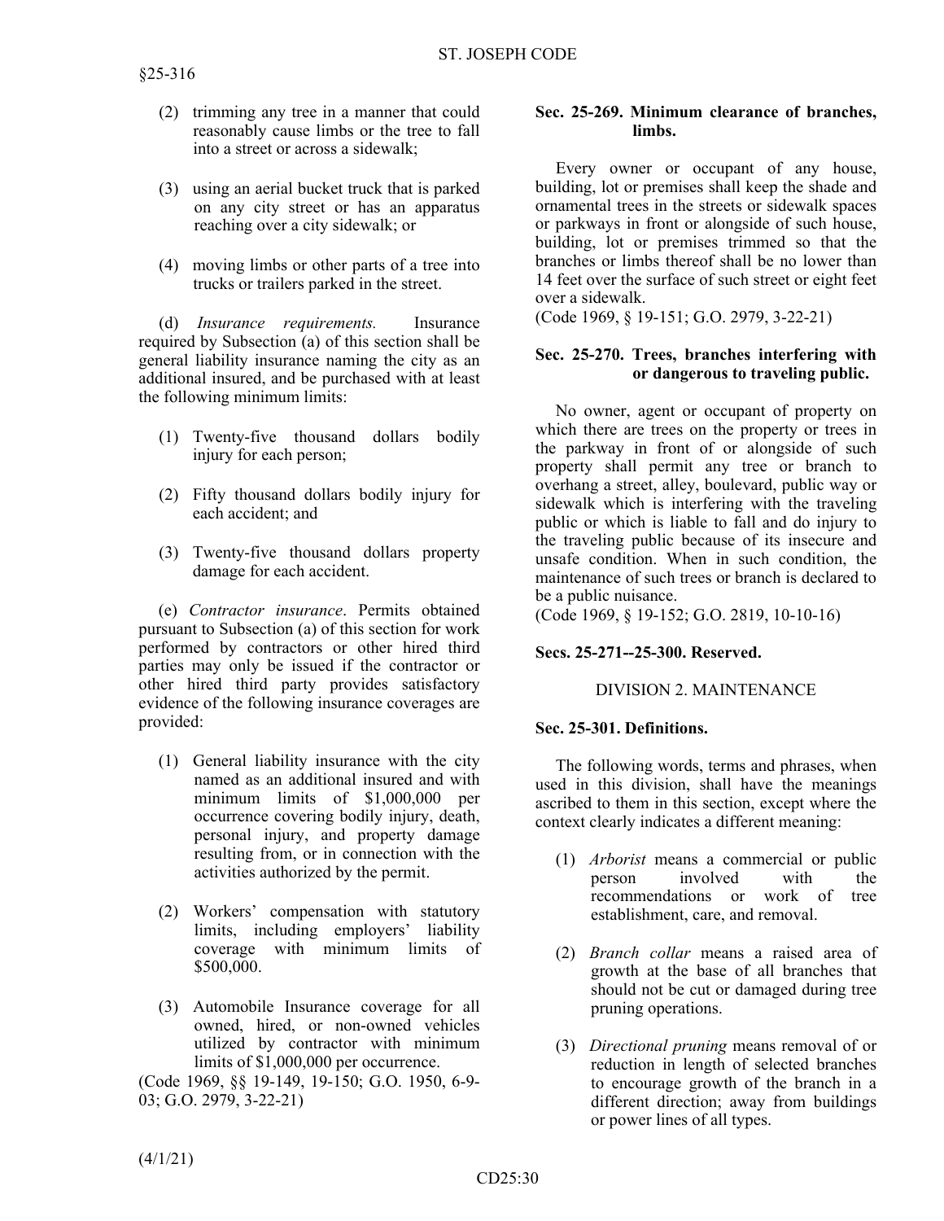(2) trimming any tree in a manner that could reasonably cause limbs or the tree to fall into a street or across a sidewalk;

(3) using an aerial bucket truck that is parked on any city street or has an apparatus reaching over a city sidewalk; or

(4) moving limbs or other parts of a tree into trucks or trailers parked in the street.

(d) *Insurance requirements.* Insurance required by Subsection (a) of this section shall be general liability insurance naming the city as an additional insured, and be purchased with at least the following minimum limits:

(1) Twenty-five thousand dollars bodily injury for each person;

(2) Fifty thousand dollars bodily injury for each accident; and

(3) Twenty-five thousand dollars property damage for each accident.

(e) *Contractor insurance*. Permits obtained pursuant to Subsection (a) of this section for work performed by contractors or other hired third parties may only be issued if the contractor or other hired third party provides satisfactory evidence of the following insurance coverages are provided:

(1) General liability insurance with the city named as an additional insured and with minimum limits of $1,000,000 per occurrence covering bodily injury, death, personal injury, and property damage resulting from, or in connection with the activities authorized by the permit.

(2) Workers' compensation with statutory limits, including employers' liability coverage with minimum limits of $500,000.

(3) Automobile Insurance coverage for all owned, hired, or non-owned vehicles utilized by contractor with minimum limits of $1,000,000 per occurrence.

(Code 1969, §§ 19-149, 19-150; G.O. 1950, 6-9-03; G.O. 2979, 3-22-21)

**Sec. 25-269. Minimum clearance of branches, limbs.**

Every owner or occupant of any house, building, lot or premises shall keep the shade and ornamental trees in the streets or sidewalk spaces or parkways in front or alongside of such house, building, lot or premises trimmed so that the branches or limbs thereof shall be no lower than 14 feet over the surface of such street or eight feet over a sidewalk.

(Code 1969, § 19-151; G.O. 2979, 3-22-21)

**Sec. 25-270. Trees, branches interfering with or dangerous to traveling public.**

No owner, agent or occupant of property on which there are trees on the property or trees in the parkway in front of or alongside of such property shall permit any tree or branch to overhang a street, alley, boulevard, public way or sidewalk which is interfering with the traveling public or which is liable to fall and do injury to the traveling public because of its insecure and unsafe condition. When in such condition, the maintenance of such trees or branch is declared to be a public nuisance.

(Code 1969, § 19-152; G.O. 2819, 10-10-16)

**Secs. 25-271--25-300. Reserved.**

DIVISION 2. MAINTENANCE

**Sec. 25-301. Definitions.**

The following words, terms and phrases, when used in this division, shall have the meanings ascribed to them in this section, except where the context clearly indicates a different meaning:

(1) *Arborist* means a commercial or public person involved with the recommendations or work of tree establishment, care, and removal.

(2) *Branch collar* means a raised area of growth at the base of all branches that should not be cut or damaged during tree pruning operations.

(3) *Directional pruning* means removal of or reduction in length of selected branches to encourage growth of the branch in a different direction; away from buildings or power lines of all types.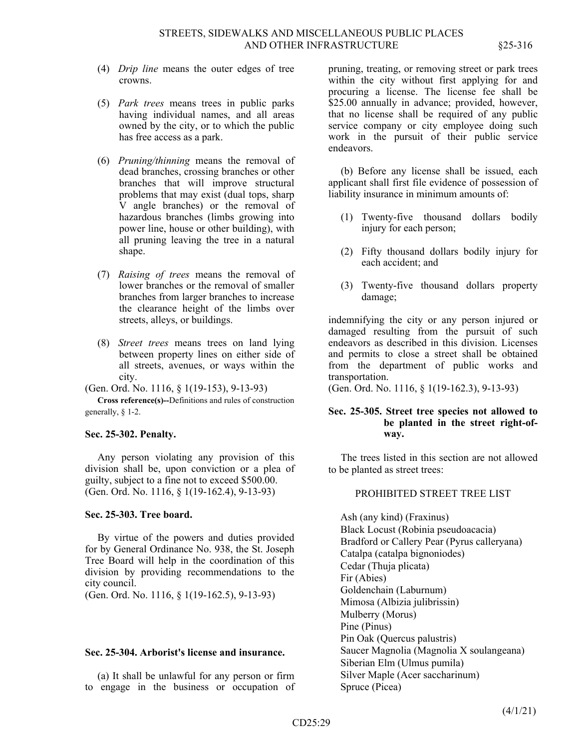(4) *Drip line* means the outer edges of tree crowns.

(5) *Park trees* means trees in public parks having individual names, and all areas owned by the city, or to which the public has free access as a park.

(6) *Pruning/thinning* means the removal of dead branches, crossing branches or other branches that will improve structural problems that may exist (dual tops, sharp V angle branches) or the removal of hazardous branches (limbs growing into power line, house or other building), with all pruning leaving the tree in a natural shape.

(7) *Raising of trees* means the removal of lower branches or the removal of smaller branches from larger branches to increase the clearance height of the limbs over streets, alleys, or buildings.

(8) *Street trees* means trees on land lying between property lines on either side of all streets, avenues, or ways within the city.

(Gen. Ord. No. 1116, § 1(19-153), 9-13-93)

**Cross reference(s)--**Definitions and rules of construction generally, § 1-2.

### Sec. 25-302. Penalty.

Any person violating any provision of this division shall be, upon conviction or a plea of guilty, subject to a fine not to exceed $500.00.
(Gen. Ord. No. 1116, § 1(19-162.4), 9-13-93)

### Sec. 25-303. Tree board.

By virtue of the powers and duties provided for by General Ordinance No. 938, the St. Joseph Tree Board will help in the coordination of this division by providing recommendations to the city council.
(Gen. Ord. No. 1116, § 1(19-162.5), 9-13-93)

### Sec. 25-304. Arborist's license and insurance.

(a) It shall be unlawful for any person or firm to engage in the business or occupation of pruning, treating, or removing street or park trees within the city without first applying for and procuring a license. The license fee shall be $25.00 annually in advance; provided, however, that no license shall be required of any public service company or city employee doing such work in the pursuit of their public service endeavors.

(b) Before any license shall be issued, each applicant shall first file evidence of possession of liability insurance in minimum amounts of:

(1) Twenty-five thousand dollars bodily injury for each person;

(2) Fifty thousand dollars bodily injury for each accident; and

(3) Twenty-five thousand dollars property damage;

indemnifying the city or any person injured or damaged resulting from the pursuit of such endeavors as described in this division. Licenses and permits to close a street shall be obtained from the department of public works and transportation.
(Gen. Ord. No. 1116, § 1(19-162.3), 9-13-93)

### Sec. 25-305. Street tree species not allowed to be planted in the street right-of-way.

The trees listed in this section are not allowed to be planted as street trees:

PROHIBITED STREET TREE LIST

Ash (any kind) (Fraxinus)
Black Locust (Robinia pseudoacacia)
Bradford or Callery Pear (Pyrus calleryana)
Catalpa (catalpa bignoniodes)
Cedar (Thuja plicata)
Fir (Abies)
Goldenchain (Laburnum)
Mimosa (Albizia julibrissin)
Mulberry (Morus)
Pine (Pinus)
Pin Oak (Quercus palustris)
Saucer Magnolia (Magnolia X soulangeana)
Siberian Elm (Ulmus pumila)
Silver Maple (Acer saccharinum)
Spruce (Picea)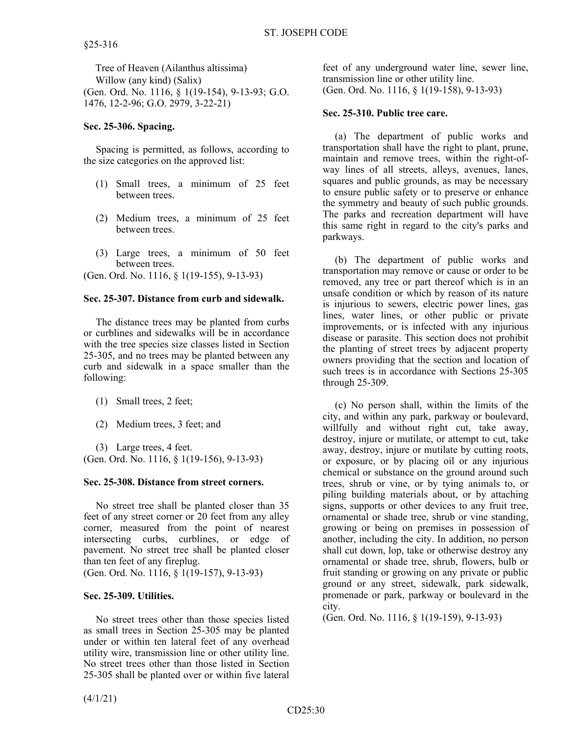Tree of Heaven (Ailanthus altissima)
Willow (any kind) (Salix)
(Gen. Ord. No. 1116, § 1(19-154), 9-13-93; G.O. 1476, 12-2-96; G.O. 2979, 3-22-21)

**Sec. 25-306. Spacing.**

Spacing is permitted, as follows, according to the size categories on the approved list:

(1) Small trees, a minimum of 25 feet between trees.

(2) Medium trees, a minimum of 25 feet between trees.

(3) Large trees, a minimum of 50 feet between trees.

(Gen. Ord. No. 1116, § 1(19-155), 9-13-93)

**Sec. 25-307. Distance from curb and sidewalk.**

The distance trees may be planted from curbs or curblines and sidewalks will be in accordance with the tree species size classes listed in Section 25-305, and no trees may be planted between any curb and sidewalk in a space smaller than the following:

(1) Small trees, 2 feet;

(2) Medium trees, 3 feet; and

(3) Large trees, 4 feet.

(Gen. Ord. No. 1116, § 1(19-156), 9-13-93)

**Sec. 25-308. Distance from street corners.**

No street tree shall be planted closer than 35 feet of any street corner or 20 feet from any alley corner, measured from the point of nearest intersecting curbs, curblines, or edge of pavement. No street tree shall be planted closer than ten feet of any fireplug.
(Gen. Ord. No. 1116, § 1(19-157), 9-13-93)

**Sec. 25-309. Utilities.**

No street trees other than those species listed as small trees in Section 25-305 may be planted under or within ten lateral feet of any overhead utility wire, transmission line or other utility line. No street trees other than those listed in Section 25-305 shall be planted over or within five lateral feet of any underground water line, sewer line, transmission line or other utility line.
(Gen. Ord. No. 1116, § 1(19-158), 9-13-93)

**Sec. 25-310. Public tree care.**

(a) The department of public works and transportation shall have the right to plant, prune, maintain and remove trees, within the right-of-way lines of all streets, alleys, avenues, lanes, squares and public grounds, as may be necessary to ensure public safety or to preserve or enhance the symmetry and beauty of such public grounds. The parks and recreation department will have this same right in regard to the city's parks and parkways.

(b) The department of public works and transportation may remove or cause or order to be removed, any tree or part thereof which is in an unsafe condition or which by reason of its nature is injurious to sewers, electric power lines, gas lines, water lines, or other public or private improvements, or is infected with any injurious disease or parasite. This section does not prohibit the planting of street trees by adjacent property owners providing that the section and location of such trees is in accordance with Sections 25-305 through 25-309.

(c) No person shall, within the limits of the city, and within any park, parkway or boulevard, willfully and without right cut, take away, destroy, injure or mutilate, or attempt to cut, take away, destroy, injure or mutilate by cutting roots, or exposure, or by placing oil or any injurious chemical or substance on the ground around such trees, shrub or vine, or by tying animals to, or piling building materials about, or by attaching signs, supports or other devices to any fruit tree, ornamental or shade tree, shrub or vine standing, growing or being on premises in possession of another, including the city. In addition, no person shall cut down, lop, take or otherwise destroy any ornamental or shade tree, shrub, flowers, bulb or fruit standing or growing on any private or public ground or any street, sidewalk, park sidewalk, promenade or park, parkway or boulevard in the city.
(Gen. Ord. No. 1116, § 1(19-159), 9-13-93)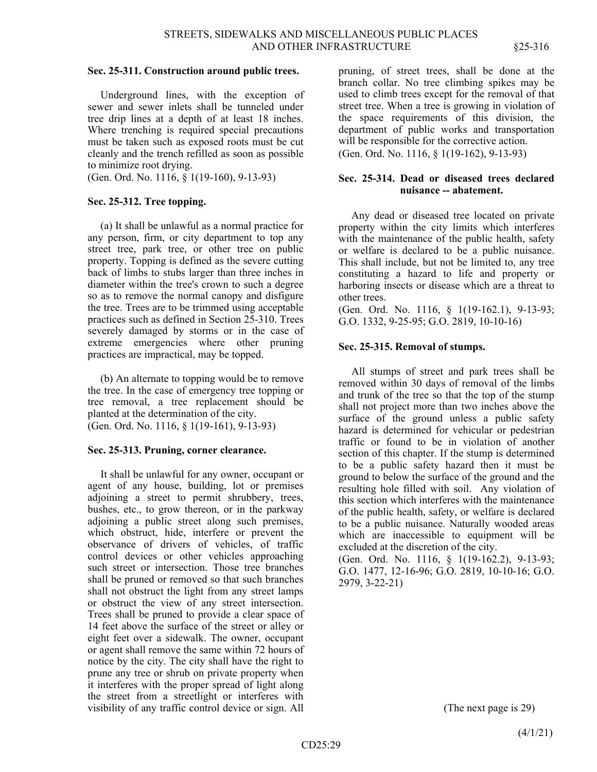**Sec. 25-311. Construction around public trees.**

Underground lines, with the exception of sewer and sewer inlets shall be tunneled under tree drip lines at a depth of at least 18 inches. Where trenching is required special precautions must be taken such as exposed roots must be cut cleanly and the trench refilled as soon as possible to minimize root drying.
(Gen. Ord. No. 1116, § 1(19-160), 9-13-93)

**Sec. 25-312. Tree topping.**

(a) It shall be unlawful as a normal practice for any person, firm, or city department to top any street tree, park tree, or other tree on public property. Topping is defined as the severe cutting back of limbs to stubs larger than three inches in diameter within the tree's crown to such a degree so as to remove the normal canopy and disfigure the tree. Trees are to be trimmed using acceptable practices such as defined in Section 25-310. Trees severely damaged by storms or in the case of extreme emergencies where other pruning practices are impractical, may be topped.

(b) An alternate to topping would be to remove the tree. In the case of emergency tree topping or tree removal, a tree replacement should be planted at the determination of the city.
(Gen. Ord. No. 1116, § 1(19-161), 9-13-93)

**Sec. 25-313. Pruning, corner clearance.**

It shall be unlawful for any owner, occupant or agent of any house, building, lot or premises adjoining a street to permit shrubbery, trees, bushes, etc., to grow thereon, or in the parkway adjoining a public street along such premises, which obstruct, hide, interfere or prevent the observance of drivers of vehicles, of traffic control devices or other vehicles approaching such street or intersection. Those tree branches shall be pruned or removed so that such branches shall not obstruct the light from any street lamps or obstruct the view of any street intersection. Trees shall be pruned to provide a clear space of 14 feet above the surface of the street or alley or eight feet over a sidewalk. The owner, occupant or agent shall remove the same within 72 hours of notice by the city. The city shall have the right to prune any tree or shrub on private property when it interferes with the proper spread of light along the street from a streetlight or interferes with visibility of any traffic control device or sign. All pruning, of street trees, shall be done at the branch collar. No tree climbing spikes may be used to climb trees except for the removal of that street tree. When a tree is growing in violation of the space requirements of this division, the department of public works and transportation will be responsible for the corrective action.
(Gen. Ord. No. 1116, § 1(19-162), 9-13-93)

**Sec. 25-314. Dead or diseased trees declared nuisance -- abatement.**

Any dead or diseased tree located on private property within the city limits which interferes with the maintenance of the public health, safety or welfare is declared to be a public nuisance. This shall include, but not be limited to, any tree constituting a hazard to life and property or harboring insects or disease which are a threat to other trees.
(Gen. Ord. No. 1116, § 1(19-162.1), 9-13-93; G.O. 1332, 9-25-95; G.O. 2819, 10-10-16)

**Sec. 25-315. Removal of stumps.**

All stumps of street and park trees shall be removed within 30 days of removal of the limbs and trunk of the tree so that the top of the stump shall not project more than two inches above the surface of the ground unless a public safety hazard is determined for vehicular or pedestrian traffic or found to be in violation of another section of this chapter. If the stump is determined to be a public safety hazard then it must be ground to below the surface of the ground and the resulting hole filled with soil. Any violation of this section which interferes with the maintenance of the public health, safety, or welfare is declared to be a public nuisance. Naturally wooded areas which are inaccessible to equipment will be excluded at the discretion of the city.
(Gen. Ord. No. 1116, § 1(19-162.2), 9-13-93; G.O. 1477, 12-16-96; G.O. 2819, 10-10-16; G.O. 2979, 3-22-21)

(The next page is 29)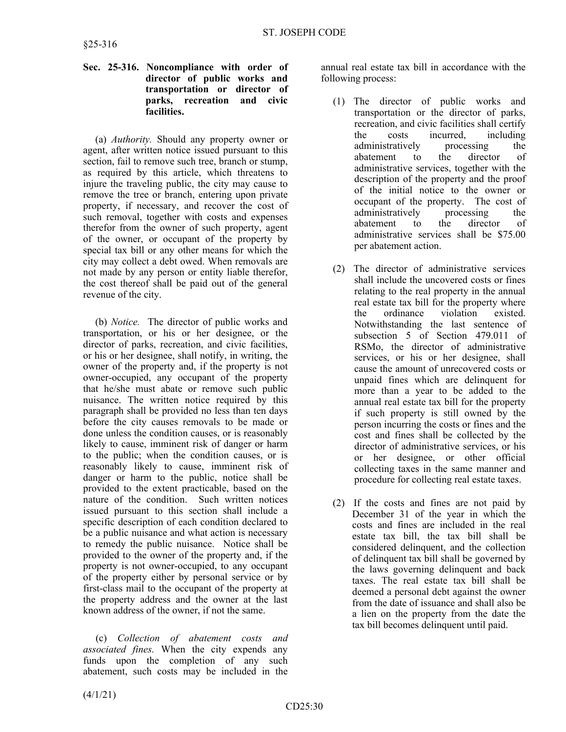**Sec. 25-316. Noncompliance with order of director of public works and transportation or director of parks, recreation and civic facilities.**

(a) *Authority.* Should any property owner or agent, after written notice issued pursuant to this section, fail to remove such tree, branch or stump, as required by this article, which threatens to injure the traveling public, the city may cause to remove the tree or branch, entering upon private property, if necessary, and recover the cost of such removal, together with costs and expenses therefor from the owner of such property, agent of the owner, or occupant of the property by special tax bill or any other means for which the city may collect a debt owed. When removals are not made by any person or entity liable therefor, the cost thereof shall be paid out of the general revenue of the city.

(b) *Notice.* The director of public works and transportation, or his or her designee, or the director of parks, recreation, and civic facilities, or his or her designee, shall notify, in writing, the owner of the property and, if the property is not owner-occupied, any occupant of the property that he/she must abate or remove such public nuisance. The written notice required by this paragraph shall be provided no less than ten days before the city causes removals to be made or done unless the condition causes, or is reasonably likely to cause, imminent risk of danger or harm to the public; when the condition causes, or is reasonably likely to cause, imminent risk of danger or harm to the public, notice shall be provided to the extent practicable, based on the nature of the condition. Such written notices issued pursuant to this section shall include a specific description of each condition declared to be a public nuisance and what action is necessary to remedy the public nuisance. Notice shall be provided to the owner of the property and, if the property is not owner-occupied, to any occupant of the property either by personal service or by first-class mail to the occupant of the property at the property address and the owner at the last known address of the owner, if not the same.

(c) *Collection of abatement costs and associated fines.* When the city expends any funds upon the completion of any such abatement, such costs may be included in the annual real estate tax bill in accordance with the following process:

(1) The director of public works and transportation or the director of parks, recreation, and civic facilities shall certify the costs incurred, including administratively processing the abatement to the director of administrative services, together with the description of the property and the proof of the initial notice to the owner or occupant of the property. The cost of administratively processing the abatement to the director of administrative services shall be $75.00 per abatement action.

(2) The director of administrative services shall include the uncovered costs or fines relating to the real property in the annual real estate tax bill for the property where the ordinance violation existed. Notwithstanding the last sentence of subsection 5 of Section 479.011 of RSMo, the director of administrative services, or his or her designee, shall cause the amount of unrecovered costs or unpaid fines which are delinquent for more than a year to be added to the annual real estate tax bill for the property if such property is still owned by the person incurring the costs or fines and the cost and fines shall be collected by the director of administrative services, or his or her designee, or other official collecting taxes in the same manner and procedure for collecting real estate taxes.

(2) If the costs and fines are not paid by December 31 of the year in which the costs and fines are included in the real estate tax bill, the tax bill shall be considered delinquent, and the collection of delinquent tax bill shall be governed by the laws governing delinquent and back taxes. The real estate tax bill shall be deemed a personal debt against the owner from the date of issuance and shall also be a lien on the property from the date the tax bill becomes delinquent until paid.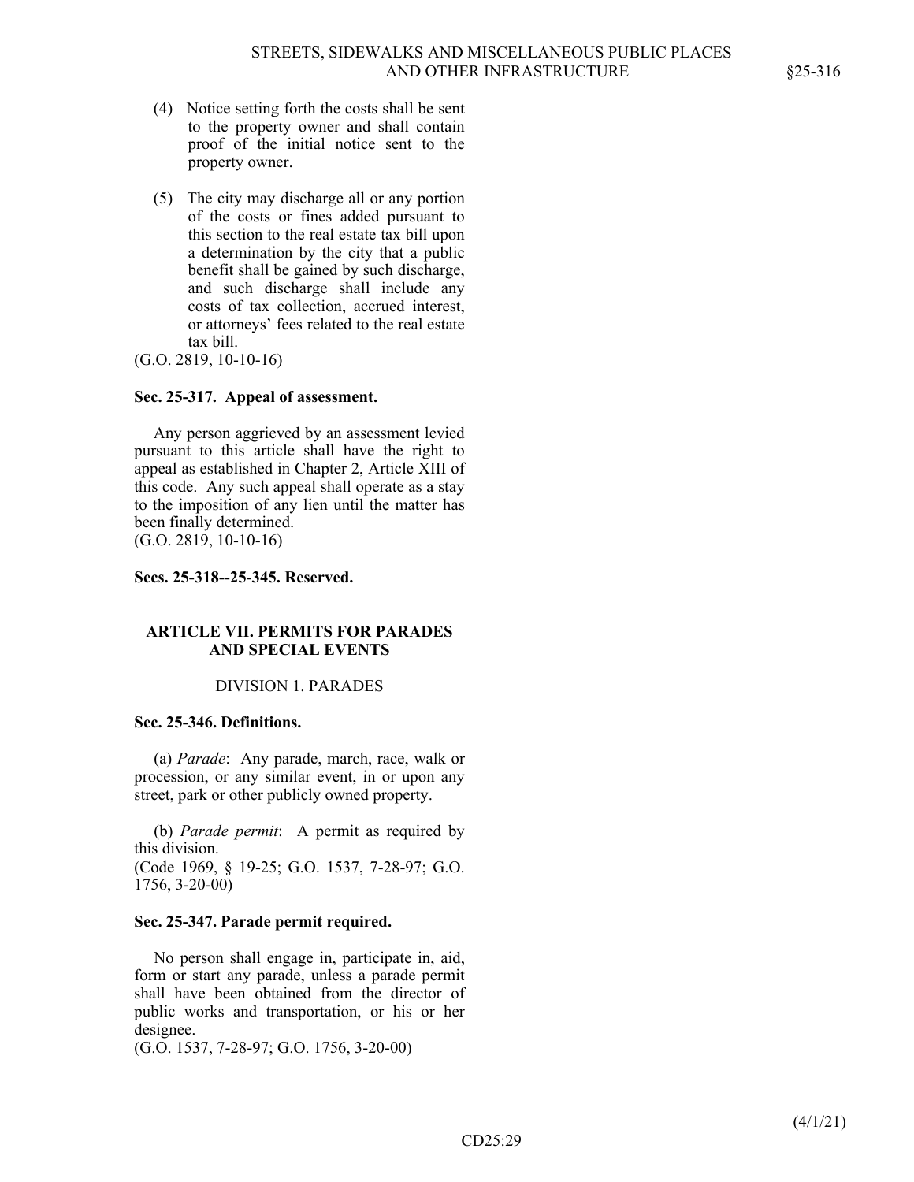(4) Notice setting forth the costs shall be sent to the property owner and shall contain proof of the initial notice sent to the property owner.

(5) The city may discharge all or any portion of the costs or fines added pursuant to this section to the real estate tax bill upon a determination by the city that a public benefit shall be gained by such discharge, and such discharge shall include any costs of tax collection, accrued interest, or attorneys' fees related to the real estate tax bill.

(G.O. 2819, 10-10-16)

**Sec. 25-317. Appeal of assessment.**

Any person aggrieved by an assessment levied pursuant to this article shall have the right to appeal as established in Chapter 2, Article XIII of this code. Any such appeal shall operate as a stay to the imposition of any lien until the matter has been finally determined.
(G.O. 2819, 10-10-16)

**Secs. 25-318--25-345. Reserved.**

## ARTICLE VII. PERMITS FOR PARADES AND SPECIAL EVENTS

### DIVISION 1. PARADES

**Sec. 25-346. Definitions.**

(a) *Parade*: Any parade, march, race, walk or procession, or any similar event, in or upon any street, park or other publicly owned property.

(b) *Parade permit*: A permit as required by this division.
(Code 1969, § 19-25; G.O. 1537, 7-28-97; G.O. 1756, 3-20-00)

**Sec. 25-347. Parade permit required.**

No person shall engage in, participate in, aid, form or start any parade, unless a parade permit shall have been obtained from the director of public works and transportation, or his or her designee.
(G.O. 1537, 7-28-97; G.O. 1756, 3-20-00)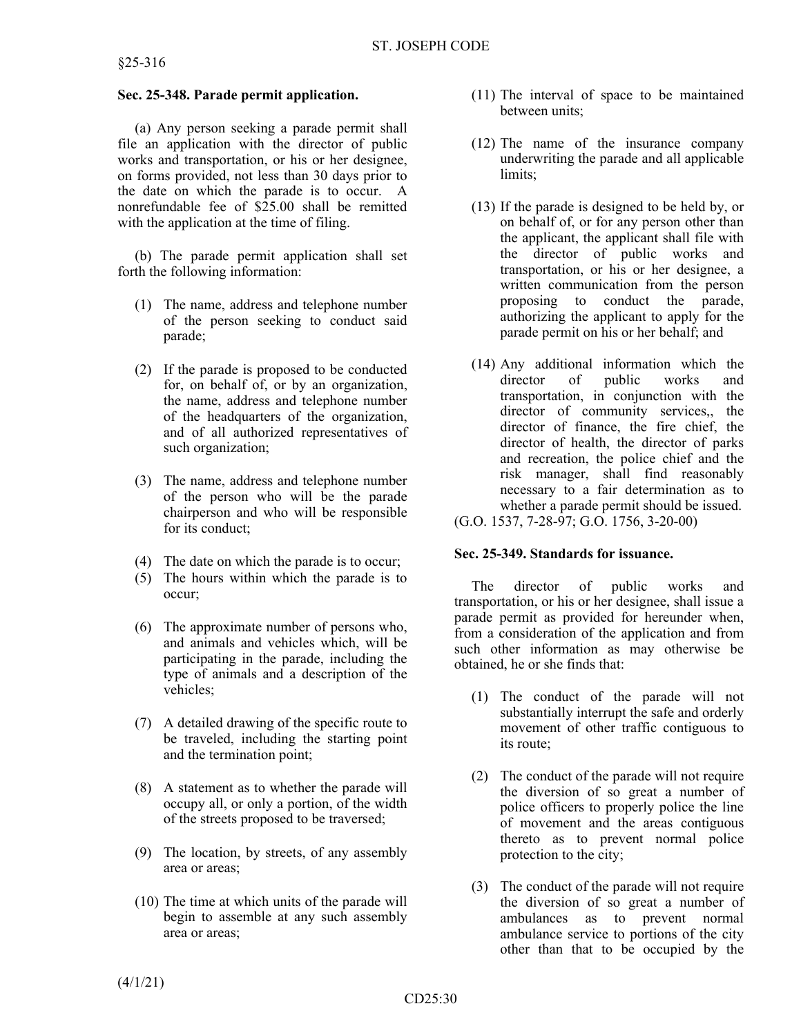### Sec. 25-348. Parade permit application.

(a) Any person seeking a parade permit shall file an application with the director of public works and transportation, or his or her designee, on forms provided, not less than 30 days prior to the date on which the parade is to occur. A nonrefundable fee of $25.00 shall be remitted with the application at the time of filing.

(b) The parade permit application shall set forth the following information:

(1) The name, address and telephone number of the person seeking to conduct said parade;

(2) If the parade is proposed to be conducted for, on behalf of, or by an organization, the name, address and telephone number of the headquarters of the organization, and of all authorized representatives of such organization;

(3) The name, address and telephone number of the person who will be the parade chairperson and who will be responsible for its conduct;

(4) The date on which the parade is to occur;

(5) The hours within which the parade is to occur;

(6) The approximate number of persons who, and animals and vehicles which, will be participating in the parade, including the type of animals and a description of the vehicles;

(7) A detailed drawing of the specific route to be traveled, including the starting point and the termination point;

(8) A statement as to whether the parade will occupy all, or only a portion, of the width of the streets proposed to be traversed;

(9) The location, by streets, of any assembly area or areas;

(10) The time at which units of the parade will begin to assemble at any such assembly area or areas;

(11) The interval of space to be maintained between units;

(12) The name of the insurance company underwriting the parade and all applicable limits;

(13) If the parade is designed to be held by, or on behalf of, or for any person other than the applicant, the applicant shall file with the director of public works and transportation, or his or her designee, a written communication from the person proposing to conduct the parade, authorizing the applicant to apply for the parade permit on his or her behalf; and

(14) Any additional information which the director of public works and transportation, in conjunction with the director of community services,, the director of finance, the fire chief, the director of health, the director of parks and recreation, the police chief and the risk manager, shall find reasonably necessary to a fair determination as to whether a parade permit should be issued.

(G.O. 1537, 7-28-97; G.O. 1756, 3-20-00)

### Sec. 25-349. Standards for issuance.

The director of public works and transportation, or his or her designee, shall issue a parade permit as provided for hereunder when, from a consideration of the application and from such other information as may otherwise be obtained, he or she finds that:

(1) The conduct of the parade will not substantially interrupt the safe and orderly movement of other traffic contiguous to its route;

(2) The conduct of the parade will not require the diversion of so great a number of police officers to properly police the line of movement and the areas contiguous thereto as to prevent normal police protection to the city;

(3) The conduct of the parade will not require the diversion of so great a number of ambulances as to prevent normal ambulance service to portions of the city other than that to be occupied by the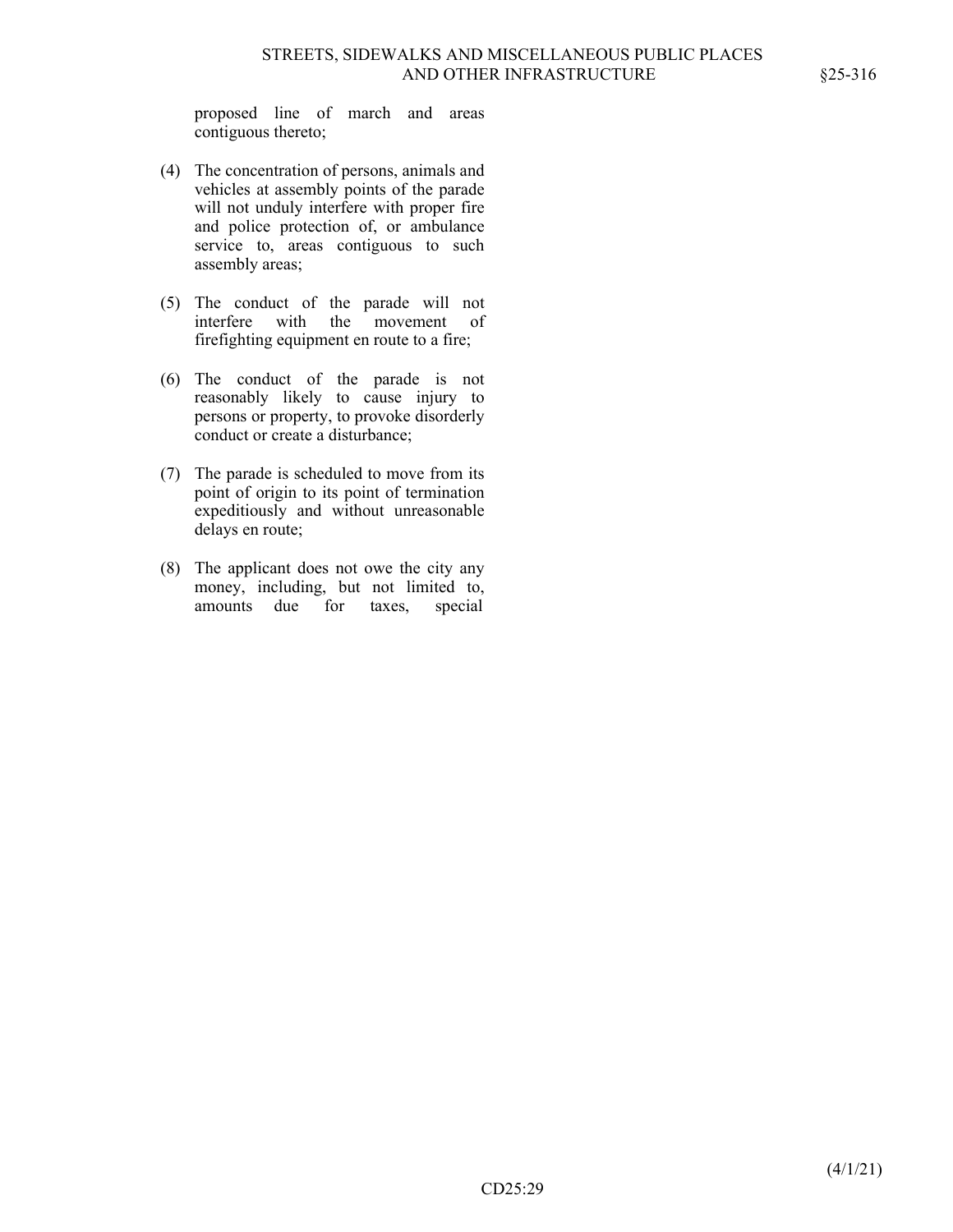proposed line of march and areas contiguous thereto;

(4) The concentration of persons, animals and vehicles at assembly points of the parade will not unduly interfere with proper fire and police protection of, or ambulance service to, areas contiguous to such assembly areas;

(5) The conduct of the parade will not interfere with the movement of firefighting equipment en route to a fire;

(6) The conduct of the parade is not reasonably likely to cause injury to persons or property, to provoke disorderly conduct or create a disturbance;

(7) The parade is scheduled to move from its point of origin to its point of termination expeditiously and without unreasonable delays en route;

(8) The applicant does not owe the city any money, including, but not limited to, amounts due for taxes, special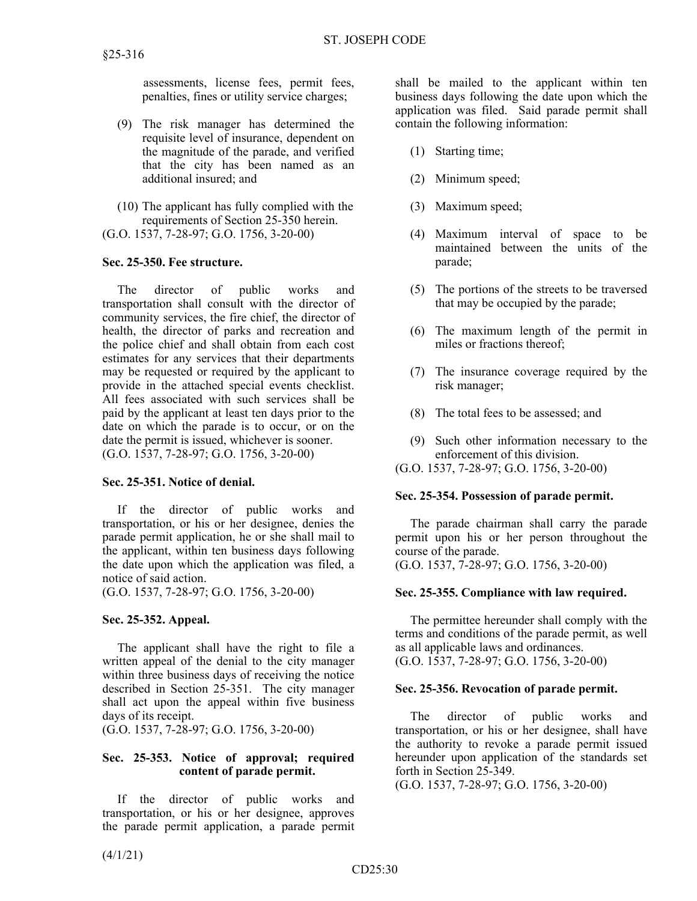assessments, license fees, permit fees, penalties, fines or utility service charges;

(9) The risk manager has determined the requisite level of insurance, dependent on the magnitude of the parade, and verified that the city has been named as an additional insured; and

(10) The applicant has fully complied with the requirements of Section 25-350 herein.

(G.O. 1537, 7-28-97; G.O. 1756, 3-20-00)

**Sec. 25-350. Fee structure.**

The director of public works and transportation shall consult with the director of community services, the fire chief, the director of health, the director of parks and recreation and the police chief and shall obtain from each cost estimates for any services that their departments may be requested or required by the applicant to provide in the attached special events checklist. All fees associated with such services shall be paid by the applicant at least ten days prior to the date on which the parade is to occur, or on the date the permit is issued, whichever is sooner.
(G.O. 1537, 7-28-97; G.O. 1756, 3-20-00)

**Sec. 25-351. Notice of denial.**

If the director of public works and transportation, or his or her designee, denies the parade permit application, he or she shall mail to the applicant, within ten business days following the date upon which the application was filed, a notice of said action.
(G.O. 1537, 7-28-97; G.O. 1756, 3-20-00)

**Sec. 25-352. Appeal.**

The applicant shall have the right to file a written appeal of the denial to the city manager within three business days of receiving the notice described in Section 25-351. The city manager shall act upon the appeal within five business days of its receipt.
(G.O. 1537, 7-28-97; G.O. 1756, 3-20-00)

**Sec. 25-353. Notice of approval; required content of parade permit.**

If the director of public works and transportation, or his or her designee, approves the parade permit application, a parade permit shall be mailed to the applicant within ten business days following the date upon which the application was filed. Said parade permit shall contain the following information:

(1) Starting time;

(2) Minimum speed;

(3) Maximum speed;

(4) Maximum interval of space to be maintained between the units of the parade;

(5) The portions of the streets to be traversed that may be occupied by the parade;

(6) The maximum length of the permit in miles or fractions thereof;

(7) The insurance coverage required by the risk manager;

(8) The total fees to be assessed; and

(9) Such other information necessary to the enforcement of this division.

(G.O. 1537, 7-28-97; G.O. 1756, 3-20-00)

**Sec. 25-354. Possession of parade permit.**

The parade chairman shall carry the parade permit upon his or her person throughout the course of the parade.
(G.O. 1537, 7-28-97; G.O. 1756, 3-20-00)

**Sec. 25-355. Compliance with law required.**

The permittee hereunder shall comply with the terms and conditions of the parade permit, as well as all applicable laws and ordinances.
(G.O. 1537, 7-28-97; G.O. 1756, 3-20-00)

**Sec. 25-356. Revocation of parade permit.**

The director of public works and transportation, or his or her designee, shall have the authority to revoke a parade permit issued hereunder upon application of the standards set forth in Section 25-349.
(G.O. 1537, 7-28-97; G.O. 1756, 3-20-00)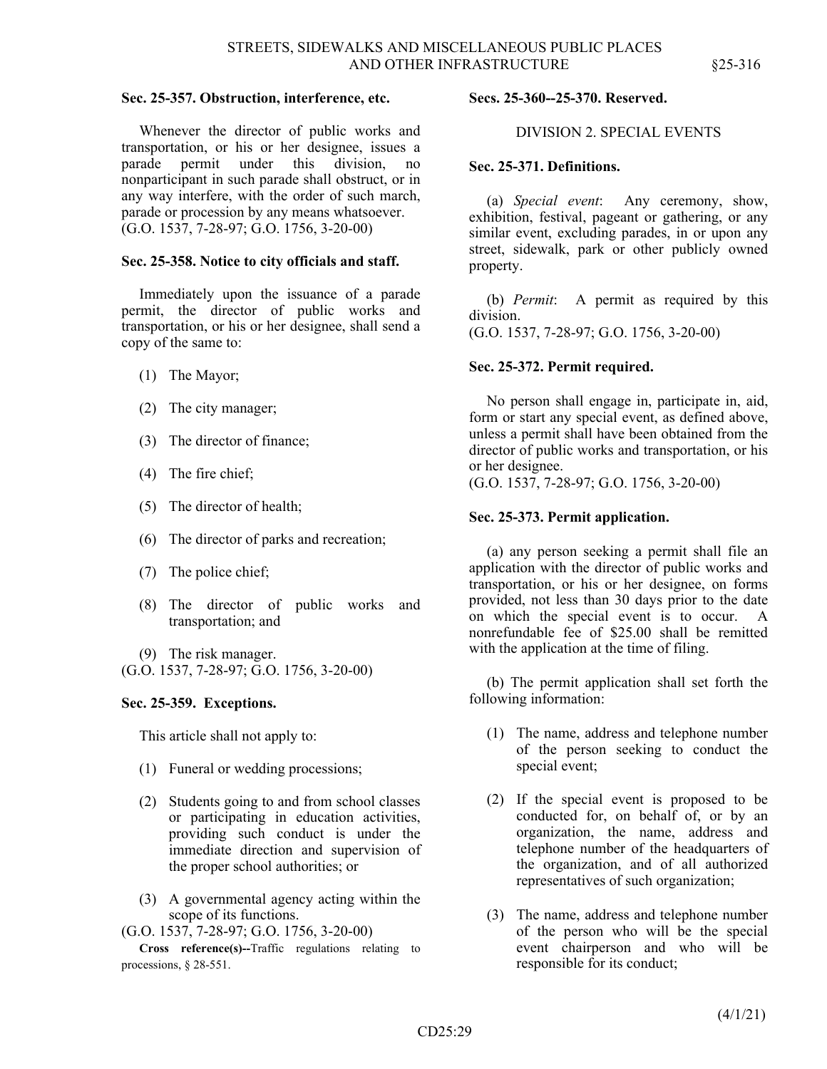### Sec. 25-357. Obstruction, interference, etc.

Whenever the director of public works and transportation, or his or her designee, issues a parade permit under this division, no nonparticipant in such parade shall obstruct, or in any way interfere, with the order of such march, parade or procession by any means whatsoever.
(G.O. 1537, 7-28-97; G.O. 1756, 3-20-00)

### Sec. 25-358. Notice to city officials and staff.

Immediately upon the issuance of a parade permit, the director of public works and transportation, or his or her designee, shall send a copy of the same to:

(1) The Mayor;

(2) The city manager;

(3) The director of finance;

(4) The fire chief;

(5) The director of health;

(6) The director of parks and recreation;

(7) The police chief;

(8) The director of public works and transportation; and

(9) The risk manager.

(G.O. 1537, 7-28-97; G.O. 1756, 3-20-00)

### Sec. 25-359. Exceptions.

This article shall not apply to:

(1) Funeral or wedding processions;

(2) Students going to and from school classes or participating in education activities, providing such conduct is under the immediate direction and supervision of the proper school authorities; or

(3) A governmental agency acting within the scope of its functions.

(G.O. 1537, 7-28-97; G.O. 1756, 3-20-00)

**Cross reference(s)--**Traffic regulations relating to processions, § 28-551.

### Secs. 25-360--25-370. Reserved.

## DIVISION 2. SPECIAL EVENTS

### Sec. 25-371. Definitions.

(a) *Special event*: Any ceremony, show, exhibition, festival, pageant or gathering, or any similar event, excluding parades, in or upon any street, sidewalk, park or other publicly owned property.

(b) *Permit*: A permit as required by this division.
(G.O. 1537, 7-28-97; G.O. 1756, 3-20-00)

### Sec. 25-372. Permit required.

No person shall engage in, participate in, aid, form or start any special event, as defined above, unless a permit shall have been obtained from the director of public works and transportation, or his or her designee.
(G.O. 1537, 7-28-97; G.O. 1756, 3-20-00)

### Sec. 25-373. Permit application.

(a) any person seeking a permit shall file an application with the director of public works and transportation, or his or her designee, on forms provided, not less than 30 days prior to the date on which the special event is to occur. A nonrefundable fee of $25.00 shall be remitted with the application at the time of filing.

(b) The permit application shall set forth the following information:

(1) The name, address and telephone number of the person seeking to conduct the special event;

(2) If the special event is proposed to be conducted for, on behalf of, or by an organization, the name, address and telephone number of the headquarters of the organization, and of all authorized representatives of such organization;

(3) The name, address and telephone number of the person who will be the special event chairperson and who will be responsible for its conduct;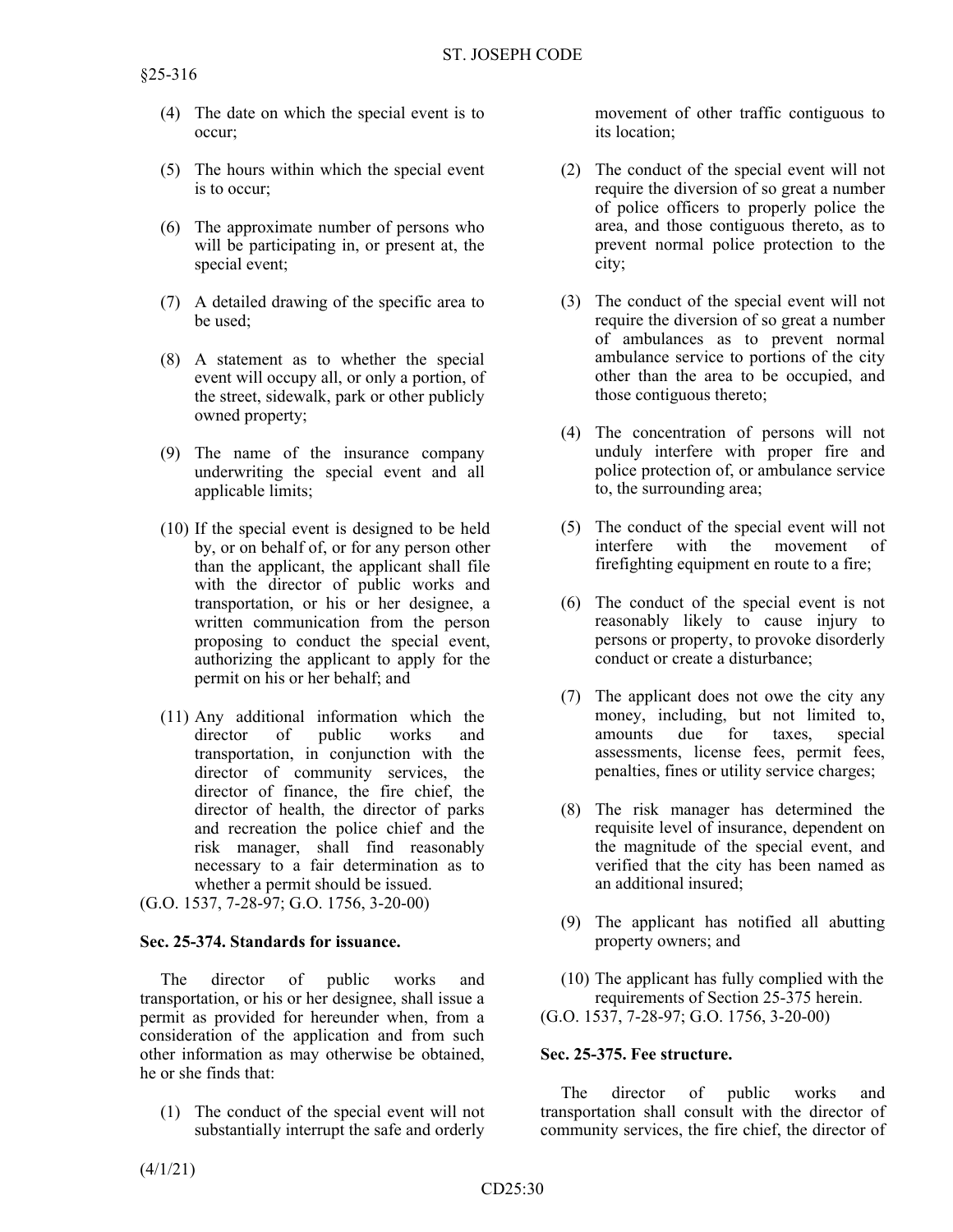(4) The date on which the special event is to occur;

(5) The hours within which the special event is to occur;

(6) The approximate number of persons who will be participating in, or present at, the special event;

(7) A detailed drawing of the specific area to be used;

(8) A statement as to whether the special event will occupy all, or only a portion, of the street, sidewalk, park or other publicly owned property;

(9) The name of the insurance company underwriting the special event and all applicable limits;

(10) If the special event is designed to be held by, or on behalf of, or for any person other than the applicant, the applicant shall file with the director of public works and transportation, or his or her designee, a written communication from the person proposing to conduct the special event, authorizing the applicant to apply for the permit on his or her behalf; and

(11) Any additional information which the director of public works and transportation, in conjunction with the director of community services, the director of finance, the fire chief, the director of health, the director of parks and recreation the police chief and the risk manager, shall find reasonably necessary to a fair determination as to whether a permit should be issued.

(G.O. 1537, 7-28-97; G.O. 1756, 3-20-00)

**Sec. 25-374. Standards for issuance.**

The director of public works and transportation, or his or her designee, shall issue a permit as provided for hereunder when, from a consideration of the application and from such other information as may otherwise be obtained, he or she finds that:

(1) The conduct of the special event will not substantially interrupt the safe and orderly movement of other traffic contiguous to its location;

(2) The conduct of the special event will not require the diversion of so great a number of police officers to properly police the area, and those contiguous thereto, as to prevent normal police protection to the city;

(3) The conduct of the special event will not require the diversion of so great a number of ambulances as to prevent normal ambulance service to portions of the city other than the area to be occupied, and those contiguous thereto;

(4) The concentration of persons will not unduly interfere with proper fire and police protection of, or ambulance service to, the surrounding area;

(5) The conduct of the special event will not interfere with the movement of firefighting equipment en route to a fire;

(6) The conduct of the special event is not reasonably likely to cause injury to persons or property, to provoke disorderly conduct or create a disturbance;

(7) The applicant does not owe the city any money, including, but not limited to, amounts due for taxes, special assessments, license fees, permit fees, penalties, fines or utility service charges;

(8) The risk manager has determined the requisite level of insurance, dependent on the magnitude of the special event, and verified that the city has been named as an additional insured;

(9) The applicant has notified all abutting property owners; and

(10) The applicant has fully complied with the requirements of Section 25-375 herein.

(G.O. 1537, 7-28-97; G.O. 1756, 3-20-00)

**Sec. 25-375. Fee structure.**

The director of public works and transportation shall consult with the director of community services, the fire chief, the director of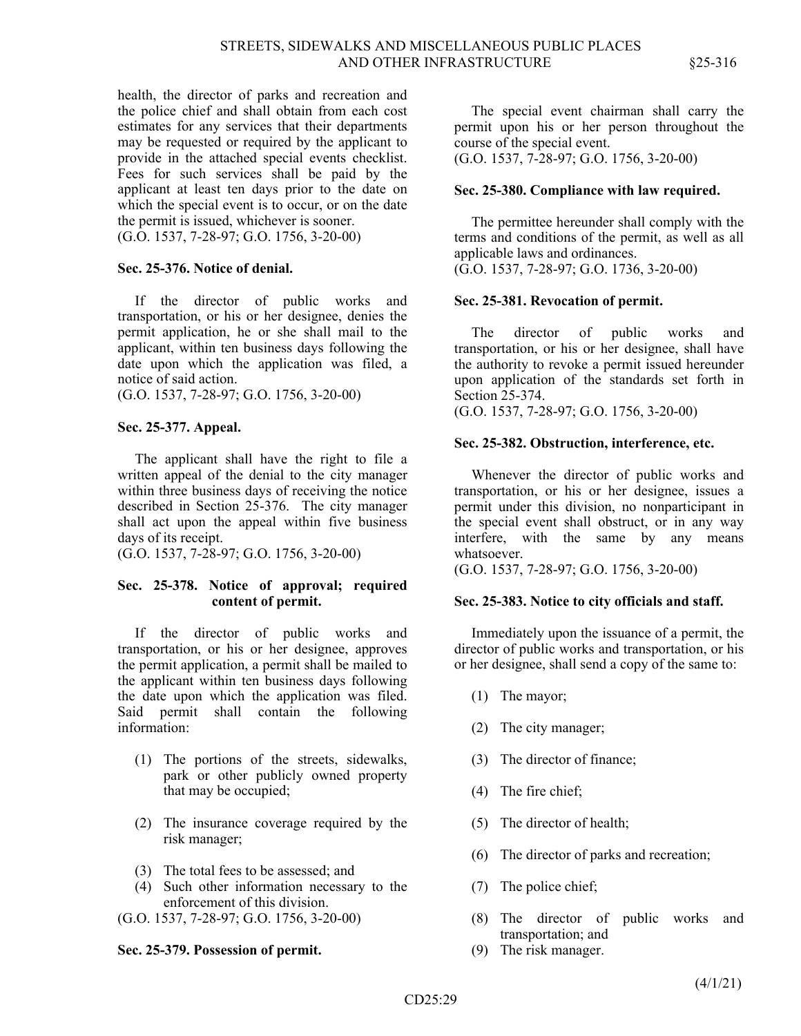health, the director of parks and recreation and the police chief and shall obtain from each cost estimates for any services that their departments may be requested or required by the applicant to provide in the attached special events checklist. Fees for such services shall be paid by the applicant at least ten days prior to the date on which the special event is to occur, or on the date the permit is issued, whichever is sooner.
(G.O. 1537, 7-28-97; G.O. 1756, 3-20-00)

**Sec. 25-376. Notice of denial.**

If the director of public works and transportation, or his or her designee, denies the permit application, he or she shall mail to the applicant, within ten business days following the date upon which the application was filed, a notice of said action.
(G.O. 1537, 7-28-97; G.O. 1756, 3-20-00)

**Sec. 25-377. Appeal.**

The applicant shall have the right to file a written appeal of the denial to the city manager within three business days of receiving the notice described in Section 25-376. The city manager shall act upon the appeal within five business days of its receipt.
(G.O. 1537, 7-28-97; G.O. 1756, 3-20-00)

**Sec. 25-378. Notice of approval; required content of permit.**

If the director of public works and transportation, or his or her designee, approves the permit application, a permit shall be mailed to the applicant within ten business days following the date upon which the application was filed. Said permit shall contain the following information:

(1) The portions of the streets, sidewalks, park or other publicly owned property that may be occupied;

(2) The insurance coverage required by the risk manager;

(3) The total fees to be assessed; and

(4) Such other information necessary to the enforcement of this division.

(G.O. 1537, 7-28-97; G.O. 1756, 3-20-00)

**Sec. 25-379. Possession of permit.**

The special event chairman shall carry the permit upon his or her person throughout the course of the special event.
(G.O. 1537, 7-28-97; G.O. 1756, 3-20-00)

**Sec. 25-380. Compliance with law required.**

The permittee hereunder shall comply with the terms and conditions of the permit, as well as all applicable laws and ordinances.
(G.O. 1537, 7-28-97; G.O. 1736, 3-20-00)

**Sec. 25-381. Revocation of permit.**

The director of public works and transportation, or his or her designee, shall have the authority to revoke a permit issued hereunder upon application of the standards set forth in Section 25-374.
(G.O. 1537, 7-28-97; G.O. 1756, 3-20-00)

**Sec. 25-382. Obstruction, interference, etc.**

Whenever the director of public works and transportation, or his or her designee, issues a permit under this division, no nonparticipant in the special event shall obstruct, or in any way interfere, with the same by any means whatsoever.
(G.O. 1537, 7-28-97; G.O. 1756, 3-20-00)

**Sec. 25-383. Notice to city officials and staff.**

Immediately upon the issuance of a permit, the director of public works and transportation, or his or her designee, shall send a copy of the same to:

(1) The mayor;

(2) The city manager;

(3) The director of finance;

(4) The fire chief;

(5) The director of health;

(6) The director of parks and recreation;

(7) The police chief;

(8) The director of public works and transportation; and

(9) The risk manager.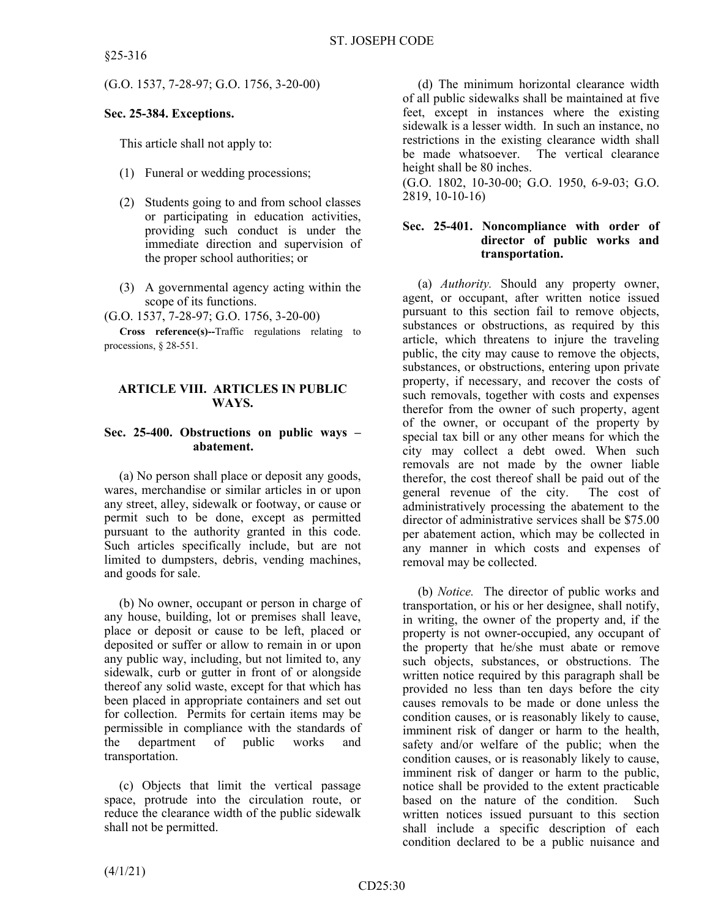(G.O. 1537, 7-28-97; G.O. 1756, 3-20-00)

**Sec. 25-384. Exceptions.**

This article shall not apply to:

(1) Funeral or wedding processions;

(2) Students going to and from school classes or participating in education activities, providing such conduct is under the immediate direction and supervision of the proper school authorities; or

(3) A governmental agency acting within the scope of its functions.

(G.O. 1537, 7-28-97; G.O. 1756, 3-20-00)

**Cross reference(s)--**Traffic regulations relating to processions, § 28-551.

## ARTICLE VIII. ARTICLES IN PUBLIC WAYS.

**Sec. 25-400. Obstructions on public ways – abatement.**

(a) No person shall place or deposit any goods, wares, merchandise or similar articles in or upon any street, alley, sidewalk or footway, or cause or permit such to be done, except as permitted pursuant to the authority granted in this code. Such articles specifically include, but are not limited to dumpsters, debris, vending machines, and goods for sale.

(b) No owner, occupant or person in charge of any house, building, lot or premises shall leave, place or deposit or cause to be left, placed or deposited or suffer or allow to remain in or upon any public way, including, but not limited to, any sidewalk, curb or gutter in front of or alongside thereof any solid waste, except for that which has been placed in appropriate containers and set out for collection. Permits for certain items may be permissible in compliance with the standards of the department of public works and transportation.

(c) Objects that limit the vertical passage space, protrude into the circulation route, or reduce the clearance width of the public sidewalk shall not be permitted.

(d) The minimum horizontal clearance width of all public sidewalks shall be maintained at five feet, except in instances where the existing sidewalk is a lesser width. In such an instance, no restrictions in the existing clearance width shall be made whatsoever. The vertical clearance height shall be 80 inches.

(G.O. 1802, 10-30-00; G.O. 1950, 6-9-03; G.O. 2819, 10-10-16)

**Sec. 25-401. Noncompliance with order of director of public works and transportation.**

(a) *Authority.* Should any property owner, agent, or occupant, after written notice issued pursuant to this section fail to remove objects, substances or obstructions, as required by this article, which threatens to injure the traveling public, the city may cause to remove the objects, substances, or obstructions, entering upon private property, if necessary, and recover the costs of such removals, together with costs and expenses therefor from the owner of such property, agent of the owner, or occupant of the property by special tax bill or any other means for which the city may collect a debt owed. When such removals are not made by the owner liable therefor, the cost thereof shall be paid out of the general revenue of the city. The cost of administratively processing the abatement to the director of administrative services shall be $75.00 per abatement action, which may be collected in any manner in which costs and expenses of removal may be collected.

(b) *Notice.* The director of public works and transportation, or his or her designee, shall notify, in writing, the owner of the property and, if the property is not owner-occupied, any occupant of the property that he/she must abate or remove such objects, substances, or obstructions. The written notice required by this paragraph shall be provided no less than ten days before the city causes removals to be made or done unless the condition causes, or is reasonably likely to cause, imminent risk of danger or harm to the health, safety and/or welfare of the public; when the condition causes, or is reasonably likely to cause, imminent risk of danger or harm to the public, notice shall be provided to the extent practicable based on the nature of the condition. Such written notices issued pursuant to this section shall include a specific description of each condition declared to be a public nuisance and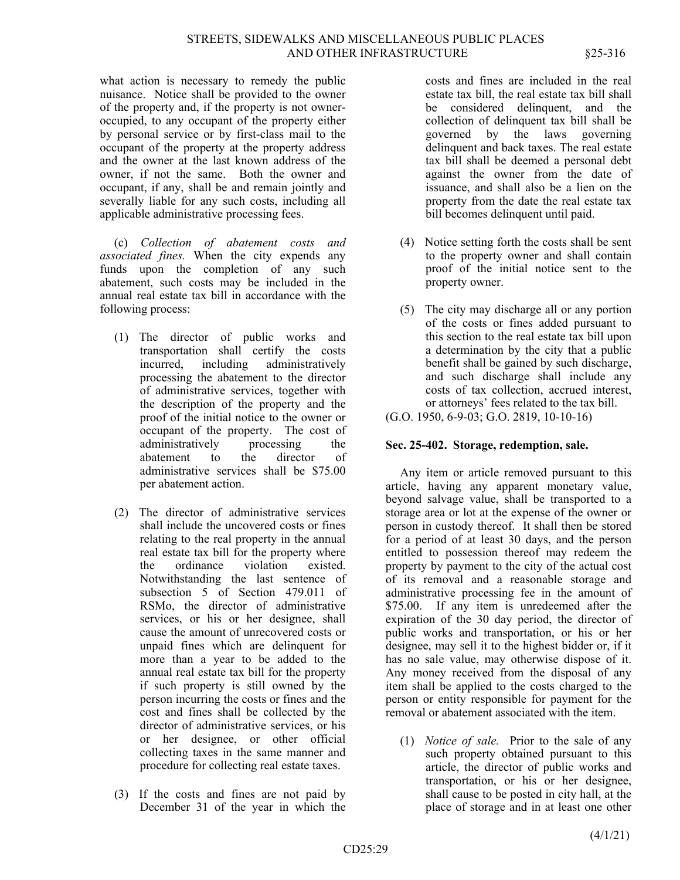what action is necessary to remedy the public nuisance. Notice shall be provided to the owner of the property and, if the property is not owner-occupied, to any occupant of the property either by personal service or by first-class mail to the occupant of the property at the property address and the owner at the last known address of the owner, if not the same. Both the owner and occupant, if any, shall be and remain jointly and severally liable for any such costs, including all applicable administrative processing fees.

(c) *Collection of abatement costs and associated fines.* When the city expends any funds upon the completion of any such abatement, such costs may be included in the annual real estate tax bill in accordance with the following process:

(1) The director of public works and transportation shall certify the costs incurred, including administratively processing the abatement to the director of administrative services, together with the description of the property and the proof of the initial notice to the owner or occupant of the property. The cost of administratively processing the abatement to the director of administrative services shall be $75.00 per abatement action.

(2) The director of administrative services shall include the uncovered costs or fines relating to the real property in the annual real estate tax bill for the property where the ordinance violation existed. Notwithstanding the last sentence of subsection 5 of Section 479.011 of RSMo, the director of administrative services, or his or her designee, shall cause the amount of unrecovered costs or unpaid fines which are delinquent for more than a year to be added to the annual real estate tax bill for the property if such property is still owned by the person incurring the costs or fines and the cost and fines shall be collected by the director of administrative services, or his or her designee, or other official collecting taxes in the same manner and procedure for collecting real estate taxes.

(3) If the costs and fines are not paid by December 31 of the year in which the costs and fines are included in the real estate tax bill, the real estate tax bill shall be considered delinquent, and the collection of delinquent tax bill shall be governed by the laws governing delinquent and back taxes. The real estate tax bill shall be deemed a personal debt against the owner from the date of issuance, and shall also be a lien on the property from the date the real estate tax bill becomes delinquent until paid.

(4) Notice setting forth the costs shall be sent to the property owner and shall contain proof of the initial notice sent to the property owner.

(5) The city may discharge all or any portion of the costs or fines added pursuant to this section to the real estate tax bill upon a determination by the city that a public benefit shall be gained by such discharge, and such discharge shall include any costs of tax collection, accrued interest, or attorneys' fees related to the tax bill.

(G.O. 1950, 6-9-03; G.O. 2819, 10-10-16)

**Sec. 25-402. Storage, redemption, sale.**

Any item or article removed pursuant to this article, having any apparent monetary value, beyond salvage value, shall be transported to a storage area or lot at the expense of the owner or person in custody thereof. It shall then be stored for a period of at least 30 days, and the person entitled to possession thereof may redeem the property by payment to the city of the actual cost of its removal and a reasonable storage and administrative processing fee in the amount of $75.00. If any item is unredeemed after the expiration of the 30 day period, the director of public works and transportation, or his or her designee, may sell it to the highest bidder or, if it has no sale value, may otherwise dispose of it. Any money received from the disposal of any item shall be applied to the costs charged to the person or entity responsible for payment for the removal or abatement associated with the item.

(1) *Notice of sale.* Prior to the sale of any such property obtained pursuant to this article, the director of public works and transportation, or his or her designee, shall cause to be posted in city hall, at the place of storage and in at least one other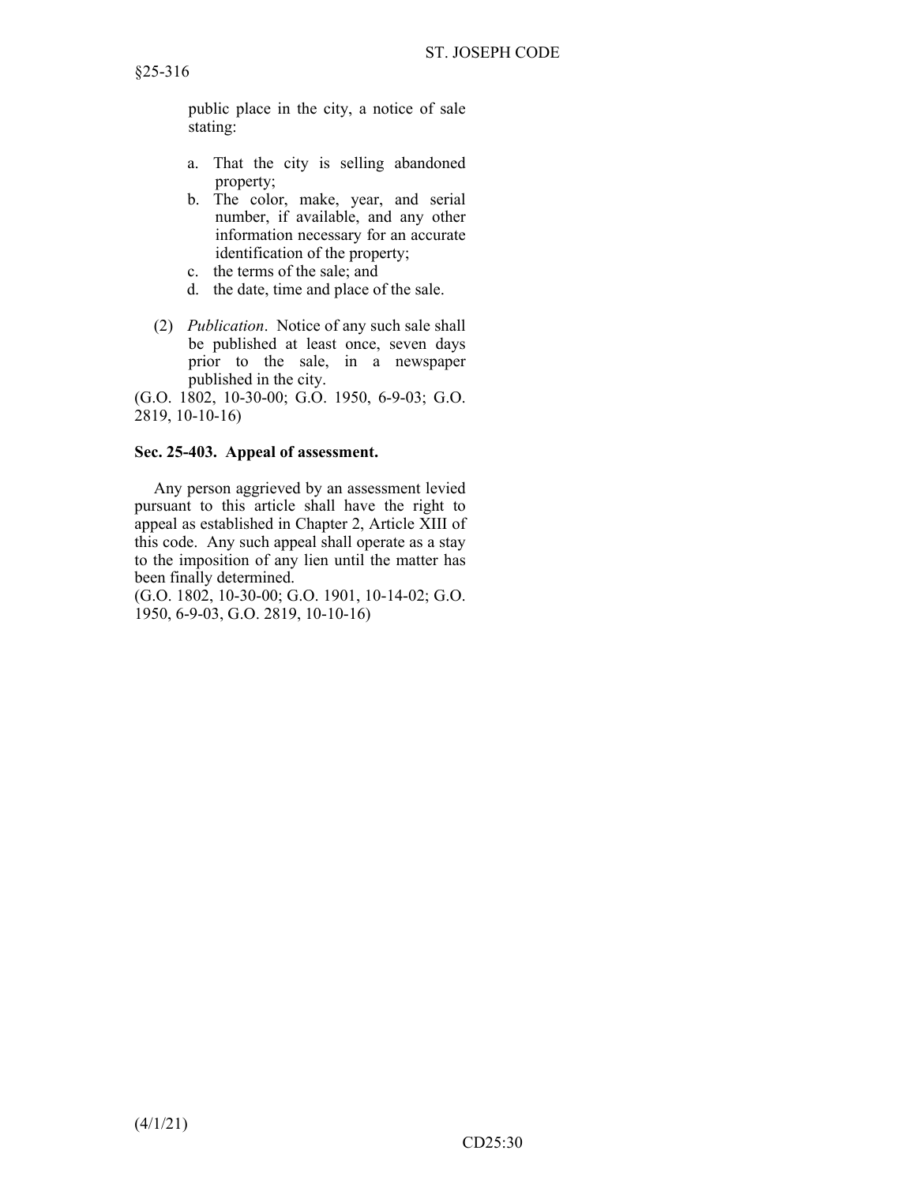public place in the city, a notice of sale stating:

a. That the city is selling abandoned property;
b. The color, make, year, and serial number, if available, and any other information necessary for an accurate identification of the property;
c. the terms of the sale; and
d. the date, time and place of the sale.

(2) *Publication*. Notice of any such sale shall be published at least once, seven days prior to the sale, in a newspaper published in the city.

(G.O. 1802, 10-30-00; G.O. 1950, 6-9-03; G.O. 2819, 10-10-16)

**Sec. 25-403. Appeal of assessment.**

Any person aggrieved by an assessment levied pursuant to this article shall have the right to appeal as established in Chapter 2, Article XIII of this code. Any such appeal shall operate as a stay to the imposition of any lien until the matter has been finally determined.

(G.O. 1802, 10-30-00; G.O. 1901, 10-14-02; G.O. 1950, 6-9-03, G.O. 2819, 10-10-16)